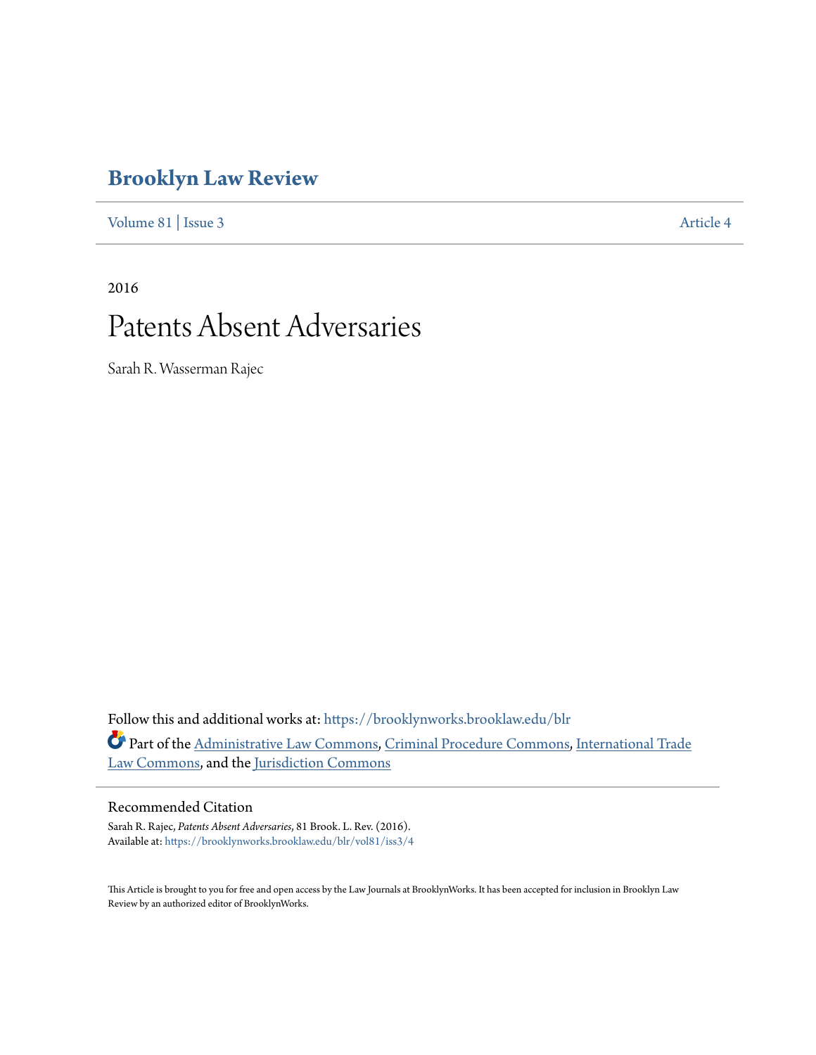# Brooklyn Law Review

Volume 81 | Issue 3 Article 4

2016

# Patents Absent Adversaries

Sarah R. Wasserman Rajec

Follow this and additional works at: https://brooklynworks.brooklaw.edu/blr

Part of the Administrative Law Commons, Criminal Procedure Commons, International Trade Law Commons, and the Jurisdiction Commons

## Recommended Citation

Sarah R. Rajec, *Patents Absent Adversaries*, 81 Brook. L. Rev. (2016).
Available at: https://brooklynworks.brooklaw.edu/blr/vol81/iss3/4

This Article is brought to you for free and open access by the Law Journals at BrooklynWorks. It has been accepted for inclusion in Brooklyn Law Review by an authorized editor of BrooklynWorks.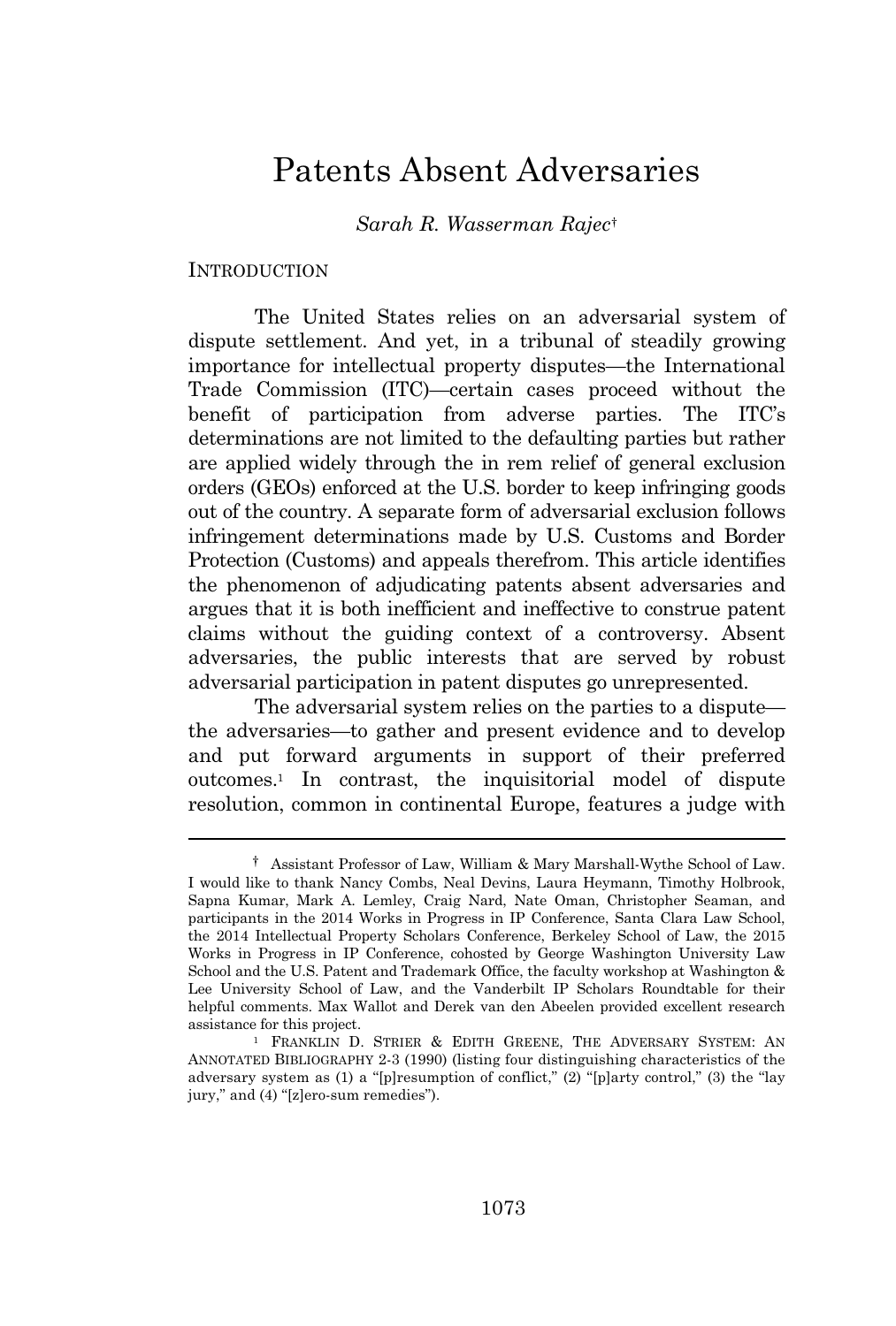# Patents Absent Adversaries

*Sarah R. Wasserman Rajec*[†]

INTRODUCTION

The United States relies on an adversarial system of dispute settlement. And yet, in a tribunal of steadily growing importance for intellectual property disputes—the International Trade Commission (ITC)—certain cases proceed without the benefit of participation from adverse parties. The ITC's determinations are not limited to the defaulting parties but rather are applied widely through the in rem relief of general exclusion orders (GEOs) enforced at the U.S. border to keep infringing goods out of the country. A separate form of adversarial exclusion follows infringement determinations made by U.S. Customs and Border Protection (Customs) and appeals therefrom. This article identifies the phenomenon of adjudicating patents absent adversaries and argues that it is both inefficient and ineffective to construe patent claims without the guiding context of a controversy. Absent adversaries, the public interests that are served by robust adversarial participation in patent disputes go unrepresented.

The adversarial system relies on the parties to a dispute—the adversaries—to gather and present evidence and to develop and put forward arguments in support of their preferred outcomes.[1] In contrast, the inquisitorial model of dispute resolution, common in continental Europe, features a judge with

---

[†] Assistant Professor of Law, William & Mary Marshall-Wythe School of Law. I would like to thank Nancy Combs, Neal Devins, Laura Heymann, Timothy Holbrook, Sapna Kumar, Mark A. Lemley, Craig Nard, Nate Oman, Christopher Seaman, and participants in the 2014 Works in Progress in IP Conference, Santa Clara Law School, the 2014 Intellectual Property Scholars Conference, Berkeley School of Law, the 2015 Works in Progress in IP Conference, cohosted by George Washington University Law School and the U.S. Patent and Trademark Office, the faculty workshop at Washington & Lee University School of Law, and the Vanderbilt IP Scholars Roundtable for their helpful comments. Max Wallot and Derek van den Abeelen provided excellent research assistance for this project.

[1] FRANKLIN D. STRIER & EDITH GREENE, THE ADVERSARY SYSTEM: AN ANNOTATED BIBLIOGRAPHY 2-3 (1990) (listing four distinguishing characteristics of the adversary system as (1) a "[p]resumption of conflict," (2) "[p]arty control," (3) the "lay jury," and (4) "[z]ero-sum remedies").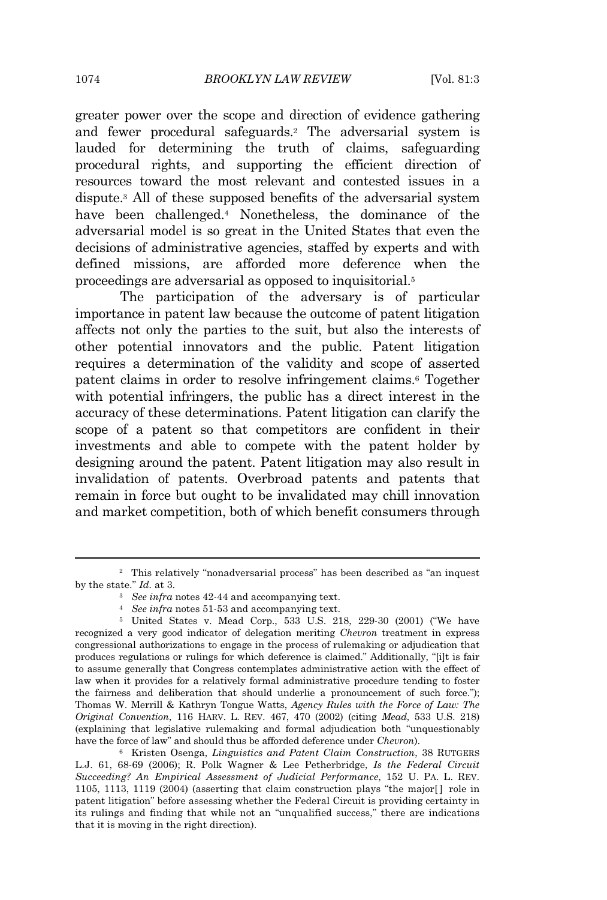greater power over the scope and direction of evidence gathering and fewer procedural safeguards.[2] The adversarial system is lauded for determining the truth of claims, safeguarding procedural rights, and supporting the efficient direction of resources toward the most relevant and contested issues in a dispute.[3] All of these supposed benefits of the adversarial system have been challenged.[4] Nonetheless, the dominance of the adversarial model is so great in the United States that even the decisions of administrative agencies, staffed by experts and with defined missions, are afforded more deference when the proceedings are adversarial as opposed to inquisitorial.[5]

The participation of the adversary is of particular importance in patent law because the outcome of patent litigation affects not only the parties to the suit, but also the interests of other potential innovators and the public. Patent litigation requires a determination of the validity and scope of asserted patent claims in order to resolve infringement claims.[6] Together with potential infringers, the public has a direct interest in the accuracy of these determinations. Patent litigation can clarify the scope of a patent so that competitors are confident in their investments and able to compete with the patent holder by designing around the patent. Patent litigation may also result in invalidation of patents. Overbroad patents and patents that remain in force but ought to be invalidated may chill innovation and market competition, both of which benefit consumers through

---

[2] This relatively "nonadversarial process" has been described as "an inquest by the state." *Id.* at 3.

[3] *See infra* notes 42-44 and accompanying text.

[4] *See infra* notes 51-53 and accompanying text.

[5] United States v. Mead Corp., 533 U.S. 218, 229-30 (2001) ("We have recognized a very good indicator of delegation meriting *Chevron* treatment in express congressional authorizations to engage in the process of rulemaking or adjudication that produces regulations or rulings for which deference is claimed." Additionally, "[i]t is fair to assume generally that Congress contemplates administrative action with the effect of law when it provides for a relatively formal administrative procedure tending to foster the fairness and deliberation that should underlie a pronouncement of such force."); Thomas W. Merrill & Kathryn Tongue Watts, *Agency Rules with the Force of Law: The Original Convention*, 116 HARV. L. REV. 467, 470 (2002) (citing *Mead*, 533 U.S. 218) (explaining that legislative rulemaking and formal adjudication both "unquestionably have the force of law" and should thus be afforded deference under *Chevron*).

[6] Kristen Osenga, *Linguistics and Patent Claim Construction*, 38 RUTGERS L.J. 61, 68-69 (2006); R. Polk Wagner & Lee Petherbridge, *Is the Federal Circuit Succeeding? An Empirical Assessment of Judicial Performance*, 152 U. PA. L. REV. 1105, 1113, 1119 (2004) (asserting that claim construction plays "the major[ ] role in patent litigation" before assessing whether the Federal Circuit is providing certainty in its rulings and finding that while not an "unqualified success," there are indications that it is moving in the right direction).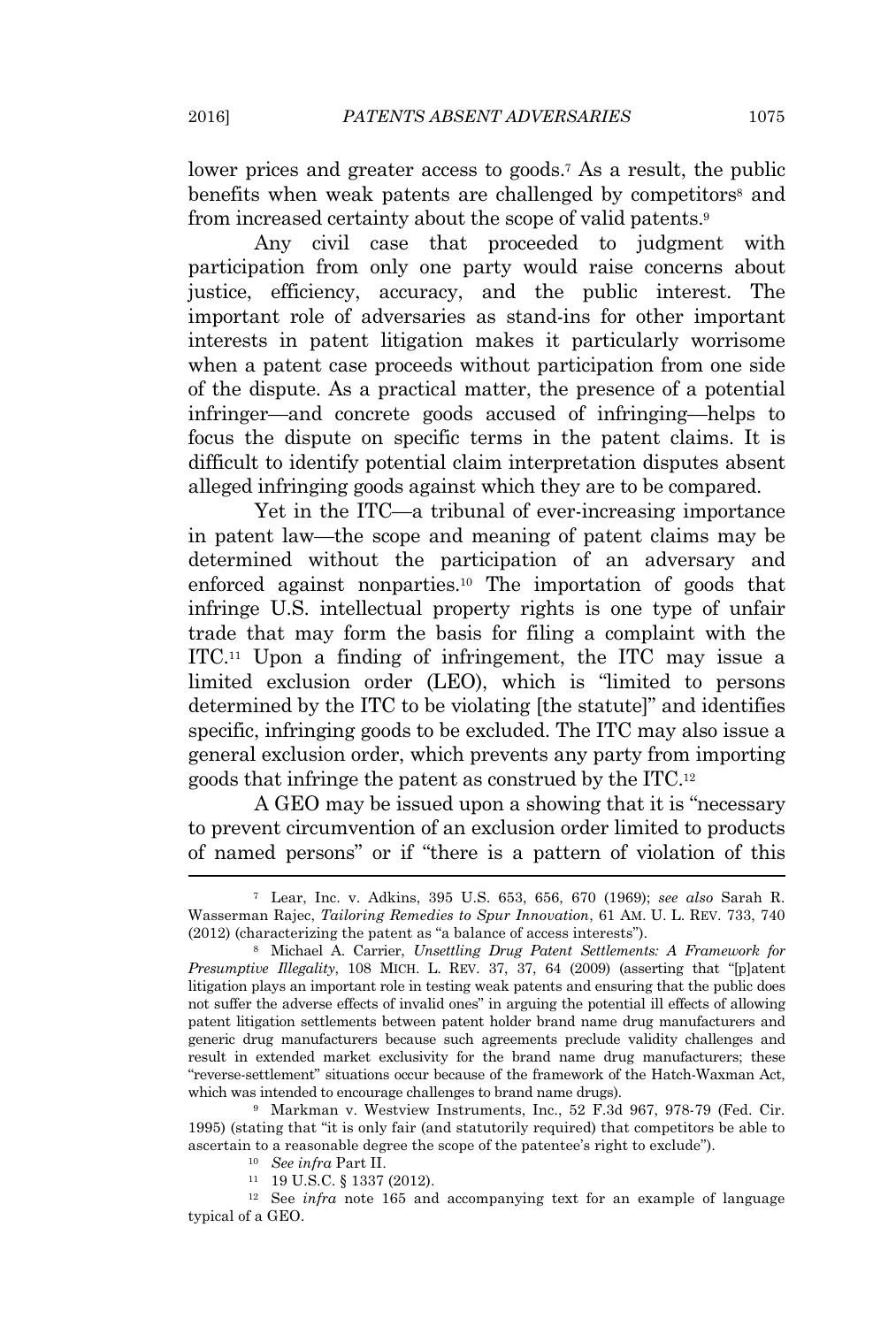lower prices and greater access to goods.[7] As a result, the public benefits when weak patents are challenged by competitors[8] and from increased certainty about the scope of valid patents.[9]

Any civil case that proceeded to judgment with participation from only one party would raise concerns about justice, efficiency, accuracy, and the public interest. The important role of adversaries as stand-ins for other important interests in patent litigation makes it particularly worrisome when a patent case proceeds without participation from one side of the dispute. As a practical matter, the presence of a potential infringer—and concrete goods accused of infringing—helps to focus the dispute on specific terms in the patent claims. It is difficult to identify potential claim interpretation disputes absent alleged infringing goods against which they are to be compared.

Yet in the ITC—a tribunal of ever-increasing importance in patent law—the scope and meaning of patent claims may be determined without the participation of an adversary and enforced against nonparties.[10] The importation of goods that infringe U.S. intellectual property rights is one type of unfair trade that may form the basis for filing a complaint with the ITC.[11] Upon a finding of infringement, the ITC may issue a limited exclusion order (LEO), which is "limited to persons determined by the ITC to be violating [the statute]" and identifies specific, infringing goods to be excluded. The ITC may also issue a general exclusion order, which prevents any party from importing goods that infringe the patent as construed by the ITC.[12]

A GEO may be issued upon a showing that it is "necessary to prevent circumvention of an exclusion order limited to products of named persons" or if "there is a pattern of violation of this

---

[7] Lear, Inc. v. Adkins, 395 U.S. 653, 656, 670 (1969); *see also* Sarah R. Wasserman Rajec, *Tailoring Remedies to Spur Innovation*, 61 AM. U. L. REV. 733, 740 (2012) (characterizing the patent as "a balance of access interests").

[8] Michael A. Carrier, *Unsettling Drug Patent Settlements: A Framework for Presumptive Illegality*, 108 MICH. L. REV. 37, 37, 64 (2009) (asserting that "[p]atent litigation plays an important role in testing weak patents and ensuring that the public does not suffer the adverse effects of invalid ones" in arguing the potential ill effects of allowing patent litigation settlements between patent holder brand name drug manufacturers and generic drug manufacturers because such agreements preclude validity challenges and result in extended market exclusivity for the brand name drug manufacturers; these "reverse-settlement" situations occur because of the framework of the Hatch-Waxman Act, which was intended to encourage challenges to brand name drugs).

[9] Markman v. Westview Instruments, Inc., 52 F.3d 967, 978-79 (Fed. Cir. 1995) (stating that "it is only fair (and statutorily required) that competitors be able to ascertain to a reasonable degree the scope of the patentee's right to exclude").

[10] *See infra* Part II.

[11] 19 U.S.C. § 1337 (2012).

[12] See *infra* note 165 and accompanying text for an example of language typical of a GEO.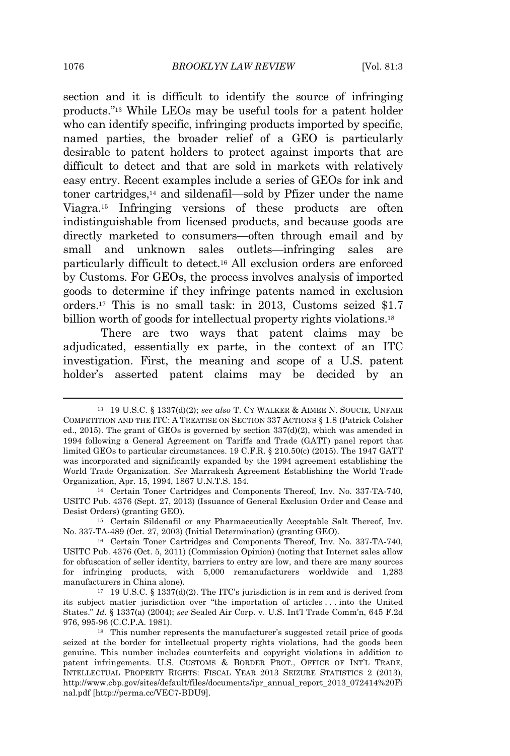section and it is difficult to identify the source of infringing products."[13] While LEOs may be useful tools for a patent holder who can identify specific, infringing products imported by specific, named parties, the broader relief of a GEO is particularly desirable to patent holders to protect against imports that are difficult to detect and that are sold in markets with relatively easy entry. Recent examples include a series of GEOs for ink and toner cartridges,[14] and sildenafil—sold by Pfizer under the name Viagra.[15] Infringing versions of these products are often indistinguishable from licensed products, and because goods are directly marketed to consumers—often through email and by small and unknown sales outlets—infringing sales are particularly difficult to detect.[16] All exclusion orders are enforced by Customs. For GEOs, the process involves analysis of imported goods to determine if they infringe patents named in exclusion orders.[17] This is no small task: in 2013, Customs seized $1.7 billion worth of goods for intellectual property rights violations.[18]

There are two ways that patent claims may be adjudicated, essentially ex parte, in the context of an ITC investigation. First, the meaning and scope of a U.S. patent holder's asserted patent claims may be decided by an

---

[13] 19 U.S.C. § 1337(d)(2); *see also* T. CY WALKER & AIMEE N. SOUCIE, UNFAIR COMPETITION AND THE ITC: A TREATISE ON SECTION 337 ACTIONS § 1.8 (Patrick Colsher ed., 2015). The grant of GEOs is governed by section 337(d)(2), which was amended in 1994 following a General Agreement on Tariffs and Trade (GATT) panel report that limited GEOs to particular circumstances. 19 C.F.R. § 210.50(c) (2015). The 1947 GATT was incorporated and significantly expanded by the 1994 agreement establishing the World Trade Organization. *See* Marrakesh Agreement Establishing the World Trade Organization, Apr. 15, 1994, 1867 U.N.T.S. 154.

[14] Certain Toner Cartridges and Components Thereof, Inv. No. 337-TA-740, USITC Pub. 4376 (Sept. 27, 2013) (Issuance of General Exclusion Order and Cease and Desist Orders) (granting GEO).

[15] Certain Sildenafil or any Pharmaceutically Acceptable Salt Thereof, Inv. No. 337-TA-489 (Oct. 27, 2003) (Initial Determination) (granting GEO).

[16] Certain Toner Cartridges and Components Thereof, Inv. No. 337-TA-740, USITC Pub. 4376 (Oct. 5, 2011) (Commission Opinion) (noting that Internet sales allow for obfuscation of seller identity, barriers to entry are low, and there are many sources for infringing products, with 5,000 remanufacturers worldwide and 1,283 manufacturers in China alone).

[17] 19 U.S.C. § 1337(d)(2). The ITC's jurisdiction is in rem and is derived from its subject matter jurisdiction over "the importation of articles . . . into the United States." *Id.* § 1337(a) (2004); *see* Sealed Air Corp. v. U.S. Int'l Trade Comm'n, 645 F.2d 976, 995-96 (C.C.P.A. 1981).

[18] This number represents the manufacturer's suggested retail price of goods seized at the border for intellectual property rights violations, had the goods been genuine. This number includes counterfeits and copyright violations in addition to patent infringements. U.S. CUSTOMS & BORDER PROT., OFFICE OF INT'L TRADE, INTELLECTUAL PROPERTY RIGHTS: FISCAL YEAR 2013 SEIZURE STATISTICS 2 (2013), http://www.cbp.gov/sites/default/files/documents/ipr_annual_report_2013_072414%20Final.pdf [http://perma.cc/VEC7-BDU9].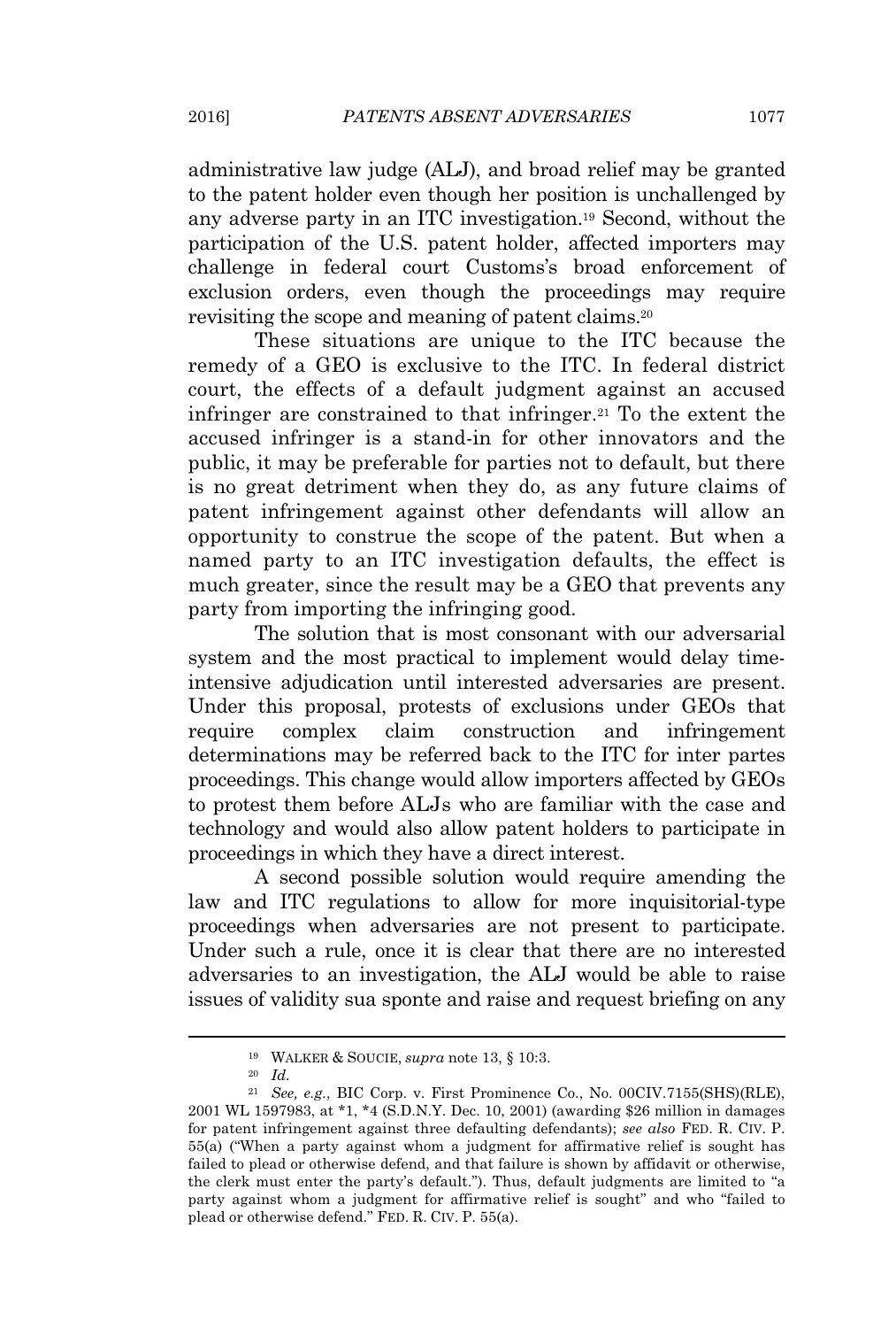administrative law judge (ALJ), and broad relief may be granted to the patent holder even though her position is unchallenged by any adverse party in an ITC investigation.[19] Second, without the participation of the U.S. patent holder, affected importers may challenge in federal court Customs's broad enforcement of exclusion orders, even though the proceedings may require revisiting the scope and meaning of patent claims.[20]

These situations are unique to the ITC because the remedy of a GEO is exclusive to the ITC. In federal district court, the effects of a default judgment against an accused infringer are constrained to that infringer.[21] To the extent the accused infringer is a stand-in for other innovators and the public, it may be preferable for parties not to default, but there is no great detriment when they do, as any future claims of patent infringement against other defendants will allow an opportunity to construe the scope of the patent. But when a named party to an ITC investigation defaults, the effect is much greater, since the result may be a GEO that prevents any party from importing the infringing good.

The solution that is most consonant with our adversarial system and the most practical to implement would delay time-intensive adjudication until interested adversaries are present. Under this proposal, protests of exclusions under GEOs that require complex claim construction and infringement determinations may be referred back to the ITC for inter partes proceedings. This change would allow importers affected by GEOs to protest them before ALJs who are familiar with the case and technology and would also allow patent holders to participate in proceedings in which they have a direct interest.

A second possible solution would require amending the law and ITC regulations to allow for more inquisitorial-type proceedings when adversaries are not present to participate. Under such a rule, once it is clear that there are no interested adversaries to an investigation, the ALJ would be able to raise issues of validity sua sponte and raise and request briefing on any

---

[19] WALKER & SOUCIE, *supra* note 13, § 10:3.

[20] *Id.*

[21] *See, e.g.*, BIC Corp. v. First Prominence Co., No. 00CIV.7155(SHS)(RLE), 2001 WL 1597983, at *1, *4 (S.D.N.Y. Dec. 10, 2001) (awarding $26 million in damages for patent infringement against three defaulting defendants); *see also* FED. R. CIV. P. 55(a) ("When a party against whom a judgment for affirmative relief is sought has failed to plead or otherwise defend, and that failure is shown by affidavit or otherwise, the clerk must enter the party's default."). Thus, default judgments are limited to "a party against whom a judgment for affirmative relief is sought" and who "failed to plead or otherwise defend." FED. R. CIV. P. 55(a).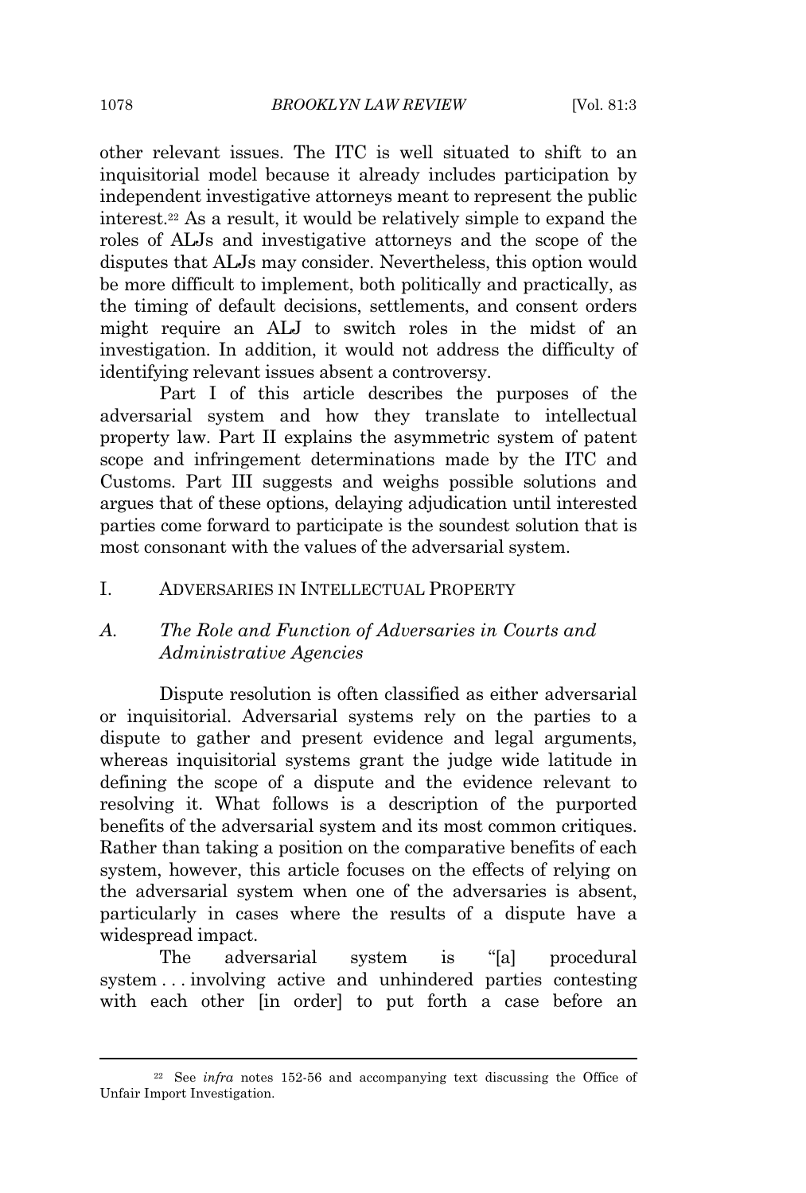other relevant issues. The ITC is well situated to shift to an inquisitorial model because it already includes participation by independent investigative attorneys meant to represent the public interest.[22] As a result, it would be relatively simple to expand the roles of ALJs and investigative attorneys and the scope of the disputes that ALJs may consider. Nevertheless, this option would be more difficult to implement, both politically and practically, as the timing of default decisions, settlements, and consent orders might require an ALJ to switch roles in the midst of an investigation. In addition, it would not address the difficulty of identifying relevant issues absent a controversy.

Part I of this article describes the purposes of the adversarial system and how they translate to intellectual property law. Part II explains the asymmetric system of patent scope and infringement determinations made by the ITC and Customs. Part III suggests and weighs possible solutions and argues that of these options, delaying adjudication until interested parties come forward to participate is the soundest solution that is most consonant with the values of the adversarial system.

## I. ADVERSARIES IN INTELLECTUAL PROPERTY

### A. *The Role and Function of Adversaries in Courts and Administrative Agencies*

Dispute resolution is often classified as either adversarial or inquisitorial. Adversarial systems rely on the parties to a dispute to gather and present evidence and legal arguments, whereas inquisitorial systems grant the judge wide latitude in defining the scope of a dispute and the evidence relevant to resolving it. What follows is a description of the purported benefits of the adversarial system and its most common critiques. Rather than taking a position on the comparative benefits of each system, however, this article focuses on the effects of relying on the adversarial system when one of the adversaries is absent, particularly in cases where the results of a dispute have a widespread impact.

The adversarial system is "[a] procedural system . . . involving active and unhindered parties contesting with each other [in order] to put forth a case before an

---

[22] See *infra* notes 152-56 and accompanying text discussing the Office of Unfair Import Investigation.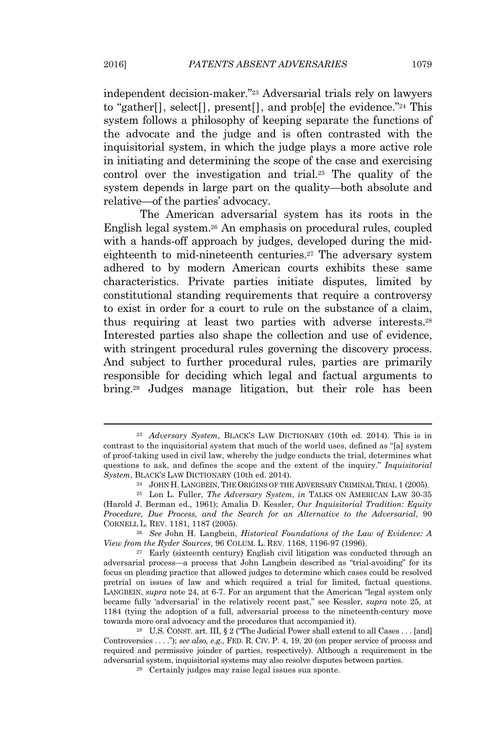independent decision-maker."[23] Adversarial trials rely on lawyers to "gather[], select[], present[], and prob[e] the evidence."[24] This system follows a philosophy of keeping separate the functions of the advocate and the judge and is often contrasted with the inquisitorial system, in which the judge plays a more active role in initiating and determining the scope of the case and exercising control over the investigation and trial.[25] The quality of the system depends in large part on the quality—both absolute and relative—of the parties' advocacy.

The American adversarial system has its roots in the English legal system.[26] An emphasis on procedural rules, coupled with a hands-off approach by judges, developed during the mid-eighteenth to mid-nineteenth centuries.[27] The adversary system adhered to by modern American courts exhibits these same characteristics. Private parties initiate disputes, limited by constitutional standing requirements that require a controversy to exist in order for a court to rule on the substance of a claim, thus requiring at least two parties with adverse interests.[28] Interested parties also shape the collection and use of evidence, with stringent procedural rules governing the discovery process. And subject to further procedural rules, parties are primarily responsible for deciding which legal and factual arguments to bring.[29] Judges manage litigation, but their role has been

---

[23] *Adversary System*, BLACK'S LAW DICTIONARY (10th ed. 2014). This is in contrast to the inquisitorial system that much of the world uses, defined as "[a] system of proof-taking used in civil law, whereby the judge conducts the trial, determines what questions to ask, and defines the scope and the extent of the inquiry." *Inquisitorial System*, BLACK'S LAW DICTIONARY (10th ed. 2014).

[24] JOHN H. LANGBEIN, THE ORIGINS OF THE ADVERSARY CRIMINAL TRIAL 1 (2005).

[25] Lon L. Fuller, *The Adversary System*, *in* TALKS ON AMERICAN LAW 30-35 (Harold J. Berman ed., 1961); Amalia D. Kessler, *Our Inquisitorial Tradition: Equity Procedure, Due Process, and the Search for an Alternative to the Adversarial*, 90 CORNELL L. REV. 1181, 1187 (2005).

[26] *See* John H. Langbein, *Historical Foundations of the Law of Evidence: A View from the Ryder Sources*, 96 COLUM. L. REV. 1168, 1196-97 (1996).

[27] Early (sixteenth century) English civil litigation was conducted through an adversarial process—a process that John Langbein described as "trial-avoiding" for its focus on pleading practice that allowed judges to determine which cases could be resolved pretrial on issues of law and which required a trial for limited, factual questions. LANGBEIN, *supra* note 24, at 6-7. For an argument that the American "legal system only became fully 'adversarial' in the relatively recent past," see Kessler, *supra* note 25, at 1184 (tying the adoption of a full, adversarial process to the nineteenth-century move towards more oral advocacy and the procedures that accompanied it).

[28] U.S. CONST. art. III, § 2 ("The Judicial Power shall extend to all Cases . . . [and] Controversies . . . ."); *see also, e.g.*, FED. R. CIV. P. 4, 19, 20 (on proper service of process and required and permissive joinder of parties, respectively). Although a requirement in the adversarial system, inquisitorial systems may also resolve disputes between parties.

[29] Certainly judges may raise legal issues sua sponte.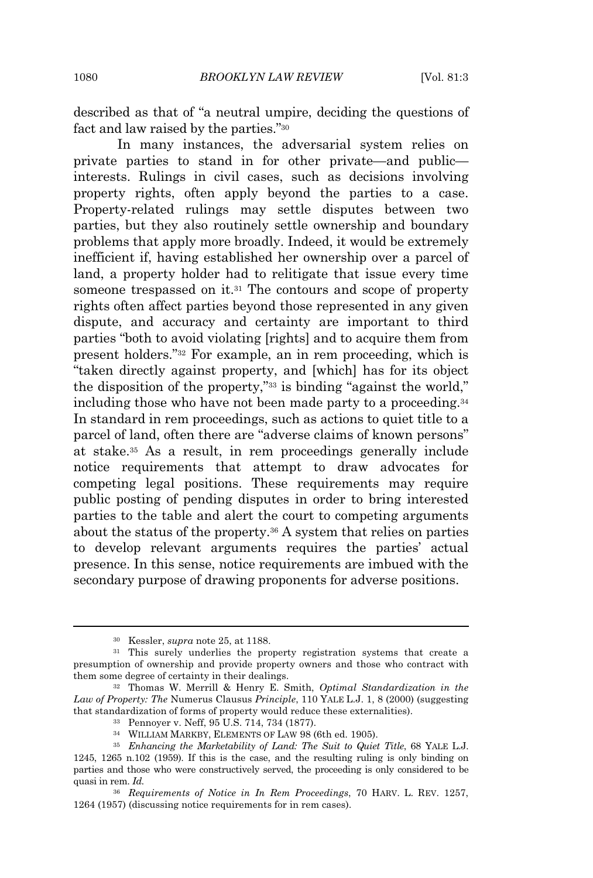described as that of "a neutral umpire, deciding the questions of fact and law raised by the parties."[30]

In many instances, the adversarial system relies on private parties to stand in for other private—and public—interests. Rulings in civil cases, such as decisions involving property rights, often apply beyond the parties to a case. Property-related rulings may settle disputes between two parties, but they also routinely settle ownership and boundary problems that apply more broadly. Indeed, it would be extremely inefficient if, having established her ownership over a parcel of land, a property holder had to relitigate that issue every time someone trespassed on it.[31] The contours and scope of property rights often affect parties beyond those represented in any given dispute, and accuracy and certainty are important to third parties "both to avoid violating [rights] and to acquire them from present holders."[32] For example, an in rem proceeding, which is "taken directly against property, and [which] has for its object the disposition of the property,"[33] is binding "against the world," including those who have not been made party to a proceeding.[34] In standard in rem proceedings, such as actions to quiet title to a parcel of land, often there are "adverse claims of known persons" at stake.[35] As a result, in rem proceedings generally include notice requirements that attempt to draw advocates for competing legal positions. These requirements may require public posting of pending disputes in order to bring interested parties to the table and alert the court to competing arguments about the status of the property.[36] A system that relies on parties to develop relevant arguments requires the parties' actual presence. In this sense, notice requirements are imbued with the secondary purpose of drawing proponents for adverse positions.

---

[30] Kessler, *supra* note 25, at 1188.

[31] This surely underlies the property registration systems that create a presumption of ownership and provide property owners and those who contract with them some degree of certainty in their dealings.

[32] Thomas W. Merrill & Henry E. Smith, *Optimal Standardization in the Law of Property: The* Numerus Clausus *Principle*, 110 YALE L.J. 1, 8 (2000) (suggesting that standardization of forms of property would reduce these externalities).

[33] Pennoyer v. Neff, 95 U.S. 714, 734 (1877).

[34] WILLIAM MARKBY, ELEMENTS OF LAW 98 (6th ed. 1905).

[35] *Enhancing the Marketability of Land: The Suit to Quiet Title*, 68 YALE L.J. 1245, 1265 n.102 (1959). If this is the case, and the resulting ruling is only binding on parties and those who were constructively served, the proceeding is only considered to be quasi in rem. *Id.*

[36] *Requirements of Notice in In Rem Proceedings*, 70 HARV. L. REV. 1257, 1264 (1957) (discussing notice requirements for in rem cases).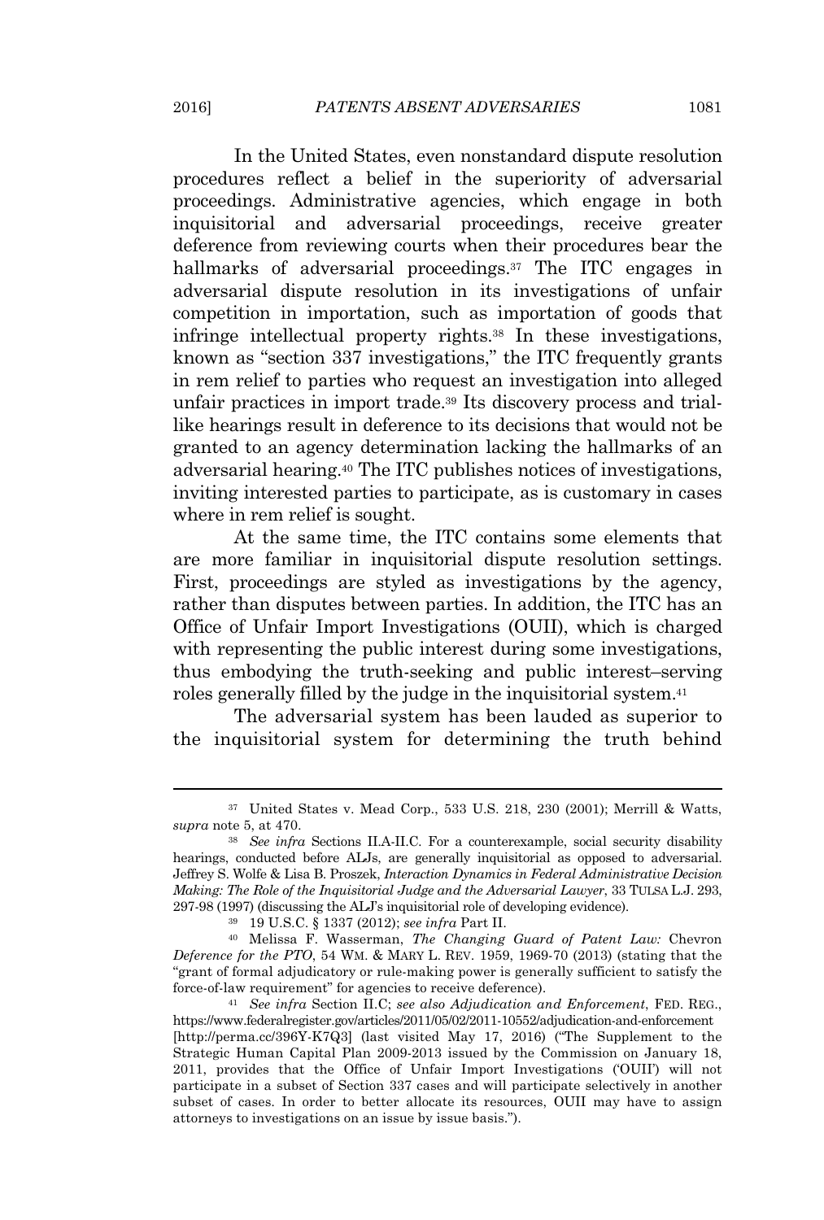In the United States, even nonstandard dispute resolution procedures reflect a belief in the superiority of adversarial proceedings. Administrative agencies, which engage in both inquisitorial and adversarial proceedings, receive greater deference from reviewing courts when their procedures bear the hallmarks of adversarial proceedings.[37] The ITC engages in adversarial dispute resolution in its investigations of unfair competition in importation, such as importation of goods that infringe intellectual property rights.[38] In these investigations, known as "section 337 investigations," the ITC frequently grants in rem relief to parties who request an investigation into alleged unfair practices in import trade.[39] Its discovery process and trial-like hearings result in deference to its decisions that would not be granted to an agency determination lacking the hallmarks of an adversarial hearing.[40] The ITC publishes notices of investigations, inviting interested parties to participate, as is customary in cases where in rem relief is sought.

At the same time, the ITC contains some elements that are more familiar in inquisitorial dispute resolution settings. First, proceedings are styled as investigations by the agency, rather than disputes between parties. In addition, the ITC has an Office of Unfair Import Investigations (OUII), which is charged with representing the public interest during some investigations, thus embodying the truth-seeking and public interest–serving roles generally filled by the judge in the inquisitorial system.[41]

The adversarial system has been lauded as superior to the inquisitorial system for determining the truth behind

---

[37] United States v. Mead Corp., 533 U.S. 218, 230 (2001); Merrill & Watts, *supra* note 5, at 470.

[38] *See infra* Sections II.A-II.C. For a counterexample, social security disability hearings, conducted before ALJs, are generally inquisitorial as opposed to adversarial. Jeffrey S. Wolfe & Lisa B. Proszek, *Interaction Dynamics in Federal Administrative Decision Making: The Role of the Inquisitorial Judge and the Adversarial Lawyer*, 33 TULSA L.J. 293, 297-98 (1997) (discussing the ALJ's inquisitorial role of developing evidence).

[39] 19 U.S.C. § 1337 (2012); *see infra* Part II.

[40] Melissa F. Wasserman, *The Changing Guard of Patent Law:* Chevron *Deference for the PTO*, 54 WM. & MARY L. REV. 1959, 1969-70 (2013) (stating that the "grant of formal adjudicatory or rule-making power is generally sufficient to satisfy the force-of-law requirement" for agencies to receive deference).

[41] *See infra* Section II.C; *see also Adjudication and Enforcement*, FED. REG., https://www.federalregister.gov/articles/2011/05/02/2011-10552/adjudication-and-enforcement [http://perma.cc/396Y-K7Q3] (last visited May 17, 2016) ("The Supplement to the Strategic Human Capital Plan 2009-2013 issued by the Commission on January 18, 2011, provides that the Office of Unfair Import Investigations ('OUII') will not participate in a subset of Section 337 cases and will participate selectively in another subset of cases. In order to better allocate its resources, OUII may have to assign attorneys to investigations on an issue by issue basis.").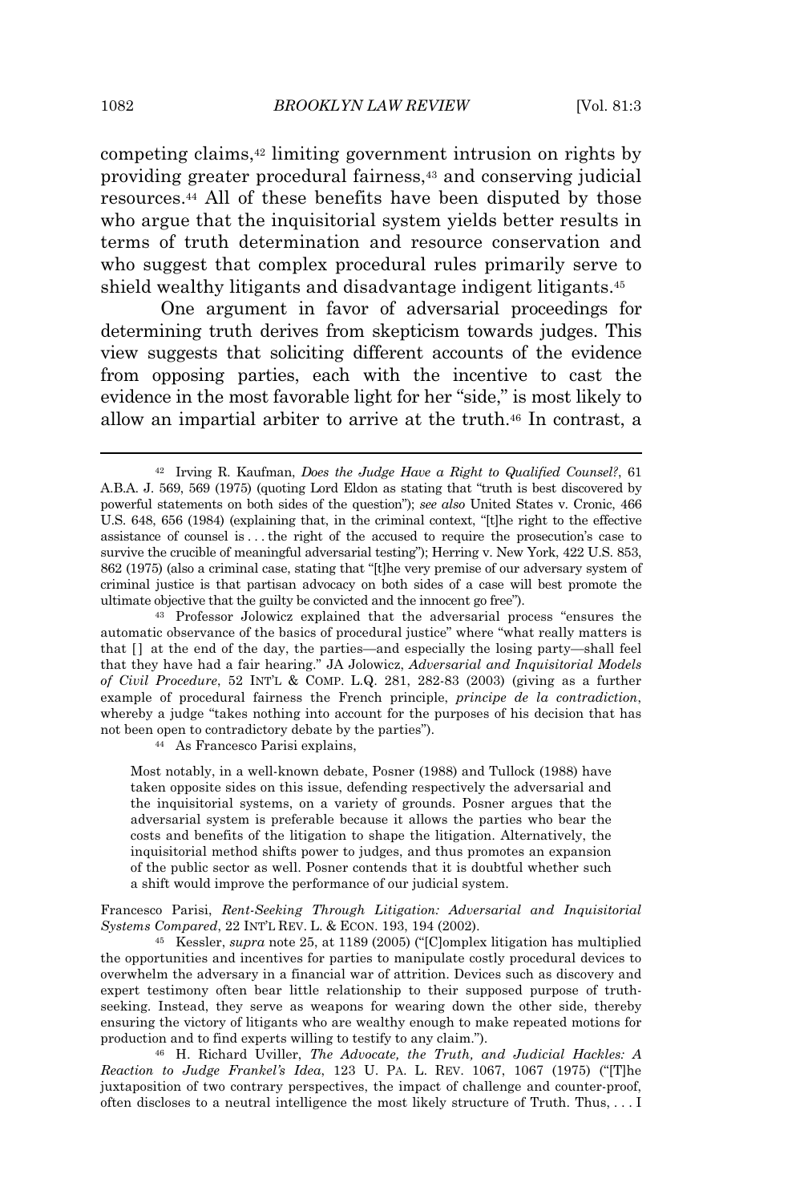competing claims,[42] limiting government intrusion on rights by providing greater procedural fairness,[43] and conserving judicial resources.[44] All of these benefits have been disputed by those who argue that the inquisitorial system yields better results in terms of truth determination and resource conservation and who suggest that complex procedural rules primarily serve to shield wealthy litigants and disadvantage indigent litigants.[45]

One argument in favor of adversarial proceedings for determining truth derives from skepticism towards judges. This view suggests that soliciting different accounts of the evidence from opposing parties, each with the incentive to cast the evidence in the most favorable light for her "side," is most likely to allow an impartial arbiter to arrive at the truth.[46] In contrast, a

---

[42] Irving R. Kaufman, *Does the Judge Have a Right to Qualified Counsel?*, 61 A.B.A. J. 569, 569 (1975) (quoting Lord Eldon as stating that "truth is best discovered by powerful statements on both sides of the question"); *see also* United States v. Cronic, 466 U.S. 648, 656 (1984) (explaining that, in the criminal context, "[t]he right to the effective assistance of counsel is . . . the right of the accused to require the prosecution's case to survive the crucible of meaningful adversarial testing"); Herring v. New York, 422 U.S. 853, 862 (1975) (also a criminal case, stating that "[t]he very premise of our adversary system of criminal justice is that partisan advocacy on both sides of a case will best promote the ultimate objective that the guilty be convicted and the innocent go free").

[43] Professor Jolowicz explained that the adversarial process "ensures the automatic observance of the basics of procedural justice" where "what really matters is that [] at the end of the day, the parties—and especially the losing party—shall feel that they have had a fair hearing." JA Jolowicz, *Adversarial and Inquisitorial Models of Civil Procedure*, 52 INT'L & COMP. L.Q. 281, 282-83 (2003) (giving as a further example of procedural fairness the French principle, *principe de la contradiction*, whereby a judge "takes nothing into account for the purposes of his decision that has not been open to contradictory debate by the parties").

[44] As Francesco Parisi explains,

> Most notably, in a well-known debate, Posner (1988) and Tullock (1988) have taken opposite sides on this issue, defending respectively the adversarial and the inquisitorial systems, on a variety of grounds. Posner argues that the adversarial system is preferable because it allows the parties who bear the costs and benefits of the litigation to shape the litigation. Alternatively, the inquisitorial method shifts power to judges, and thus promotes an expansion of the public sector as well. Posner contends that it is doubtful whether such a shift would improve the performance of our judicial system.

Francesco Parisi, *Rent-Seeking Through Litigation: Adversarial and Inquisitorial Systems Compared*, 22 INT'L REV. L. & ECON. 193, 194 (2002).

[45] Kessler, *supra* note 25, at 1189 (2005) ("[C]omplex litigation has multiplied the opportunities and incentives for parties to manipulate costly procedural devices to overwhelm the adversary in a financial war of attrition. Devices such as discovery and expert testimony often bear little relationship to their supposed purpose of truth-seeking. Instead, they serve as weapons for wearing down the other side, thereby ensuring the victory of litigants who are wealthy enough to make repeated motions for production and to find experts willing to testify to any claim.").

[46] H. Richard Uviller, *The Advocate, the Truth, and Judicial Hackles: A Reaction to Judge Frankel's Idea*, 123 U. PA. L. REV. 1067, 1067 (1975) ("[T]he juxtaposition of two contrary perspectives, the impact of challenge and counter-proof, often discloses to a neutral intelligence the most likely structure of Truth. Thus, . . . I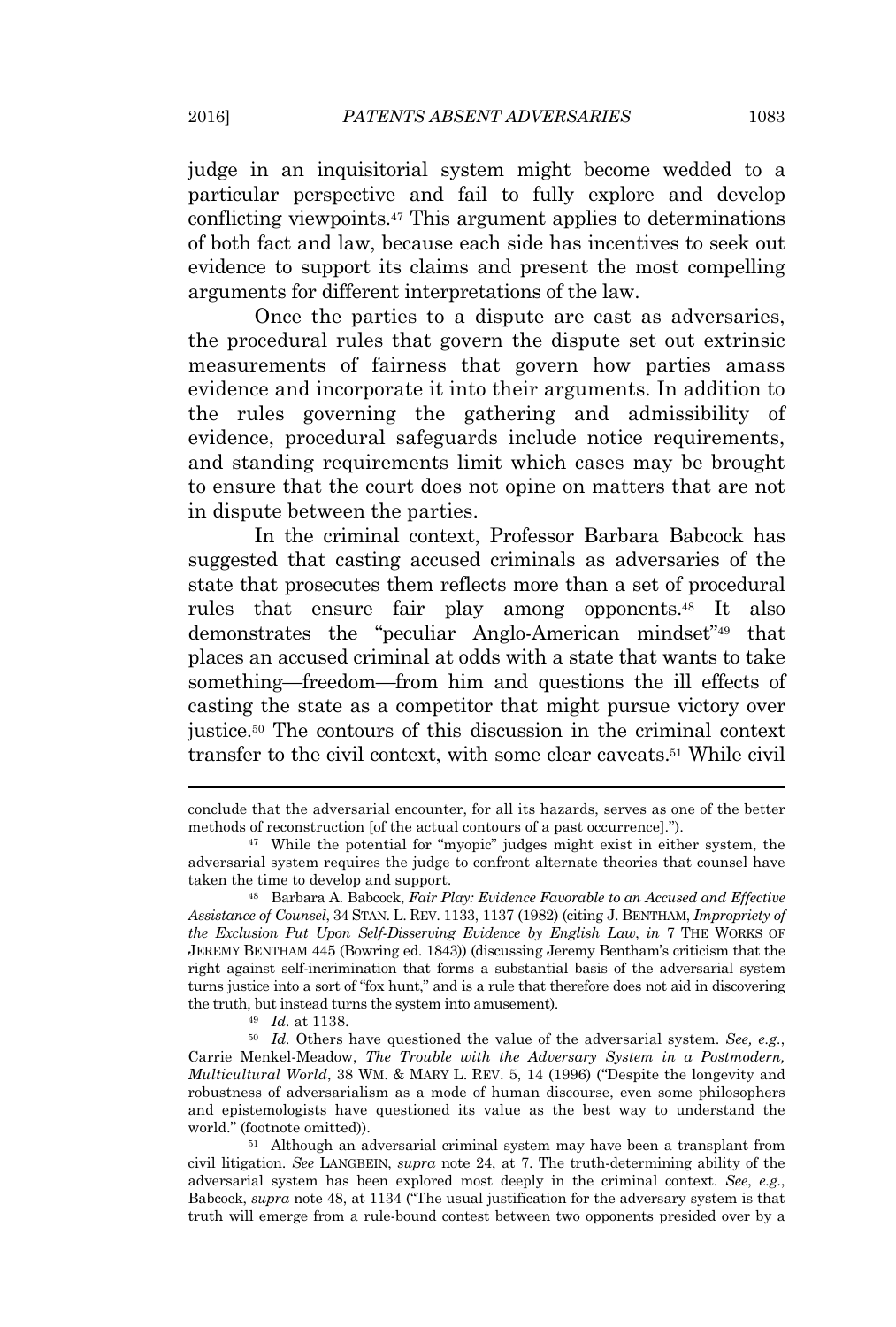judge in an inquisitorial system might become wedded to a particular perspective and fail to fully explore and develop conflicting viewpoints.[47] This argument applies to determinations of both fact and law, because each side has incentives to seek out evidence to support its claims and present the most compelling arguments for different interpretations of the law.

Once the parties to a dispute are cast as adversaries, the procedural rules that govern the dispute set out extrinsic measurements of fairness that govern how parties amass evidence and incorporate it into their arguments. In addition to the rules governing the gathering and admissibility of evidence, procedural safeguards include notice requirements, and standing requirements limit which cases may be brought to ensure that the court does not opine on matters that are not in dispute between the parties.

In the criminal context, Professor Barbara Babcock has suggested that casting accused criminals as adversaries of the state that prosecutes them reflects more than a set of procedural rules that ensure fair play among opponents.[48] It also demonstrates the "peculiar Anglo-American mindset"[49] that places an accused criminal at odds with a state that wants to take something—freedom—from him and questions the ill effects of casting the state as a competitor that might pursue victory over justice.[50] The contours of this discussion in the criminal context transfer to the civil context, with some clear caveats.[51] While civil

---

conclude that the adversarial encounter, for all its hazards, serves as one of the better methods of reconstruction [of the actual contours of a past occurrence].").

[47] While the potential for "myopic" judges might exist in either system, the adversarial system requires the judge to confront alternate theories that counsel have taken the time to develop and support.

[48] Barbara A. Babcock, *Fair Play: Evidence Favorable to an Accused and Effective Assistance of Counsel*, 34 STAN. L. REV. 1133, 1137 (1982) (citing J. BENTHAM, *Impropriety of the Exclusion Put Upon Self-Disserving Evidence by English Law*, *in* 7 THE WORKS OF JEREMY BENTHAM 445 (Bowring ed. 1843)) (discussing Jeremy Bentham's criticism that the right against self-incrimination that forms a substantial basis of the adversarial system turns justice into a sort of "fox hunt," and is a rule that therefore does not aid in discovering the truth, but instead turns the system into amusement).

[49] *Id.* at 1138.

[50] *Id.* Others have questioned the value of the adversarial system. *See, e.g.*, Carrie Menkel-Meadow, *The Trouble with the Adversary System in a Postmodern, Multicultural World*, 38 WM. & MARY L. REV. 5, 14 (1996) ("Despite the longevity and robustness of adversarialism as a mode of human discourse, even some philosophers and epistemologists have questioned its value as the best way to understand the world." (footnote omitted)).

[51] Although an adversarial criminal system may have been a transplant from civil litigation. *See* LANGBEIN, *supra* note 24, at 7. The truth-determining ability of the adversarial system has been explored most deeply in the criminal context. *See*, *e.g.*, Babcock, *supra* note 48, at 1134 ("The usual justification for the adversary system is that truth will emerge from a rule-bound contest between two opponents presided over by a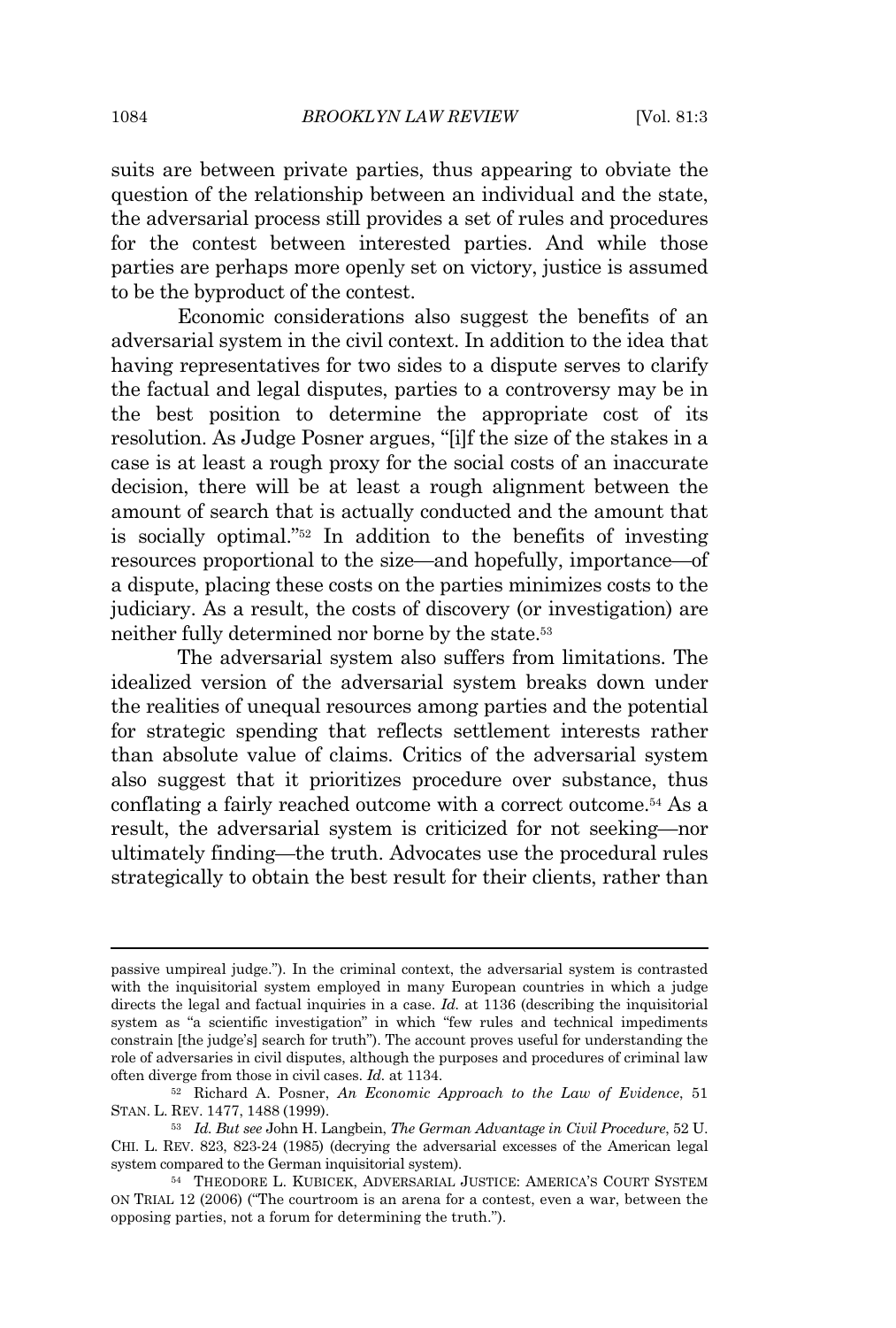suits are between private parties, thus appearing to obviate the question of the relationship between an individual and the state, the adversarial process still provides a set of rules and procedures for the contest between interested parties. And while those parties are perhaps more openly set on victory, justice is assumed to be the byproduct of the contest.

Economic considerations also suggest the benefits of an adversarial system in the civil context. In addition to the idea that having representatives for two sides to a dispute serves to clarify the factual and legal disputes, parties to a controversy may be in the best position to determine the appropriate cost of its resolution. As Judge Posner argues, "[i]f the size of the stakes in a case is at least a rough proxy for the social costs of an inaccurate decision, there will be at least a rough alignment between the amount of search that is actually conducted and the amount that is socially optimal."[52] In addition to the benefits of investing resources proportional to the size—and hopefully, importance—of a dispute, placing these costs on the parties minimizes costs to the judiciary. As a result, the costs of discovery (or investigation) are neither fully determined nor borne by the state.[53]

The adversarial system also suffers from limitations. The idealized version of the adversarial system breaks down under the realities of unequal resources among parties and the potential for strategic spending that reflects settlement interests rather than absolute value of claims. Critics of the adversarial system also suggest that it prioritizes procedure over substance, thus conflating a fairly reached outcome with a correct outcome.[54] As a result, the adversarial system is criticized for not seeking—nor ultimately finding—the truth. Advocates use the procedural rules strategically to obtain the best result for their clients, rather than

---

passive umpireal judge."). In the criminal context, the adversarial system is contrasted with the inquisitorial system employed in many European countries in which a judge directs the legal and factual inquiries in a case. *Id.* at 1136 (describing the inquisitorial system as "a scientific investigation" in which "few rules and technical impediments constrain [the judge's] search for truth"). The account proves useful for understanding the role of adversaries in civil disputes, although the purposes and procedures of criminal law often diverge from those in civil cases. *Id.* at 1134.

[52] Richard A. Posner, *An Economic Approach to the Law of Evidence*, 51 STAN. L. REV. 1477, 1488 (1999).

[53] *Id. But see* John H. Langbein, *The German Advantage in Civil Procedure*, 52 U. CHI. L. REV. 823, 823-24 (1985) (decrying the adversarial excesses of the American legal system compared to the German inquisitorial system).

[54] THEODORE L. KUBICEK, ADVERSARIAL JUSTICE: AMERICA'S COURT SYSTEM ON TRIAL 12 (2006) ("The courtroom is an arena for a contest, even a war, between the opposing parties, not a forum for determining the truth.").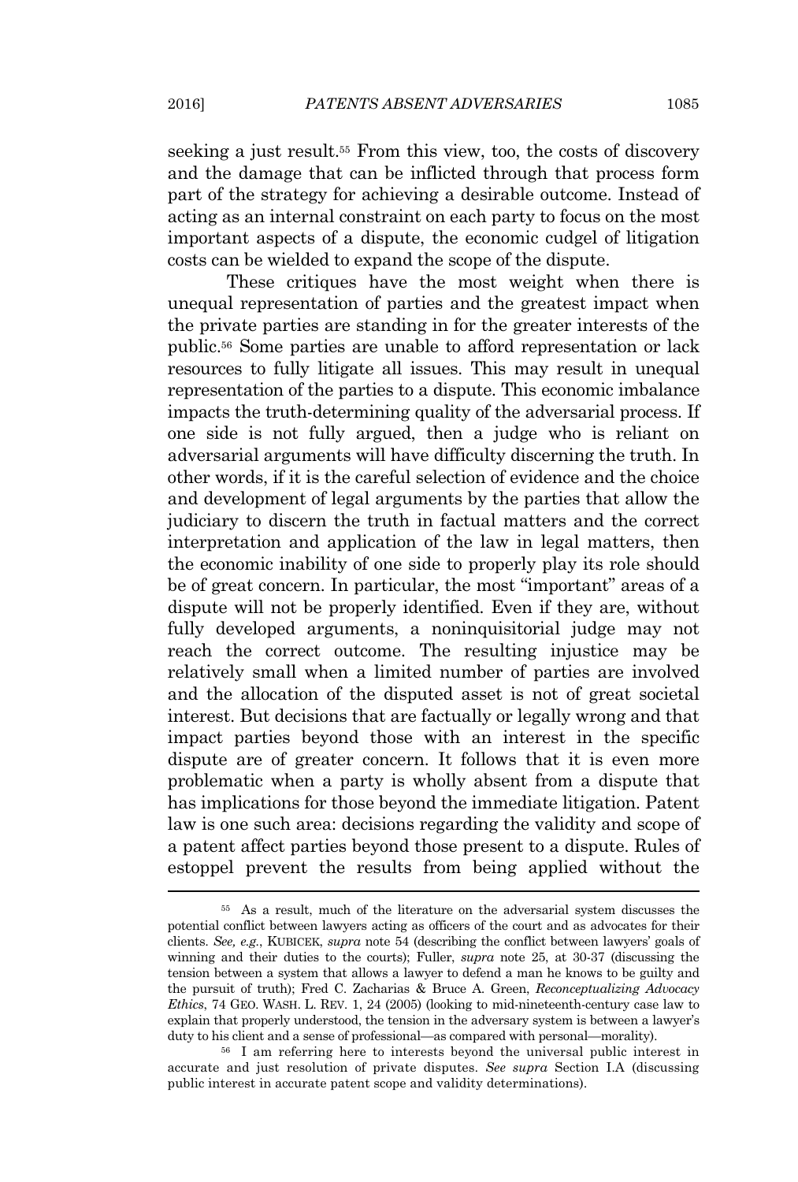seeking a just result.[55] From this view, too, the costs of discovery and the damage that can be inflicted through that process form part of the strategy for achieving a desirable outcome. Instead of acting as an internal constraint on each party to focus on the most important aspects of a dispute, the economic cudgel of litigation costs can be wielded to expand the scope of the dispute.

These critiques have the most weight when there is unequal representation of parties and the greatest impact when the private parties are standing in for the greater interests of the public.[56] Some parties are unable to afford representation or lack resources to fully litigate all issues. This may result in unequal representation of the parties to a dispute. This economic imbalance impacts the truth-determining quality of the adversarial process. If one side is not fully argued, then a judge who is reliant on adversarial arguments will have difficulty discerning the truth. In other words, if it is the careful selection of evidence and the choice and development of legal arguments by the parties that allow the judiciary to discern the truth in factual matters and the correct interpretation and application of the law in legal matters, then the economic inability of one side to properly play its role should be of great concern. In particular, the most "important" areas of a dispute will not be properly identified. Even if they are, without fully developed arguments, a noninquisitorial judge may not reach the correct outcome. The resulting injustice may be relatively small when a limited number of parties are involved and the allocation of the disputed asset is not of great societal interest. But decisions that are factually or legally wrong and that impact parties beyond those with an interest in the specific dispute are of greater concern. It follows that it is even more problematic when a party is wholly absent from a dispute that has implications for those beyond the immediate litigation. Patent law is one such area: decisions regarding the validity and scope of a patent affect parties beyond those present to a dispute. Rules of estoppel prevent the results from being applied without the

---

[55] As a result, much of the literature on the adversarial system discusses the potential conflict between lawyers acting as officers of the court and as advocates for their clients. *See, e.g.*, KUBICEK, *supra* note 54 (describing the conflict between lawyers' goals of winning and their duties to the courts); Fuller, *supra* note 25, at 30-37 (discussing the tension between a system that allows a lawyer to defend a man he knows to be guilty and the pursuit of truth); Fred C. Zacharias & Bruce A. Green, *Reconceptualizing Advocacy Ethics*, 74 GEO. WASH. L. REV. 1, 24 (2005) (looking to mid-nineteenth-century case law to explain that properly understood, the tension in the adversary system is between a lawyer's duty to his client and a sense of professional—as compared with personal—morality).

[56] I am referring here to interests beyond the universal public interest in accurate and just resolution of private disputes. *See supra* Section I.A (discussing public interest in accurate patent scope and validity determinations).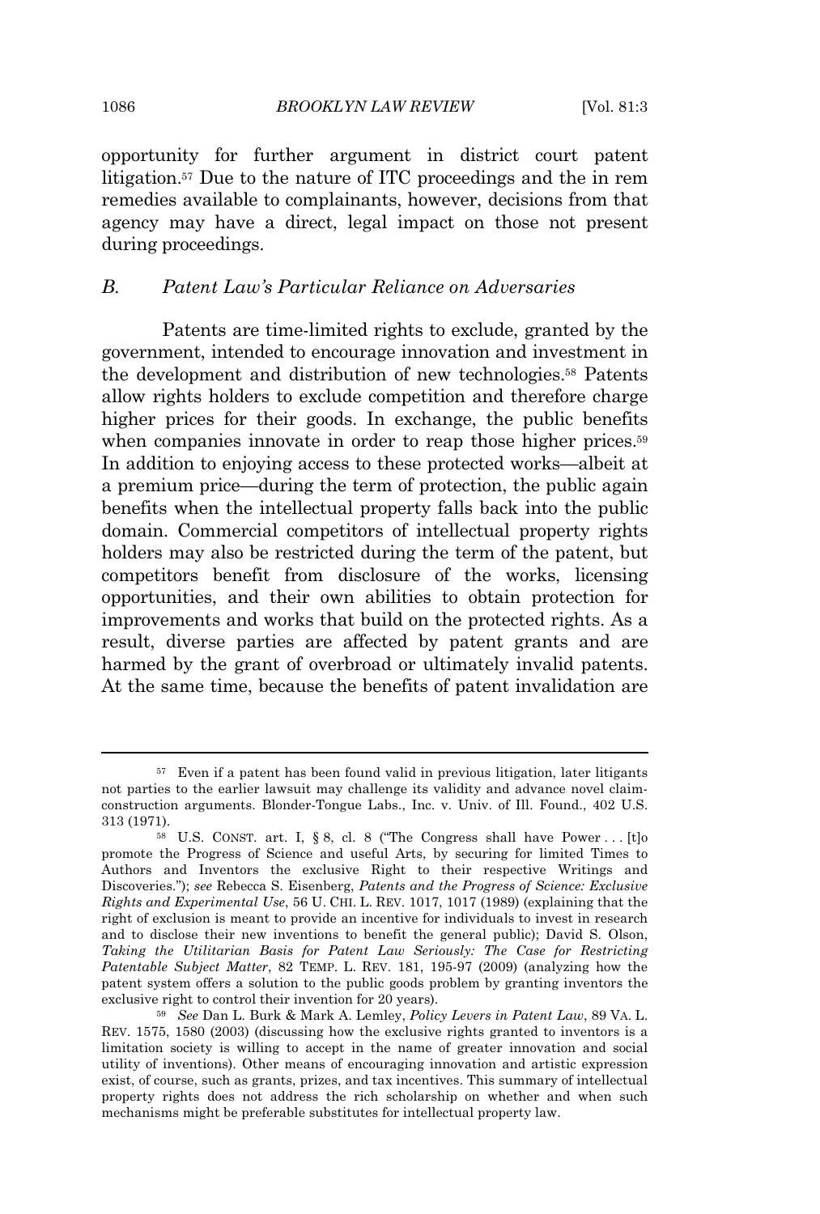opportunity for further argument in district court patent litigation.[57] Due to the nature of ITC proceedings and the in rem remedies available to complainants, however, decisions from that agency may have a direct, legal impact on those not present during proceedings.

### B. *Patent Law's Particular Reliance on Adversaries*

Patents are time-limited rights to exclude, granted by the government, intended to encourage innovation and investment in the development and distribution of new technologies.[58] Patents allow rights holders to exclude competition and therefore charge higher prices for their goods. In exchange, the public benefits when companies innovate in order to reap those higher prices.[59] In addition to enjoying access to these protected works—albeit at a premium price—during the term of protection, the public again benefits when the intellectual property falls back into the public domain. Commercial competitors of intellectual property rights holders may also be restricted during the term of the patent, but competitors benefit from disclosure of the works, licensing opportunities, and their own abilities to obtain protection for improvements and works that build on the protected rights. As a result, diverse parties are affected by patent grants and are harmed by the grant of overbroad or ultimately invalid patents. At the same time, because the benefits of patent invalidation are

---

[57] Even if a patent has been found valid in previous litigation, later litigants not parties to the earlier lawsuit may challenge its validity and advance novel claim-construction arguments. Blonder-Tongue Labs., Inc. v. Univ. of Ill. Found., 402 U.S. 313 (1971).

[58] U.S. CONST. art. I, § 8, cl. 8 ("The Congress shall have Power . . . [t]o promote the Progress of Science and useful Arts, by securing for limited Times to Authors and Inventors the exclusive Right to their respective Writings and Discoveries."); *see* Rebecca S. Eisenberg, *Patents and the Progress of Science: Exclusive Rights and Experimental Use*, 56 U. CHI. L. REV. 1017, 1017 (1989) (explaining that the right of exclusion is meant to provide an incentive for individuals to invest in research and to disclose their new inventions to benefit the general public); David S. Olson, *Taking the Utilitarian Basis for Patent Law Seriously: The Case for Restricting Patentable Subject Matter*, 82 TEMP. L. REV. 181, 195-97 (2009) (analyzing how the patent system offers a solution to the public goods problem by granting inventors the exclusive right to control their invention for 20 years).

[59] *See* Dan L. Burk & Mark A. Lemley, *Policy Levers in Patent Law*, 89 VA. L. REV. 1575, 1580 (2003) (discussing how the exclusive rights granted to inventors is a limitation society is willing to accept in the name of greater innovation and social utility of inventions). Other means of encouraging innovation and artistic expression exist, of course, such as grants, prizes, and tax incentives. This summary of intellectual property rights does not address the rich scholarship on whether and when such mechanisms might be preferable substitutes for intellectual property law.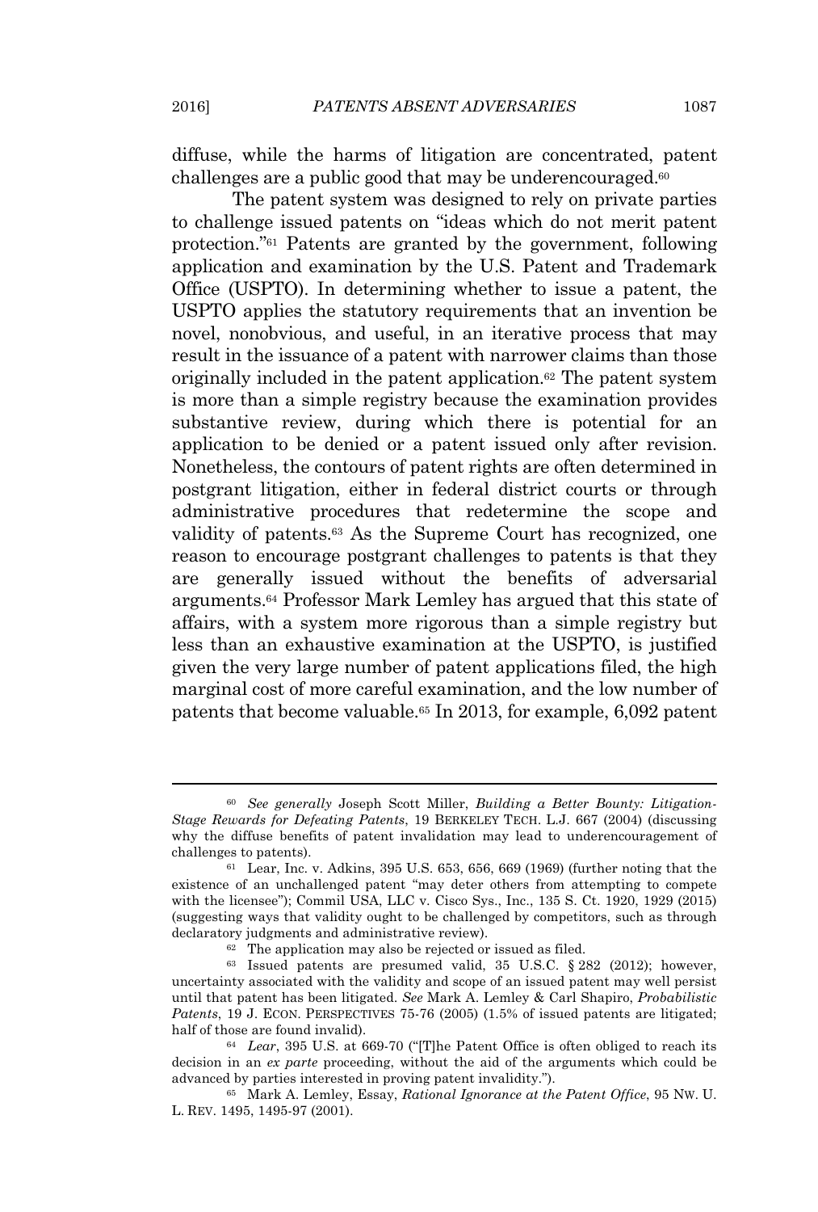diffuse, while the harms of litigation are concentrated, patent challenges are a public good that may be underencouraged.[60]

The patent system was designed to rely on private parties to challenge issued patents on "ideas which do not merit patent protection."[61] Patents are granted by the government, following application and examination by the U.S. Patent and Trademark Office (USPTO). In determining whether to issue a patent, the USPTO applies the statutory requirements that an invention be novel, nonobvious, and useful, in an iterative process that may result in the issuance of a patent with narrower claims than those originally included in the patent application.[62] The patent system is more than a simple registry because the examination provides substantive review, during which there is potential for an application to be denied or a patent issued only after revision. Nonetheless, the contours of patent rights are often determined in postgrant litigation, either in federal district courts or through administrative procedures that redetermine the scope and validity of patents.[63] As the Supreme Court has recognized, one reason to encourage postgrant challenges to patents is that they are generally issued without the benefits of adversarial arguments.[64] Professor Mark Lemley has argued that this state of affairs, with a system more rigorous than a simple registry but less than an exhaustive examination at the USPTO, is justified given the very large number of patent applications filed, the high marginal cost of more careful examination, and the low number of patents that become valuable.[65] In 2013, for example, 6,092 patent

---

[60] *See generally* Joseph Scott Miller, *Building a Better Bounty: Litigation-Stage Rewards for Defeating Patents*, 19 BERKELEY TECH. L.J. 667 (2004) (discussing why the diffuse benefits of patent invalidation may lead to underencouragement of challenges to patents).

[61] Lear, Inc. v. Adkins, 395 U.S. 653, 656, 669 (1969) (further noting that the existence of an unchallenged patent "may deter others from attempting to compete with the licensee"); Commil USA, LLC v. Cisco Sys., Inc., 135 S. Ct. 1920, 1929 (2015) (suggesting ways that validity ought to be challenged by competitors, such as through declaratory judgments and administrative review).

[62] The application may also be rejected or issued as filed.

[63] Issued patents are presumed valid, 35 U.S.C. § 282 (2012); however, uncertainty associated with the validity and scope of an issued patent may well persist until that patent has been litigated. *See* Mark A. Lemley & Carl Shapiro, *Probabilistic Patents*, 19 J. ECON. PERSPECTIVES 75-76 (2005) (1.5% of issued patents are litigated; half of those are found invalid).

[64] *Lear*, 395 U.S. at 669-70 ("[T]he Patent Office is often obliged to reach its decision in an *ex parte* proceeding, without the aid of the arguments which could be advanced by parties interested in proving patent invalidity.").

[65] Mark A. Lemley, Essay, *Rational Ignorance at the Patent Office*, 95 NW. U. L. REV. 1495, 1495-97 (2001).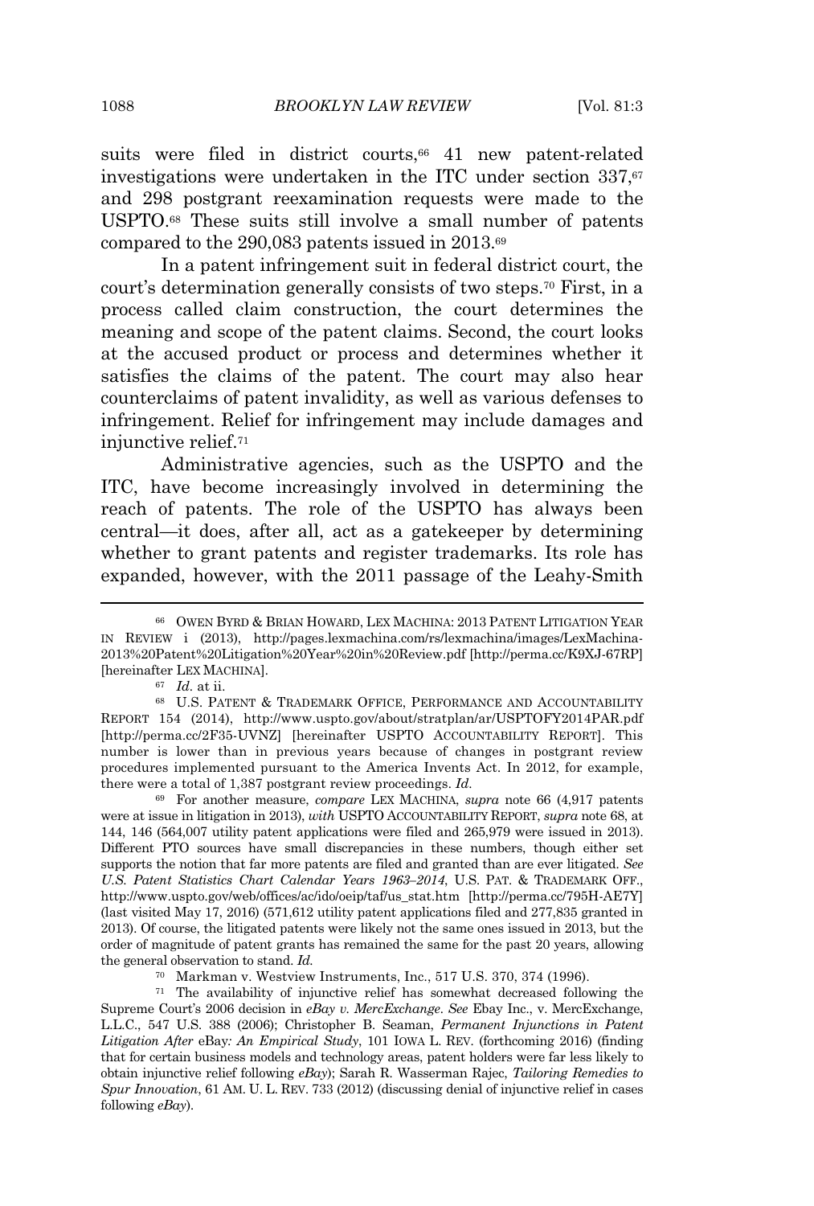suits were filed in district courts,[66] 41 new patent-related investigations were undertaken in the ITC under section 337,[67] and 298 postgrant reexamination requests were made to the USPTO.[68] These suits still involve a small number of patents compared to the 290,083 patents issued in 2013.[69]

In a patent infringement suit in federal district court, the court's determination generally consists of two steps.[70] First, in a process called claim construction, the court determines the meaning and scope of the patent claims. Second, the court looks at the accused product or process and determines whether it satisfies the claims of the patent. The court may also hear counterclaims of patent invalidity, as well as various defenses to infringement. Relief for infringement may include damages and injunctive relief.[71]

Administrative agencies, such as the USPTO and the ITC, have become increasingly involved in determining the reach of patents. The role of the USPTO has always been central—it does, after all, act as a gatekeeper by determining whether to grant patents and register trademarks. Its role has expanded, however, with the 2011 passage of the Leahy-Smith

---

[66] OWEN BYRD & BRIAN HOWARD, LEX MACHINA: 2013 PATENT LITIGATION YEAR IN REVIEW i (2013), http://pages.lexmachina.com/rs/lexmachina/images/LexMachina-2013%20Patent%20Litigation%20Year%20in%20Review.pdf [http://perma.cc/K9XJ-67RP] [hereinafter LEX MACHINA].

[67] *Id.* at ii.

[68] U.S. PATENT & TRADEMARK OFFICE, PERFORMANCE AND ACCOUNTABILITY REPORT 154 (2014), http://www.uspto.gov/about/stratplan/ar/USPTOFY2014PAR.pdf [http://perma.cc/2F35-UVNZ] [hereinafter USPTO ACCOUNTABILITY REPORT]. This number is lower than in previous years because of changes in postgrant review procedures implemented pursuant to the America Invents Act. In 2012, for example, there were a total of 1,387 postgrant review proceedings. *Id.*

[69] For another measure, *compare* LEX MACHINA, *supra* note 66 (4,917 patents were at issue in litigation in 2013), *with* USPTO ACCOUNTABILITY REPORT, *supra* note 68, at 144, 146 (564,007 utility patent applications were filed and 265,979 were issued in 2013). Different PTO sources have small discrepancies in these numbers, though either set supports the notion that far more patents are filed and granted than are ever litigated. *See U.S. Patent Statistics Chart Calendar Years 1963–2014*, U.S. PAT. & TRADEMARK OFF., http://www.uspto.gov/web/offices/ac/ido/oeip/taf/us_stat.htm [http://perma.cc/795H-AE7Y] (last visited May 17, 2016) (571,612 utility patent applications filed and 277,835 granted in 2013). Of course, the litigated patents were likely not the same ones issued in 2013, but the order of magnitude of patent grants has remained the same for the past 20 years, allowing the general observation to stand. *Id.*

[70] Markman v. Westview Instruments, Inc., 517 U.S. 370, 374 (1996).

[71] The availability of injunctive relief has somewhat decreased following the Supreme Court's 2006 decision in *eBay v. MercExchange*. *See* Ebay Inc., v. MercExchange, L.L.C., 547 U.S. 388 (2006); Christopher B. Seaman, *Permanent Injunctions in Patent Litigation After* eBay*: An Empirical Study*, 101 IOWA L. REV. (forthcoming 2016) (finding that for certain business models and technology areas, patent holders were far less likely to obtain injunctive relief following *eBay*); Sarah R. Wasserman Rajec, *Tailoring Remedies to Spur Innovation*, 61 AM. U. L. REV. 733 (2012) (discussing denial of injunctive relief in cases following *eBay*).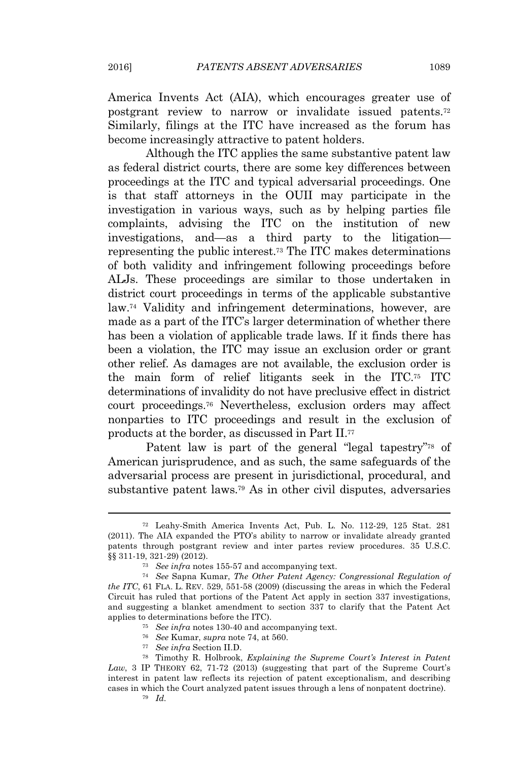America Invents Act (AIA), which encourages greater use of postgrant review to narrow or invalidate issued patents.[72] Similarly, filings at the ITC have increased as the forum has become increasingly attractive to patent holders.

Although the ITC applies the same substantive patent law as federal district courts, there are some key differences between proceedings at the ITC and typical adversarial proceedings. One is that staff attorneys in the OUII may participate in the investigation in various ways, such as by helping parties file complaints, advising the ITC on the institution of new investigations, and—as a third party to the litigation—representing the public interest.[73] The ITC makes determinations of both validity and infringement following proceedings before ALJs. These proceedings are similar to those undertaken in district court proceedings in terms of the applicable substantive law.[74] Validity and infringement determinations, however, are made as a part of the ITC's larger determination of whether there has been a violation of applicable trade laws. If it finds there has been a violation, the ITC may issue an exclusion order or grant other relief. As damages are not available, the exclusion order is the main form of relief litigants seek in the ITC.[75] ITC determinations of invalidity do not have preclusive effect in district court proceedings.[76] Nevertheless, exclusion orders may affect nonparties to ITC proceedings and result in the exclusion of products at the border, as discussed in Part II.[77]

Patent law is part of the general "legal tapestry"[78] of American jurisprudence, and as such, the same safeguards of the adversarial process are present in jurisdictional, procedural, and substantive patent laws.[79] As in other civil disputes, adversaries

---

[72] Leahy-Smith America Invents Act, Pub. L. No. 112-29, 125 Stat. 281 (2011). The AIA expanded the PTO's ability to narrow or invalidate already granted patents through postgrant review and inter partes review procedures. 35 U.S.C. §§ 311-19, 321-29) (2012).

[73] *See infra* notes 155-57 and accompanying text.

[74] *See* Sapna Kumar, *The Other Patent Agency: Congressional Regulation of the ITC*, 61 FLA. L. REV. 529, 551-58 (2009) (discussing the areas in which the Federal Circuit has ruled that portions of the Patent Act apply in section 337 investigations, and suggesting a blanket amendment to section 337 to clarify that the Patent Act applies to determinations before the ITC).

[75] *See infra* notes 130-40 and accompanying text.

[76] *See* Kumar, *supra* note 74, at 560.

[77] *See infra* Section II.D.

[78] Timothy R. Holbrook, *Explaining the Supreme Court's Interest in Patent Law*, 3 IP THEORY 62, 71-72 (2013) (suggesting that part of the Supreme Court's interest in patent law reflects its rejection of patent exceptionalism, and describing cases in which the Court analyzed patent issues through a lens of nonpatent doctrine).

[79] *Id.*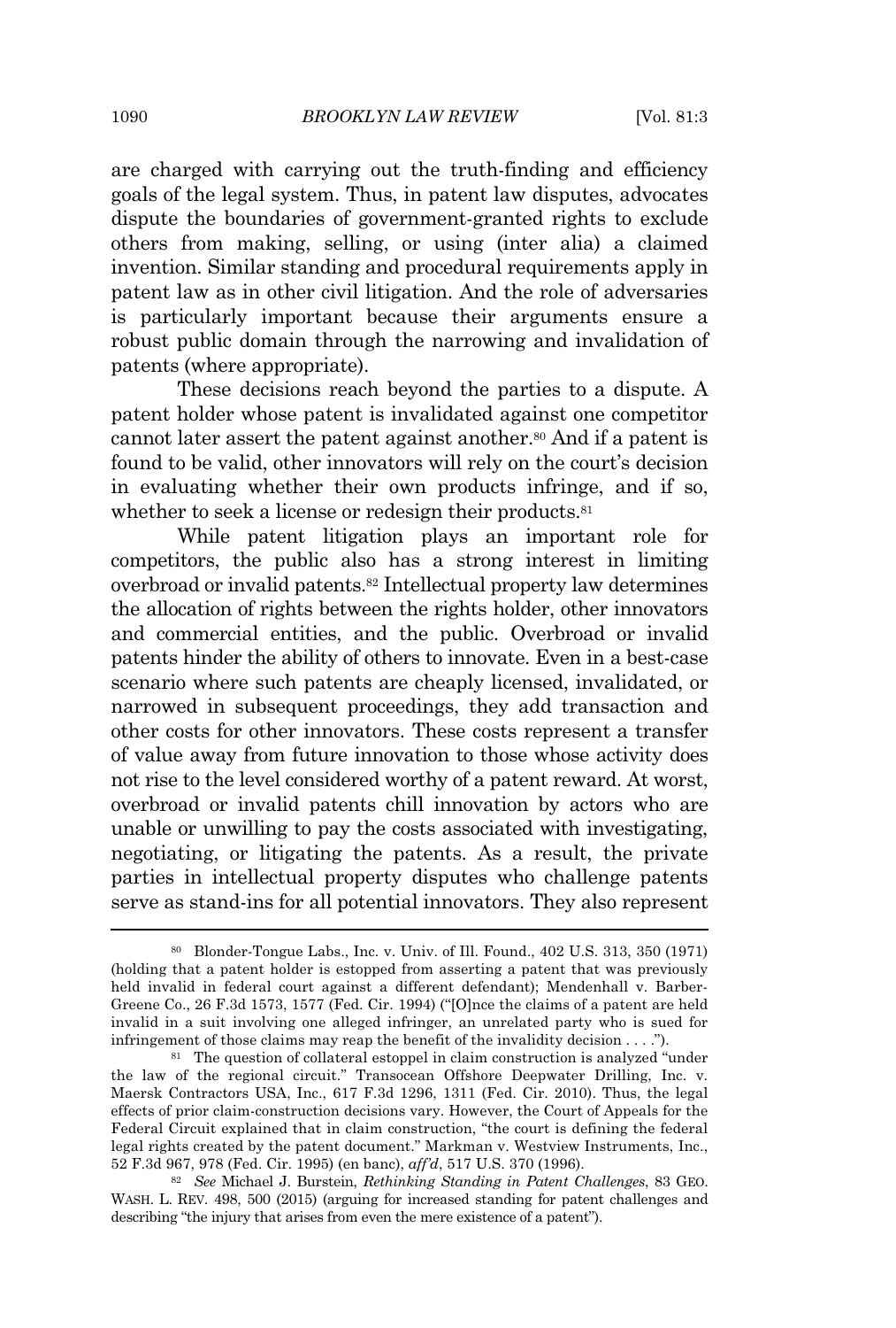are charged with carrying out the truth-finding and efficiency goals of the legal system. Thus, in patent law disputes, advocates dispute the boundaries of government-granted rights to exclude others from making, selling, or using (inter alia) a claimed invention. Similar standing and procedural requirements apply in patent law as in other civil litigation. And the role of adversaries is particularly important because their arguments ensure a robust public domain through the narrowing and invalidation of patents (where appropriate).

These decisions reach beyond the parties to a dispute. A patent holder whose patent is invalidated against one competitor cannot later assert the patent against another.[80] And if a patent is found to be valid, other innovators will rely on the court's decision in evaluating whether their own products infringe, and if so, whether to seek a license or redesign their products.[81]

While patent litigation plays an important role for competitors, the public also has a strong interest in limiting overbroad or invalid patents.[82] Intellectual property law determines the allocation of rights between the rights holder, other innovators and commercial entities, and the public. Overbroad or invalid patents hinder the ability of others to innovate. Even in a best-case scenario where such patents are cheaply licensed, invalidated, or narrowed in subsequent proceedings, they add transaction and other costs for other innovators. These costs represent a transfer of value away from future innovation to those whose activity does not rise to the level considered worthy of a patent reward. At worst, overbroad or invalid patents chill innovation by actors who are unable or unwilling to pay the costs associated with investigating, negotiating, or litigating the patents. As a result, the private parties in intellectual property disputes who challenge patents serve as stand-ins for all potential innovators. They also represent

---

[80] Blonder-Tongue Labs., Inc. v. Univ. of Ill. Found., 402 U.S. 313, 350 (1971) (holding that a patent holder is estopped from asserting a patent that was previously held invalid in federal court against a different defendant); Mendenhall v. Barber-Greene Co., 26 F.3d 1573, 1577 (Fed. Cir. 1994) ("[O]nce the claims of a patent are held invalid in a suit involving one alleged infringer, an unrelated party who is sued for infringement of those claims may reap the benefit of the invalidity decision . . . .").

[81] The question of collateral estoppel in claim construction is analyzed "under the law of the regional circuit." Transocean Offshore Deepwater Drilling, Inc. v. Maersk Contractors USA, Inc., 617 F.3d 1296, 1311 (Fed. Cir. 2010). Thus, the legal effects of prior claim-construction decisions vary. However, the Court of Appeals for the Federal Circuit explained that in claim construction, "the court is defining the federal legal rights created by the patent document." Markman v. Westview Instruments, Inc., 52 F.3d 967, 978 (Fed. Cir. 1995) (en banc), *aff'd*, 517 U.S. 370 (1996).

[82] *See* Michael J. Burstein, *Rethinking Standing in Patent Challenges*, 83 GEO. WASH. L. REV. 498, 500 (2015) (arguing for increased standing for patent challenges and describing "the injury that arises from even the mere existence of a patent").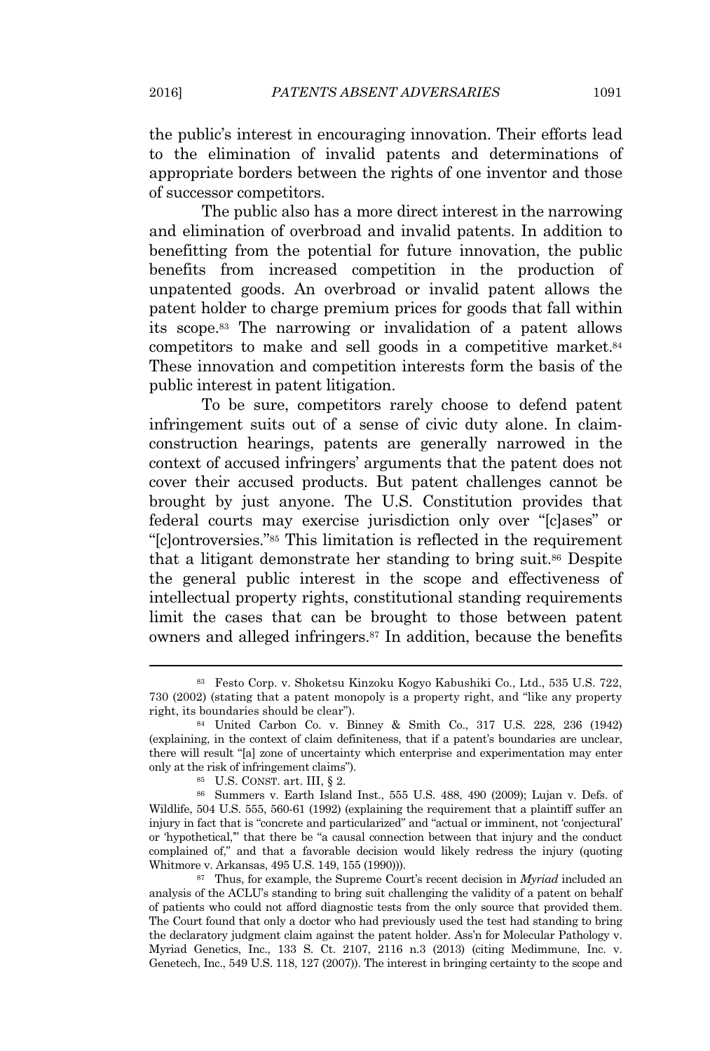the public's interest in encouraging innovation. Their efforts lead to the elimination of invalid patents and determinations of appropriate borders between the rights of one inventor and those of successor competitors.

The public also has a more direct interest in the narrowing and elimination of overbroad and invalid patents. In addition to benefitting from the potential for future innovation, the public benefits from increased competition in the production of unpatented goods. An overbroad or invalid patent allows the patent holder to charge premium prices for goods that fall within its scope.[83] The narrowing or invalidation of a patent allows competitors to make and sell goods in a competitive market.[84] These innovation and competition interests form the basis of the public interest in patent litigation.

To be sure, competitors rarely choose to defend patent infringement suits out of a sense of civic duty alone. In claim-construction hearings, patents are generally narrowed in the context of accused infringers' arguments that the patent does not cover their accused products. But patent challenges cannot be brought by just anyone. The U.S. Constitution provides that federal courts may exercise jurisdiction only over "[c]ases" or "[c]ontroversies."[85] This limitation is reflected in the requirement that a litigant demonstrate her standing to bring suit.[86] Despite the general public interest in the scope and effectiveness of intellectual property rights, constitutional standing requirements limit the cases that can be brought to those between patent owners and alleged infringers.[87] In addition, because the benefits

---

[83] Festo Corp. v. Shoketsu Kinzoku Kogyo Kabushiki Co., Ltd., 535 U.S. 722, 730 (2002) (stating that a patent monopoly is a property right, and "like any property right, its boundaries should be clear").

[84] United Carbon Co. v. Binney & Smith Co., 317 U.S. 228, 236 (1942) (explaining, in the context of claim definiteness, that if a patent's boundaries are unclear, there will result "[a] zone of uncertainty which enterprise and experimentation may enter only at the risk of infringement claims").

[85] U.S. CONST. art. III, § 2.

[86] Summers v. Earth Island Inst., 555 U.S. 488, 490 (2009); Lujan v. Defs. of Wildlife, 504 U.S. 555, 560-61 (1992) (explaining the requirement that a plaintiff suffer an injury in fact that is "concrete and particularized" and "actual or imminent, not 'conjectural' or 'hypothetical,'" that there be "a causal connection between that injury and the conduct complained of," and that a favorable decision would likely redress the injury (quoting Whitmore v. Arkansas, 495 U.S. 149, 155 (1990))).

[87] Thus, for example, the Supreme Court's recent decision in *Myriad* included an analysis of the ACLU's standing to bring suit challenging the validity of a patent on behalf of patients who could not afford diagnostic tests from the only source that provided them. The Court found that only a doctor who had previously used the test had standing to bring the declaratory judgment claim against the patent holder. Ass'n for Molecular Pathology v. Myriad Genetics, Inc., 133 S. Ct. 2107, 2116 n.3 (2013) (citing Medimmune, Inc. v. Genetech, Inc., 549 U.S. 118, 127 (2007)). The interest in bringing certainty to the scope and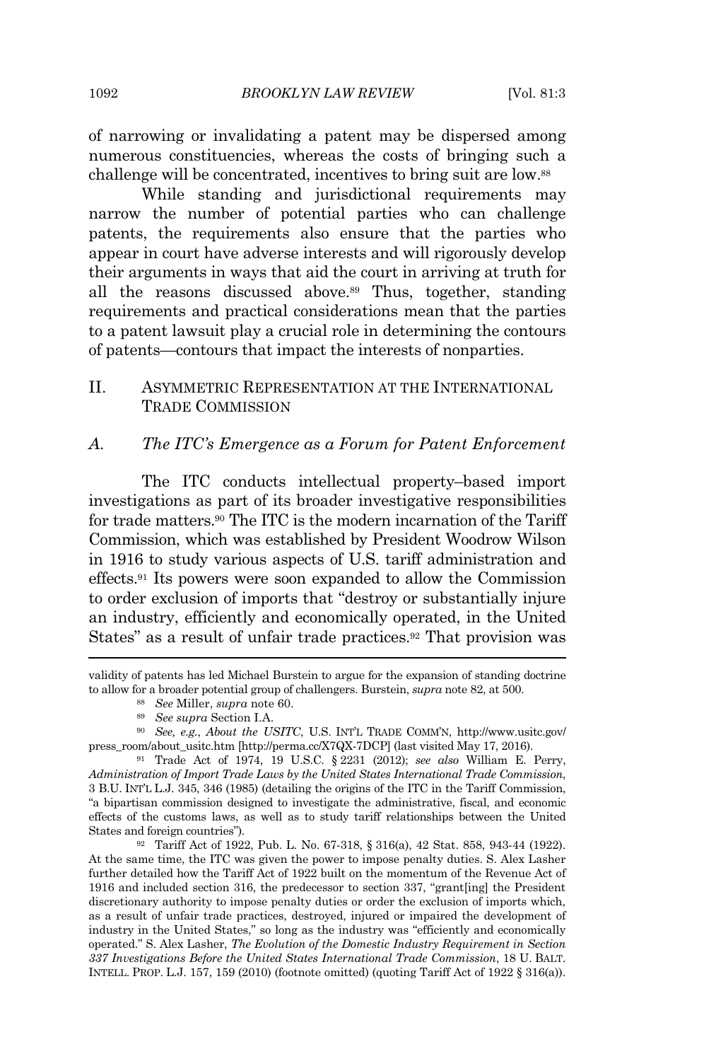of narrowing or invalidating a patent may be dispersed among numerous constituencies, whereas the costs of bringing such a challenge will be concentrated, incentives to bring suit are low.[88]

While standing and jurisdictional requirements may narrow the number of potential parties who can challenge patents, the requirements also ensure that the parties who appear in court have adverse interests and will rigorously develop their arguments in ways that aid the court in arriving at truth for all the reasons discussed above.[89] Thus, together, standing requirements and practical considerations mean that the parties to a patent lawsuit play a crucial role in determining the contours of patents—contours that impact the interests of nonparties.

## II. ASYMMETRIC REPRESENTATION AT THE INTERNATIONAL TRADE COMMISSION

### A. *The ITC's Emergence as a Forum for Patent Enforcement*

The ITC conducts intellectual property–based import investigations as part of its broader investigative responsibilities for trade matters.[90] The ITC is the modern incarnation of the Tariff Commission, which was established by President Woodrow Wilson in 1916 to study various aspects of U.S. tariff administration and effects.[91] Its powers were soon expanded to allow the Commission to order exclusion of imports that "destroy or substantially injure an industry, efficiently and economically operated, in the United States" as a result of unfair trade practices.[92] That provision was

---

validity of patents has led Michael Burstein to argue for the expansion of standing doctrine to allow for a broader potential group of challengers. Burstein, *supra* note 82, at 500.

[88] *See* Miller, *supra* note 60.

[89] *See supra* Section I.A.

[90] *See, e.g.*, *About the USITC*, U.S. INT'L TRADE COMM'N, http://www.usitc.gov/press_room/about_usitc.htm [http://perma.cc/X7QX-7DCP] (last visited May 17, 2016).

[91] Trade Act of 1974, 19 U.S.C. § 2231 (2012); *see also* William E. Perry, *Administration of Import Trade Laws by the United States International Trade Commission*, 3 B.U. INT'L L.J. 345, 346 (1985) (detailing the origins of the ITC in the Tariff Commission, "a bipartisan commission designed to investigate the administrative, fiscal, and economic effects of the customs laws, as well as to study tariff relationships between the United States and foreign countries").

[92] Tariff Act of 1922, Pub. L. No. 67-318, § 316(a), 42 Stat. 858, 943-44 (1922). At the same time, the ITC was given the power to impose penalty duties. S. Alex Lasher further detailed how the Tariff Act of 1922 built on the momentum of the Revenue Act of 1916 and included section 316, the predecessor to section 337, "grant[ing] the President discretionary authority to impose penalty duties or order the exclusion of imports which, as a result of unfair trade practices, destroyed, injured or impaired the development of industry in the United States," so long as the industry was "efficiently and economically operated." S. Alex Lasher, *The Evolution of the Domestic Industry Requirement in Section 337 Investigations Before the United States International Trade Commission*, 18 U. BALT. INTELL. PROP. L.J. 157, 159 (2010) (footnote omitted) (quoting Tariff Act of 1922 § 316(a)).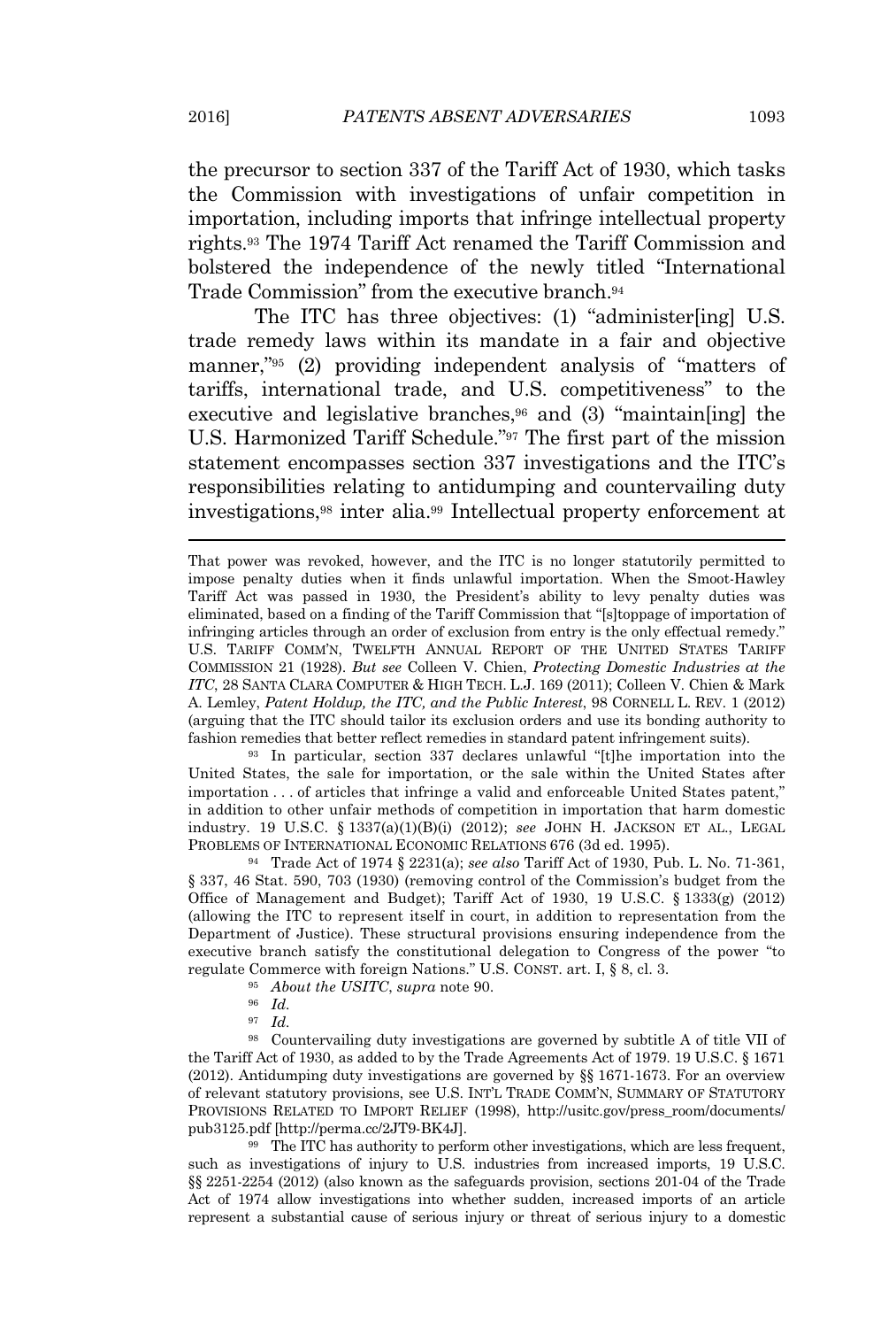the precursor to section 337 of the Tariff Act of 1930, which tasks the Commission with investigations of unfair competition in importation, including imports that infringe intellectual property rights.[93] The 1974 Tariff Act renamed the Tariff Commission and bolstered the independence of the newly titled "International Trade Commission" from the executive branch.[94]

The ITC has three objectives: (1) "administer[ing] U.S. trade remedy laws within its mandate in a fair and objective manner,"[95] (2) providing independent analysis of "matters of tariffs, international trade, and U.S. competitiveness" to the executive and legislative branches,[96] and (3) "maintain[ing] the U.S. Harmonized Tariff Schedule."[97] The first part of the mission statement encompasses section 337 investigations and the ITC's responsibilities relating to antidumping and countervailing duty investigations,[98] inter alia.[99] Intellectual property enforcement at

---

That power was revoked, however, and the ITC is no longer statutorily permitted to impose penalty duties when it finds unlawful importation. When the Smoot-Hawley Tariff Act was passed in 1930, the President's ability to levy penalty duties was eliminated, based on a finding of the Tariff Commission that "[s]toppage of importation of infringing articles through an order of exclusion from entry is the only effectual remedy." U.S. TARIFF COMM'N, TWELFTH ANNUAL REPORT OF THE UNITED STATES TARIFF COMMISSION 21 (1928). *But see* Colleen V. Chien, *Protecting Domestic Industries at the ITC*, 28 SANTA CLARA COMPUTER & HIGH TECH. L.J. 169 (2011); Colleen V. Chien & Mark A. Lemley, *Patent Holdup, the ITC, and the Public Interest*, 98 CORNELL L. REV. 1 (2012) (arguing that the ITC should tailor its exclusion orders and use its bonding authority to fashion remedies that better reflect remedies in standard patent infringement suits).

[93] In particular, section 337 declares unlawful "[t]he importation into the United States, the sale for importation, or the sale within the United States after importation . . . of articles that infringe a valid and enforceable United States patent," in addition to other unfair methods of competition in importation that harm domestic industry. 19 U.S.C. § 1337(a)(1)(B)(i) (2012); *see* JOHN H. JACKSON ET AL., LEGAL PROBLEMS OF INTERNATIONAL ECONOMIC RELATIONS 676 (3d ed. 1995).

[94] Trade Act of 1974 § 2231(a); *see also* Tariff Act of 1930, Pub. L. No. 71-361, § 337, 46 Stat. 590, 703 (1930) (removing control of the Commission's budget from the Office of Management and Budget); Tariff Act of 1930, 19 U.S.C. § 1333(g) (2012) (allowing the ITC to represent itself in court, in addition to representation from the Department of Justice). These structural provisions ensuring independence from the executive branch satisfy the constitutional delegation to Congress of the power "to regulate Commerce with foreign Nations." U.S. CONST. art. I, § 8, cl. 3.

[95] *About the USITC*, *supra* note 90.

[96] *Id.*

[97] *Id.*

[98] Countervailing duty investigations are governed by subtitle A of title VII of the Tariff Act of 1930, as added to by the Trade Agreements Act of 1979. 19 U.S.C. § 1671 (2012). Antidumping duty investigations are governed by §§ 1671-1673. For an overview of relevant statutory provisions, see U.S. INT'L TRADE COMM'N, SUMMARY OF STATUTORY PROVISIONS RELATED TO IMPORT RELIEF (1998), http://usitc.gov/press_room/documents/pub3125.pdf [http://perma.cc/2JT9-BK4J].

[99] The ITC has authority to perform other investigations, which are less frequent, such as investigations of injury to U.S. industries from increased imports, 19 U.S.C. §§ 2251-2254 (2012) (also known as the safeguards provision, sections 201-04 of the Trade Act of 1974 allow investigations into whether sudden, increased imports of an article represent a substantial cause of serious injury or threat of serious injury to a domestic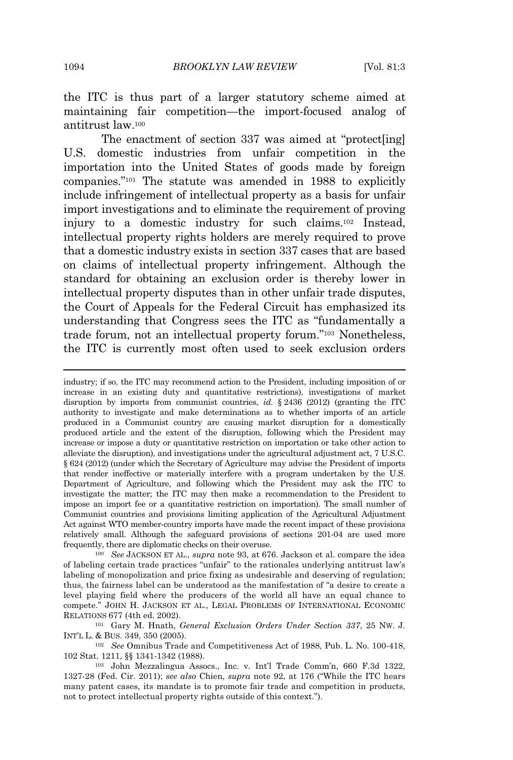the ITC is thus part of a larger statutory scheme aimed at maintaining fair competition—the import-focused analog of antitrust law.[100]

The enactment of section 337 was aimed at "protect[ing] U.S. domestic industries from unfair competition in the importation into the United States of goods made by foreign companies."[101] The statute was amended in 1988 to explicitly include infringement of intellectual property as a basis for unfair import investigations and to eliminate the requirement of proving injury to a domestic industry for such claims.[102] Instead, intellectual property rights holders are merely required to prove that a domestic industry exists in section 337 cases that are based on claims of intellectual property infringement. Although the standard for obtaining an exclusion order is thereby lower in intellectual property disputes than in other unfair trade disputes, the Court of Appeals for the Federal Circuit has emphasized its understanding that Congress sees the ITC as "fundamentally a trade forum, not an intellectual property forum."[103] Nonetheless, the ITC is currently most often used to seek exclusion orders

---

industry; if so, the ITC may recommend action to the President, including imposition of or increase in an existing duty and quantitative restrictions), investigations of market disruption by imports from communist countries, *id.* § 2436 (2012) (granting the ITC authority to investigate and make determinations as to whether imports of an article produced in a Communist country are causing market disruption for a domestically produced article and the extent of the disruption, following which the President may increase or impose a duty or quantitative restriction on importation or take other action to alleviate the disruption), and investigations under the agricultural adjustment act, 7 U.S.C. § 624 (2012) (under which the Secretary of Agriculture may advise the President of imports that render ineffective or materially interfere with a program undertaken by the U.S. Department of Agriculture, and following which the President may ask the ITC to investigate the matter; the ITC may then make a recommendation to the President to impose an import fee or a quantitative restriction on importation). The small number of Communist countries and provisions limiting application of the Agricultural Adjustment Act against WTO member-country imports have made the recent impact of these provisions relatively small. Although the safeguard provisions of sections 201-04 are used more frequently, there are diplomatic checks on their overuse.

[100] *See* JACKSON ET AL., *supra* note 93, at 676. Jackson et al. compare the idea of labeling certain trade practices "unfair" to the rationales underlying antitrust law's labeling of monopolization and price fixing as undesirable and deserving of regulation; thus, the fairness label can be understood as the manifestation of "a desire to create a level playing field where the producers of the world all have an equal chance to compete." JOHN H. JACKSON ET AL., LEGAL PROBLEMS OF INTERNATIONAL ECONOMIC RELATIONS 677 (4th ed. 2002).

[101] Gary M. Hnath, *General Exclusion Orders Under Section 337*, 25 NW. J. INT'L L. & BUS. 349, 350 (2005).

[102] *See* Omnibus Trade and Competitiveness Act of 1988, Pub. L. No. 100-418, 102 Stat. 1211, §§ 1341-1342 (1988).

[103] John Mezzalingua Assocs., Inc. v. Int'l Trade Comm'n, 660 F.3d 1322, 1327-28 (Fed. Cir. 2011); *see also* Chien, *supra* note 92, at 176 ("While the ITC hears many patent cases, its mandate is to promote fair trade and competition in products, not to protect intellectual property rights outside of this context.").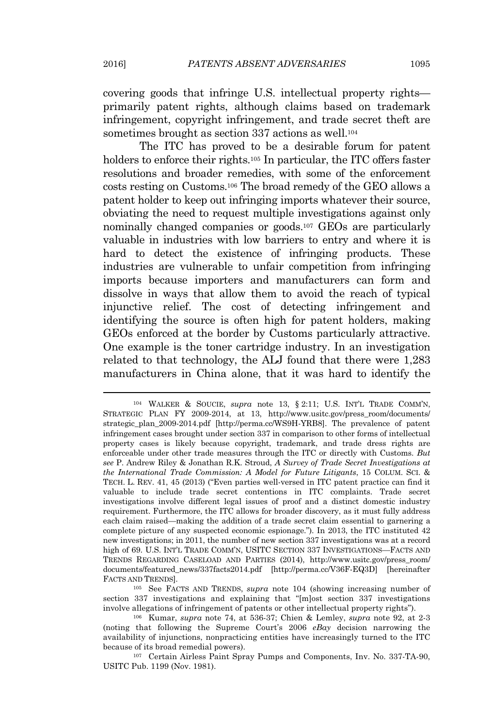covering goods that infringe U.S. intellectual property rights—primarily patent rights, although claims based on trademark infringement, copyright infringement, and trade secret theft are sometimes brought as section 337 actions as well.[104]

The ITC has proved to be a desirable forum for patent holders to enforce their rights.[105] In particular, the ITC offers faster resolutions and broader remedies, with some of the enforcement costs resting on Customs.[106] The broad remedy of the GEO allows a patent holder to keep out infringing imports whatever their source, obviating the need to request multiple investigations against only nominally changed companies or goods.[107] GEOs are particularly valuable in industries with low barriers to entry and where it is hard to detect the existence of infringing products. These industries are vulnerable to unfair competition from infringing imports because importers and manufacturers can form and dissolve in ways that allow them to avoid the reach of typical injunctive relief. The cost of detecting infringement and identifying the source is often high for patent holders, making GEOs enforced at the border by Customs particularly attractive. One example is the toner cartridge industry. In an investigation related to that technology, the ALJ found that there were 1,283 manufacturers in China alone, that it was hard to identify the

---

[104] WALKER & SOUCIE, *supra* note 13, § 2:11; U.S. INT'L TRADE COMM'N, STRATEGIC PLAN FY 2009-2014, at 13, http://www.usitc.gov/press_room/documents/strategic_plan_2009-2014.pdf [http://perma.cc/WS9H-YRB8]. The prevalence of patent infringement cases brought under section 337 in comparison to other forms of intellectual property cases is likely because copyright, trademark, and trade dress rights are enforceable under other trade measures through the ITC or directly with Customs. *But see* P. Andrew Riley & Jonathan R.K. Stroud, *A Survey of Trade Secret Investigations at the International Trade Commission: A Model for Future Litigants*, 15 COLUM. SCI. & TECH. L. REV. 41, 45 (2013) ("Even parties well-versed in ITC patent practice can find it valuable to include trade secret contentions in ITC complaints. Trade secret investigations involve different legal issues of proof and a distinct domestic industry requirement. Furthermore, the ITC allows for broader discovery, as it must fully address each claim raised—making the addition of a trade secret claim essential to garnering a complete picture of any suspected economic espionage."). In 2013, the ITC instituted 42 new investigations; in 2011, the number of new section 337 investigations was at a record high of 69. U.S. INT'L TRADE COMM'N, USITC SECTION 337 INVESTIGATIONS—FACTS AND TRENDS REGARDING CASELOAD AND PARTIES (2014), http://www.usitc.gov/press_room/documents/featured_news/337facts2014.pdf [http://perma.cc/V36F-EQ3D] [hereinafter FACTS AND TRENDS].

[105] See FACTS AND TRENDS, *supra* note 104 (showing increasing number of section 337 investigations and explaining that "[m]ost section 337 investigations involve allegations of infringement of patents or other intellectual property rights").

[106] Kumar, *supra* note 74, at 536-37; Chien & Lemley, *supra* note 92, at 2-3 (noting that following the Supreme Court's 2006 *eBay* decision narrowing the availability of injunctions, nonpracticing entities have increasingly turned to the ITC because of its broad remedial powers).

[107] Certain Airless Paint Spray Pumps and Components, Inv. No. 337-TA-90, USITC Pub. 1199 (Nov. 1981).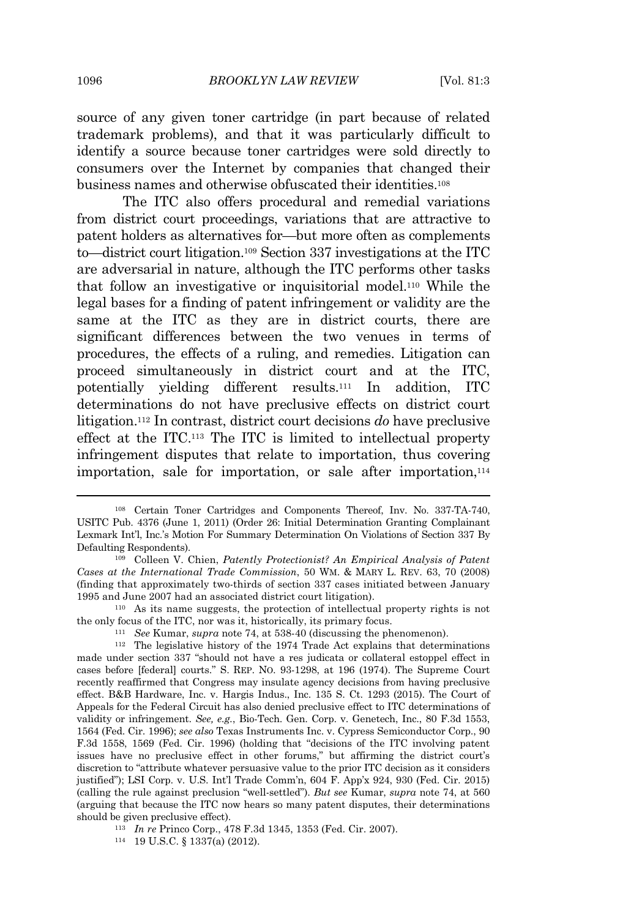source of any given toner cartridge (in part because of related trademark problems), and that it was particularly difficult to identify a source because toner cartridges were sold directly to consumers over the Internet by companies that changed their business names and otherwise obfuscated their identities.[108]

The ITC also offers procedural and remedial variations from district court proceedings, variations that are attractive to patent holders as alternatives for—but more often as complements to—district court litigation.[109] Section 337 investigations at the ITC are adversarial in nature, although the ITC performs other tasks that follow an investigative or inquisitorial model.[110] While the legal bases for a finding of patent infringement or validity are the same at the ITC as they are in district courts, there are significant differences between the two venues in terms of procedures, the effects of a ruling, and remedies. Litigation can proceed simultaneously in district court and at the ITC, potentially yielding different results.[111] In addition, ITC determinations do not have preclusive effects on district court litigation.[112] In contrast, district court decisions *do* have preclusive effect at the ITC.[113] The ITC is limited to intellectual property infringement disputes that relate to importation, thus covering importation, sale for importation, or sale after importation,[114]

---

[108] Certain Toner Cartridges and Components Thereof, Inv. No. 337-TA-740, USITC Pub. 4376 (June 1, 2011) (Order 26: Initial Determination Granting Complainant Lexmark Int'l, Inc.'s Motion For Summary Determination On Violations of Section 337 By Defaulting Respondents).

[109] Colleen V. Chien, *Patently Protectionist? An Empirical Analysis of Patent Cases at the International Trade Commission*, 50 WM. & MARY L. REV. 63, 70 (2008) (finding that approximately two-thirds of section 337 cases initiated between January 1995 and June 2007 had an associated district court litigation).

[110] As its name suggests, the protection of intellectual property rights is not the only focus of the ITC, nor was it, historically, its primary focus.

[111] *See* Kumar, *supra* note 74, at 538-40 (discussing the phenomenon).

[112] The legislative history of the 1974 Trade Act explains that determinations made under section 337 "should not have a res judicata or collateral estoppel effect in cases before [federal] courts." S. REP. NO. 93-1298, at 196 (1974). The Supreme Court recently reaffirmed that Congress may insulate agency decisions from having preclusive effect. B&B Hardware, Inc. v. Hargis Indus., Inc. 135 S. Ct. 1293 (2015). The Court of Appeals for the Federal Circuit has also denied preclusive effect to ITC determinations of validity or infringement. *See, e.g.*, Bio-Tech. Gen. Corp. v. Genetech, Inc., 80 F.3d 1553, 1564 (Fed. Cir. 1996); *see also* Texas Instruments Inc. v. Cypress Semiconductor Corp., 90 F.3d 1558, 1569 (Fed. Cir. 1996) (holding that "decisions of the ITC involving patent issues have no preclusive effect in other forums," but affirming the district court's discretion to "attribute whatever persuasive value to the prior ITC decision as it considers justified"); LSI Corp. v. U.S. Int'l Trade Comm'n, 604 F. App'x 924, 930 (Fed. Cir. 2015) (calling the rule against preclusion "well-settled"). *But see* Kumar, *supra* note 74, at 560 (arguing that because the ITC now hears so many patent disputes, their determinations should be given preclusive effect).

[113] *In re* Princo Corp., 478 F.3d 1345, 1353 (Fed. Cir. 2007).

[114] 19 U.S.C. § 1337(a) (2012).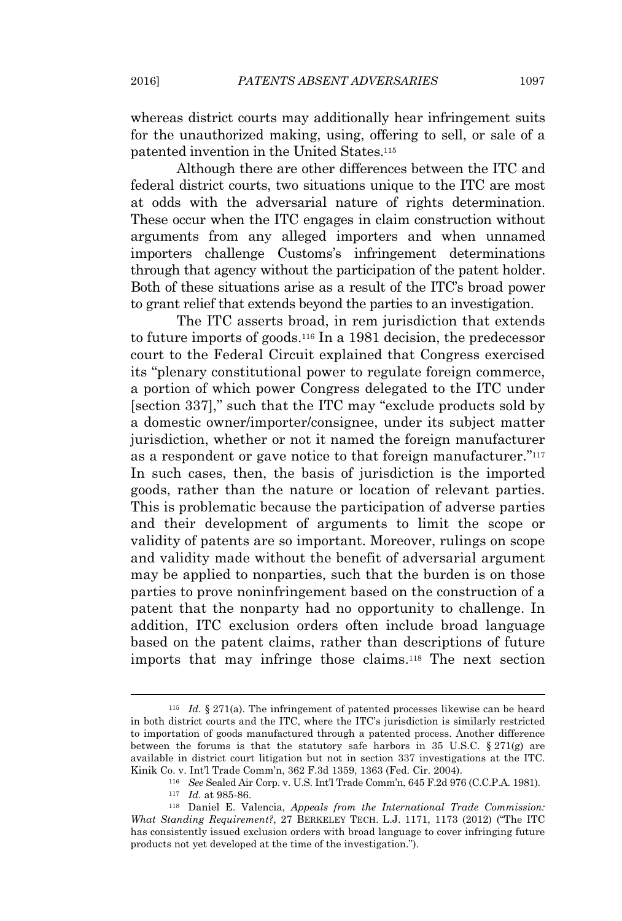whereas district courts may additionally hear infringement suits for the unauthorized making, using, offering to sell, or sale of a patented invention in the United States.[115]

Although there are other differences between the ITC and federal district courts, two situations unique to the ITC are most at odds with the adversarial nature of rights determination. These occur when the ITC engages in claim construction without arguments from any alleged importers and when unnamed importers challenge Customs's infringement determinations through that agency without the participation of the patent holder. Both of these situations arise as a result of the ITC's broad power to grant relief that extends beyond the parties to an investigation.

The ITC asserts broad, in rem jurisdiction that extends to future imports of goods.[116] In a 1981 decision, the predecessor court to the Federal Circuit explained that Congress exercised its "plenary constitutional power to regulate foreign commerce, a portion of which power Congress delegated to the ITC under [section 337]," such that the ITC may "exclude products sold by a domestic owner/importer/consignee, under its subject matter jurisdiction, whether or not it named the foreign manufacturer as a respondent or gave notice to that foreign manufacturer."[117] In such cases, then, the basis of jurisdiction is the imported goods, rather than the nature or location of relevant parties. This is problematic because the participation of adverse parties and their development of arguments to limit the scope or validity of patents are so important. Moreover, rulings on scope and validity made without the benefit of adversarial argument may be applied to nonparties, such that the burden is on those parties to prove noninfringement based on the construction of a patent that the nonparty had no opportunity to challenge. In addition, ITC exclusion orders often include broad language based on the patent claims, rather than descriptions of future imports that may infringe those claims.[118] The next section

---

[115] *Id.* § 271(a). The infringement of patented processes likewise can be heard in both district courts and the ITC, where the ITC's jurisdiction is similarly restricted to importation of goods manufactured through a patented process. Another difference between the forums is that the statutory safe harbors in 35 U.S.C. § 271(g) are available in district court litigation but not in section 337 investigations at the ITC. Kinik Co. v. Int'l Trade Comm'n, 362 F.3d 1359, 1363 (Fed. Cir. 2004).

[116] *See* Sealed Air Corp. v. U.S. Int'l Trade Comm'n, 645 F.2d 976 (C.C.P.A. 1981).

[117] *Id.* at 985-86.

[118] Daniel E. Valencia, *Appeals from the International Trade Commission: What Standing Requirement?*, 27 BERKELEY TECH. L.J. 1171, 1173 (2012) ("The ITC has consistently issued exclusion orders with broad language to cover infringing future products not yet developed at the time of the investigation.").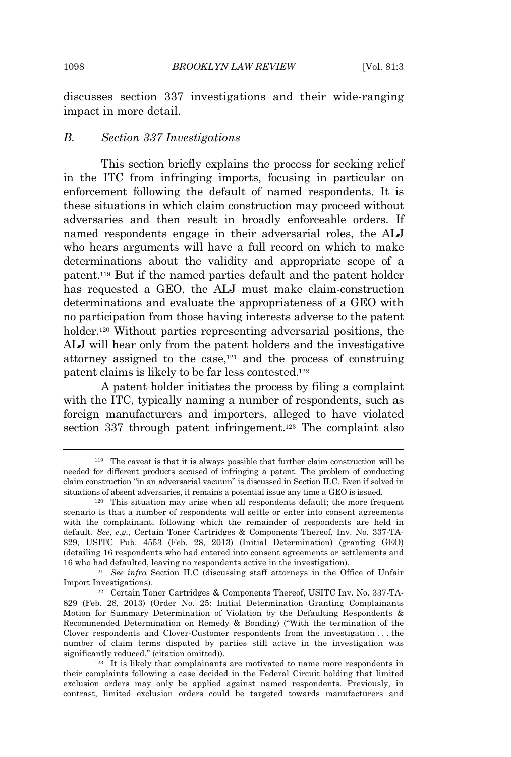discusses section 337 investigations and their wide-ranging impact in more detail.

## B. Section 337 Investigations

This section briefly explains the process for seeking relief in the ITC from infringing imports, focusing in particular on enforcement following the default of named respondents. It is these situations in which claim construction may proceed without adversaries and then result in broadly enforceable orders. If named respondents engage in their adversarial roles, the ALJ who hears arguments will have a full record on which to make determinations about the validity and appropriate scope of a patent.[119] But if the named parties default and the patent holder has requested a GEO, the ALJ must make claim-construction determinations and evaluate the appropriateness of a GEO with no participation from those having interests adverse to the patent holder.[120] Without parties representing adversarial positions, the ALJ will hear only from the patent holders and the investigative attorney assigned to the case,[121] and the process of construing patent claims is likely to be far less contested.[122]

A patent holder initiates the process by filing a complaint with the ITC, typically naming a number of respondents, such as foreign manufacturers and importers, alleged to have violated section 337 through patent infringement.[123] The complaint also

---

[119] The caveat is that it is always possible that further claim construction will be needed for different products accused of infringing a patent. The problem of conducting claim construction "in an adversarial vacuum" is discussed in Section II.C. Even if solved in situations of absent adversaries, it remains a potential issue any time a GEO is issued.

[120] This situation may arise when all respondents default; the more frequent scenario is that a number of respondents will settle or enter into consent agreements with the complainant, following which the remainder of respondents are held in default. *See, e.g.*, Certain Toner Cartridges & Components Thereof, Inv. No. 337-TA-829, USITC Pub. 4553 (Feb. 28, 2013) (Initial Determination) (granting GEO) (detailing 16 respondents who had entered into consent agreements or settlements and 16 who had defaulted, leaving no respondents active in the investigation).

[121] *See infra* Section II.C (discussing staff attorneys in the Office of Unfair Import Investigations).

[122] Certain Toner Cartridges & Components Thereof, USITC Inv. No. 337-TA-829 (Feb. 28, 2013) (Order No. 25: Initial Determination Granting Complainants Motion for Summary Determination of Violation by the Defaulting Respondents & Recommended Determination on Remedy & Bonding) ("With the termination of the Clover respondents and Clover-Customer respondents from the investigation . . . the number of claim terms disputed by parties still active in the investigation was significantly reduced." (citation omitted)).

[123] It is likely that complainants are motivated to name more respondents in their complaints following a case decided in the Federal Circuit holding that limited exclusion orders may only be applied against named respondents. Previously, in contrast, limited exclusion orders could be targeted towards manufacturers and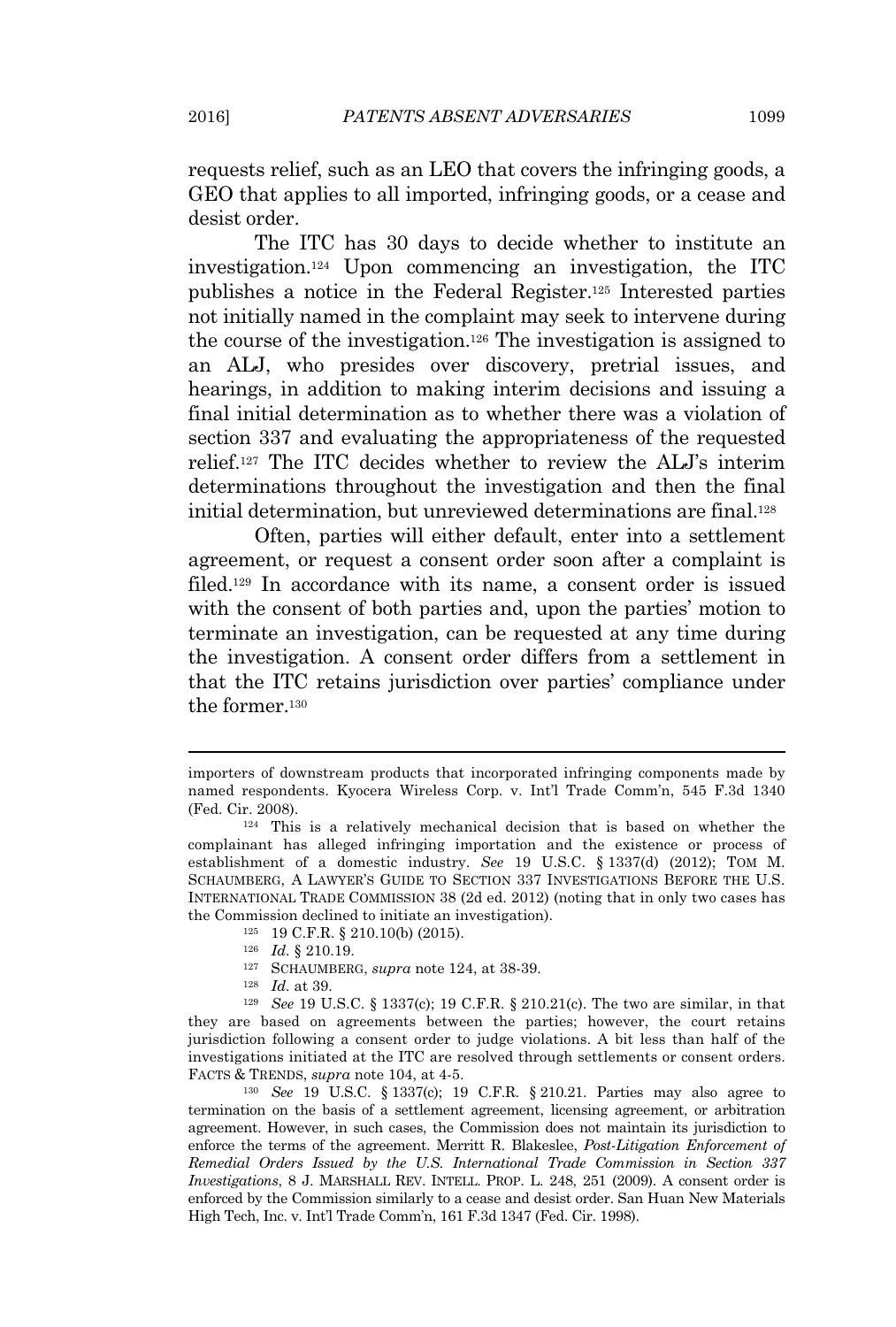requests relief, such as an LEO that covers the infringing goods, a GEO that applies to all imported, infringing goods, or a cease and desist order.

The ITC has 30 days to decide whether to institute an investigation.[124] Upon commencing an investigation, the ITC publishes a notice in the Federal Register.[125] Interested parties not initially named in the complaint may seek to intervene during the course of the investigation.[126] The investigation is assigned to an ALJ, who presides over discovery, pretrial issues, and hearings, in addition to making interim decisions and issuing a final initial determination as to whether there was a violation of section 337 and evaluating the appropriateness of the requested relief.[127] The ITC decides whether to review the ALJ's interim determinations throughout the investigation and then the final initial determination, but unreviewed determinations are final.[128]

Often, parties will either default, enter into a settlement agreement, or request a consent order soon after a complaint is filed.[129] In accordance with its name, a consent order is issued with the consent of both parties and, upon the parties' motion to terminate an investigation, can be requested at any time during the investigation. A consent order differs from a settlement in that the ITC retains jurisdiction over parties' compliance under the former.[130]

---

importers of downstream products that incorporated infringing components made by named respondents. Kyocera Wireless Corp. v. Int'l Trade Comm'n, 545 F.3d 1340 (Fed. Cir. 2008).

[124] This is a relatively mechanical decision that is based on whether the complainant has alleged infringing importation and the existence or process of establishment of a domestic industry. *See* 19 U.S.C. § 1337(d) (2012); TOM M. SCHAUMBERG, A LAWYER'S GUIDE TO SECTION 337 INVESTIGATIONS BEFORE THE U.S. INTERNATIONAL TRADE COMMISSION 38 (2d ed. 2012) (noting that in only two cases has the Commission declined to initiate an investigation).

[125] 19 C.F.R. § 210.10(b) (2015).

[126] *Id.* § 210.19.

[127] SCHAUMBERG, *supra* note 124, at 38-39.

[128] *Id.* at 39.

[129] *See* 19 U.S.C. § 1337(c); 19 C.F.R. § 210.21(c). The two are similar, in that they are based on agreements between the parties; however, the court retains jurisdiction following a consent order to judge violations. A bit less than half of the investigations initiated at the ITC are resolved through settlements or consent orders. FACTS & TRENDS, *supra* note 104, at 4-5.

[130] *See* 19 U.S.C. § 1337(c); 19 C.F.R. § 210.21. Parties may also agree to termination on the basis of a settlement agreement, licensing agreement, or arbitration agreement. However, in such cases, the Commission does not maintain its jurisdiction to enforce the terms of the agreement. Merritt R. Blakeslee, *Post-Litigation Enforcement of Remedial Orders Issued by the U.S. International Trade Commission in Section 337 Investigations*, 8 J. MARSHALL REV. INTELL. PROP. L. 248, 251 (2009). A consent order is enforced by the Commission similarly to a cease and desist order. San Huan New Materials High Tech, Inc. v. Int'l Trade Comm'n, 161 F.3d 1347 (Fed. Cir. 1998).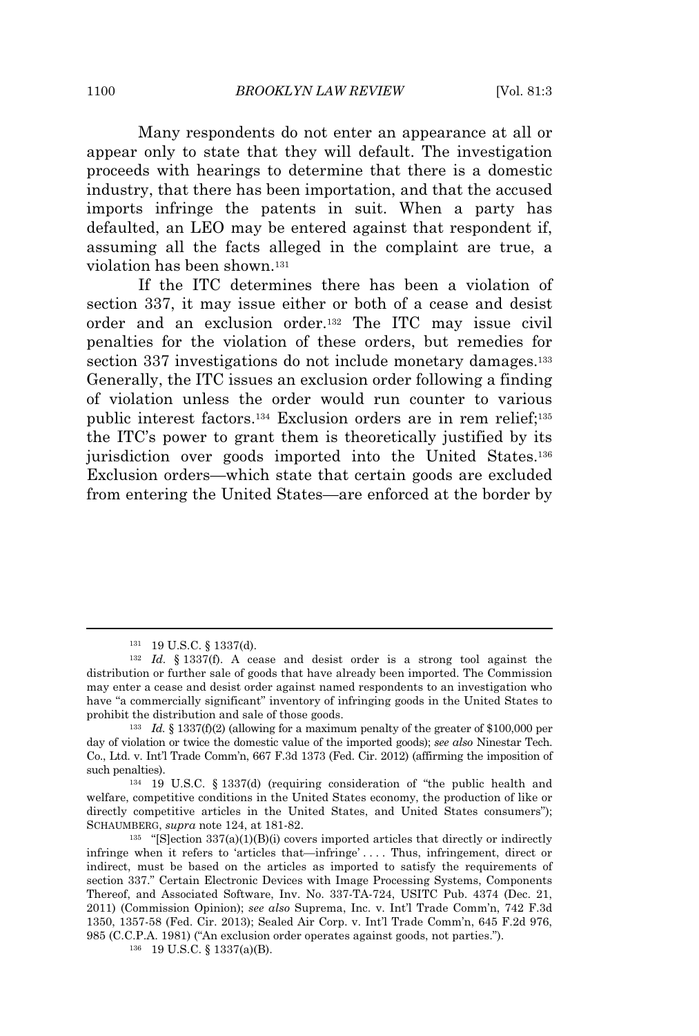Many respondents do not enter an appearance at all or appear only to state that they will default. The investigation proceeds with hearings to determine that there is a domestic industry, that there has been importation, and that the accused imports infringe the patents in suit. When a party has defaulted, an LEO may be entered against that respondent if, assuming all the facts alleged in the complaint are true, a violation has been shown.[131]

If the ITC determines there has been a violation of section 337, it may issue either or both of a cease and desist order and an exclusion order.[132] The ITC may issue civil penalties for the violation of these orders, but remedies for section 337 investigations do not include monetary damages.[133] Generally, the ITC issues an exclusion order following a finding of violation unless the order would run counter to various public interest factors.[134] Exclusion orders are in rem relief;[135] the ITC's power to grant them is theoretically justified by its jurisdiction over goods imported into the United States.[136] Exclusion orders—which state that certain goods are excluded from entering the United States—are enforced at the border by

---

[131] 19 U.S.C. § 1337(d).

[132] *Id.* § 1337(f). A cease and desist order is a strong tool against the distribution or further sale of goods that have already been imported. The Commission may enter a cease and desist order against named respondents to an investigation who have "a commercially significant" inventory of infringing goods in the United States to prohibit the distribution and sale of those goods.

[133] *Id.* § 1337(f)(2) (allowing for a maximum penalty of the greater of $100,000 per day of violation or twice the domestic value of the imported goods); *see also* Ninestar Tech. Co., Ltd. v. Int'l Trade Comm'n, 667 F.3d 1373 (Fed. Cir. 2012) (affirming the imposition of such penalties).

[134] 19 U.S.C. § 1337(d) (requiring consideration of "the public health and welfare, competitive conditions in the United States economy, the production of like or directly competitive articles in the United States, and United States consumers"); SCHAUMBERG, *supra* note 124, at 181-82.

[135] "[S]ection 337(a)(1)(B)(i) covers imported articles that directly or indirectly infringe when it refers to 'articles that—infringe' . . . . Thus, infringement, direct or indirect, must be based on the articles as imported to satisfy the requirements of section 337." Certain Electronic Devices with Image Processing Systems, Components Thereof, and Associated Software, Inv. No. 337-TA-724, USITC Pub. 4374 (Dec. 21, 2011) (Commission Opinion); *see also* Suprema, Inc. v. Int'l Trade Comm'n, 742 F.3d 1350, 1357-58 (Fed. Cir. 2013); Sealed Air Corp. v. Int'l Trade Comm'n, 645 F.2d 976, 985 (C.C.P.A. 1981) ("An exclusion order operates against goods, not parties.").

[136] 19 U.S.C. § 1337(a)(B).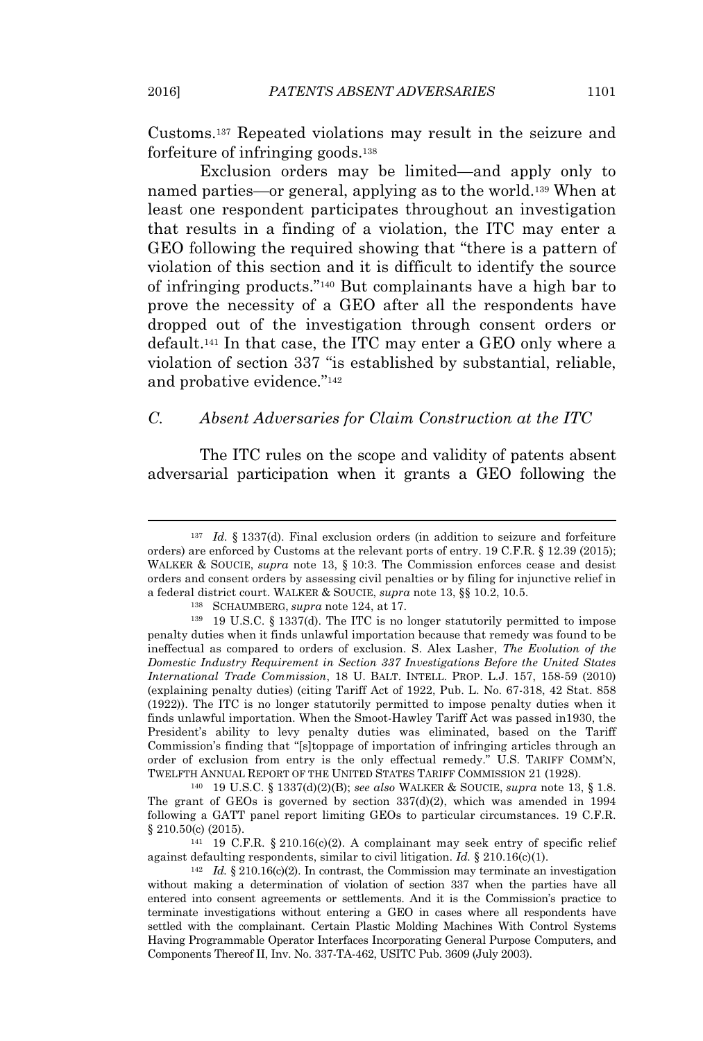Customs.[137] Repeated violations may result in the seizure and forfeiture of infringing goods.[138]

Exclusion orders may be limited—and apply only to named parties—or general, applying as to the world.[139] When at least one respondent participates throughout an investigation that results in a finding of a violation, the ITC may enter a GEO following the required showing that "there is a pattern of violation of this section and it is difficult to identify the source of infringing products."[140] But complainants have a high bar to prove the necessity of a GEO after all the respondents have dropped out of the investigation through consent orders or default.[141] In that case, the ITC may enter a GEO only where a violation of section 337 "is established by substantial, reliable, and probative evidence."[142]

### C. *Absent Adversaries for Claim Construction at the ITC*

The ITC rules on the scope and validity of patents absent adversarial participation when it grants a GEO following the

---

[137] *Id.* § 1337(d). Final exclusion orders (in addition to seizure and forfeiture orders) are enforced by Customs at the relevant ports of entry. 19 C.F.R. § 12.39 (2015); WALKER & SOUCIE, *supra* note 13, § 10:3. The Commission enforces cease and desist orders and consent orders by assessing civil penalties or by filing for injunctive relief in a federal district court. WALKER & SOUCIE, *supra* note 13, §§ 10.2, 10.5.

[138] SCHAUMBERG, *supra* note 124, at 17.

[139] 19 U.S.C. § 1337(d). The ITC is no longer statutorily permitted to impose penalty duties when it finds unlawful importation because that remedy was found to be ineffectual as compared to orders of exclusion. S. Alex Lasher, *The Evolution of the Domestic Industry Requirement in Section 337 Investigations Before the United States International Trade Commission*, 18 U. BALT. INTELL. PROP. L.J. 157, 158-59 (2010) (explaining penalty duties) (citing Tariff Act of 1922, Pub. L. No. 67-318, 42 Stat. 858 (1922)). The ITC is no longer statutorily permitted to impose penalty duties when it finds unlawful importation. When the Smoot-Hawley Tariff Act was passed in1930, the President's ability to levy penalty duties was eliminated, based on the Tariff Commission's finding that "[s]toppage of importation of infringing articles through an order of exclusion from entry is the only effectual remedy." U.S. TARIFF COMM'N, TWELFTH ANNUAL REPORT OF THE UNITED STATES TARIFF COMMISSION 21 (1928).

[140] 19 U.S.C. § 1337(d)(2)(B); *see also* WALKER & SOUCIE, *supra* note 13, § 1.8. The grant of GEOs is governed by section 337(d)(2), which was amended in 1994 following a GATT panel report limiting GEOs to particular circumstances. 19 C.F.R. § 210.50(c) (2015).

[141] 19 C.F.R. § 210.16(c)(2). A complainant may seek entry of specific relief against defaulting respondents, similar to civil litigation. *Id.* § 210.16(c)(1).

[142] *Id.* § 210.16(c)(2). In contrast, the Commission may terminate an investigation without making a determination of violation of section 337 when the parties have all entered into consent agreements or settlements. And it is the Commission's practice to terminate investigations without entering a GEO in cases where all respondents have settled with the complainant. Certain Plastic Molding Machines With Control Systems Having Programmable Operator Interfaces Incorporating General Purpose Computers, and Components Thereof II, Inv. No. 337-TA-462, USITC Pub. 3609 (July 2003).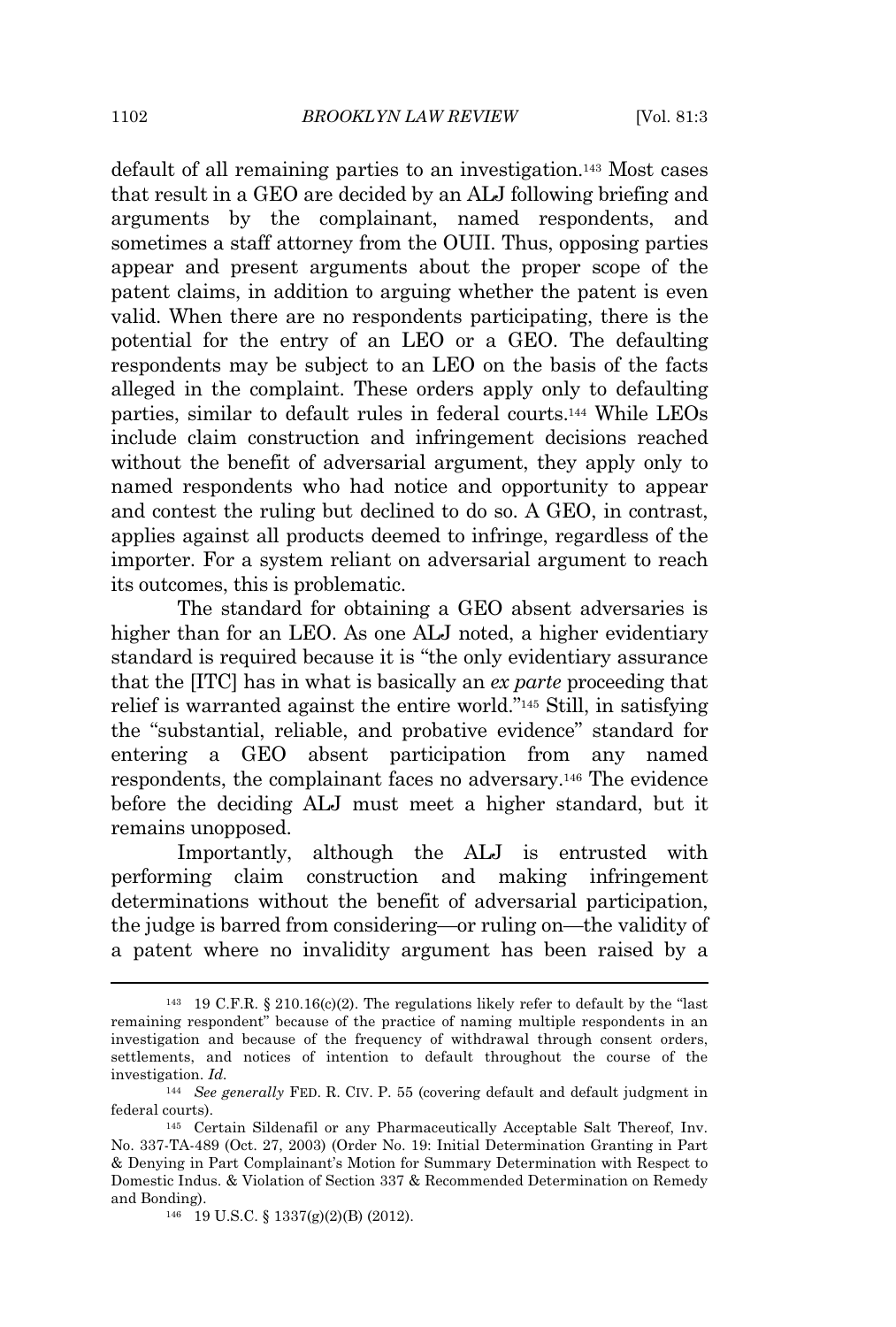default of all remaining parties to an investigation.[143] Most cases that result in a GEO are decided by an ALJ following briefing and arguments by the complainant, named respondents, and sometimes a staff attorney from the OUII. Thus, opposing parties appear and present arguments about the proper scope of the patent claims, in addition to arguing whether the patent is even valid. When there are no respondents participating, there is the potential for the entry of an LEO or a GEO. The defaulting respondents may be subject to an LEO on the basis of the facts alleged in the complaint. These orders apply only to defaulting parties, similar to default rules in federal courts.[144] While LEOs include claim construction and infringement decisions reached without the benefit of adversarial argument, they apply only to named respondents who had notice and opportunity to appear and contest the ruling but declined to do so. A GEO, in contrast, applies against all products deemed to infringe, regardless of the importer. For a system reliant on adversarial argument to reach its outcomes, this is problematic.

The standard for obtaining a GEO absent adversaries is higher than for an LEO. As one ALJ noted, a higher evidentiary standard is required because it is "the only evidentiary assurance that the [ITC] has in what is basically an *ex parte* proceeding that relief is warranted against the entire world."[145] Still, in satisfying the "substantial, reliable, and probative evidence" standard for entering a GEO absent participation from any named respondents, the complainant faces no adversary.[146] The evidence before the deciding ALJ must meet a higher standard, but it remains unopposed.

Importantly, although the ALJ is entrusted with performing claim construction and making infringement determinations without the benefit of adversarial participation, the judge is barred from considering—or ruling on—the validity of a patent where no invalidity argument has been raised by a

---

[143] 19 C.F.R. § 210.16(c)(2). The regulations likely refer to default by the "last remaining respondent" because of the practice of naming multiple respondents in an investigation and because of the frequency of withdrawal through consent orders, settlements, and notices of intention to default throughout the course of the investigation. *Id.*

[144] *See generally* FED. R. CIV. P. 55 (covering default and default judgment in federal courts).

[145] Certain Sildenafil or any Pharmaceutically Acceptable Salt Thereof, Inv. No. 337-TA-489 (Oct. 27, 2003) (Order No. 19: Initial Determination Granting in Part & Denying in Part Complainant's Motion for Summary Determination with Respect to Domestic Indus. & Violation of Section 337 & Recommended Determination on Remedy and Bonding).

[146] 19 U.S.C. § 1337(g)(2)(B) (2012).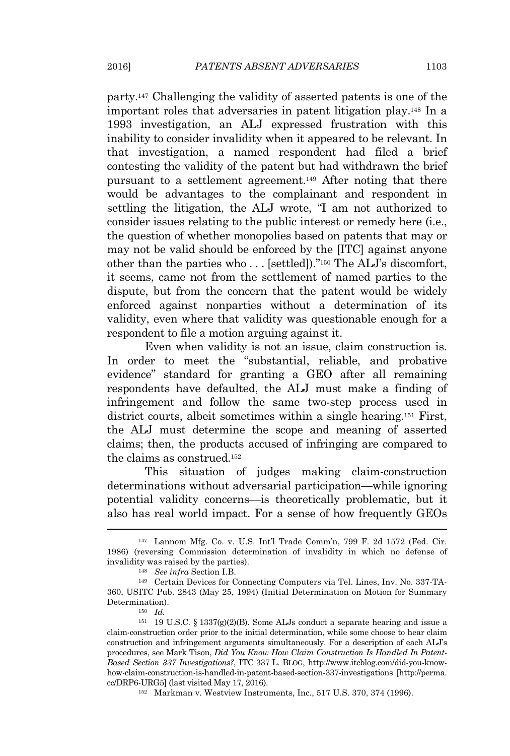party.[147] Challenging the validity of asserted patents is one of the important roles that adversaries in patent litigation play.[148] In a 1993 investigation, an ALJ expressed frustration with this inability to consider invalidity when it appeared to be relevant. In that investigation, a named respondent had filed a brief contesting the validity of the patent but had withdrawn the brief pursuant to a settlement agreement.[149] After noting that there would be advantages to the complainant and respondent in settling the litigation, the ALJ wrote, "I am not authorized to consider issues relating to the public interest or remedy here (i.e., the question of whether monopolies based on patents that may or may not be valid should be enforced by the [ITC] against anyone other than the parties who . . . [settled])."[150] The ALJ's discomfort, it seems, came not from the settlement of named parties to the dispute, but from the concern that the patent would be widely enforced against nonparties without a determination of its validity, even where that validity was questionable enough for a respondent to file a motion arguing against it.

Even when validity is not an issue, claim construction is. In order to meet the "substantial, reliable, and probative evidence" standard for granting a GEO after all remaining respondents have defaulted, the ALJ must make a finding of infringement and follow the same two-step process used in district courts, albeit sometimes within a single hearing.[151] First, the ALJ must determine the scope and meaning of asserted claims; then, the products accused of infringing are compared to the claims as construed.[152]

This situation of judges making claim-construction determinations without adversarial participation—while ignoring potential validity concerns—is theoretically problematic, but it also has real world impact. For a sense of how frequently GEOs

---

[147] Lannom Mfg. Co. v. U.S. Int'l Trade Comm'n, 799 F. 2d 1572 (Fed. Cir. 1986) (reversing Commission determination of invalidity in which no defense of invalidity was raised by the parties).

[148] *See infra* Section I.B.

[149] Certain Devices for Connecting Computers via Tel. Lines, Inv. No. 337-TA-360, USITC Pub. 2843 (May 25, 1994) (Initial Determination on Motion for Summary Determination).

[150] *Id.*

[151] 19 U.S.C. § 1337(g)(2)(B). Some ALJs conduct a separate hearing and issue a claim-construction order prior to the initial determination, while some choose to hear claim construction and infringement arguments simultaneously. For a description of each ALJ's procedures, see Mark Tison, *Did You Know How Claim Construction Is Handled In Patent-Based Section 337 Investigations?*, ITC 337 L. BLOG, http://www.itcblog.com/did-you-know-how-claim-construction-is-handled-in-patent-based-section-337-investigations [http://perma.cc/DRP6-URG5] (last visited May 17, 2016).

[152] Markman v. Westview Instruments, Inc., 517 U.S. 370, 374 (1996).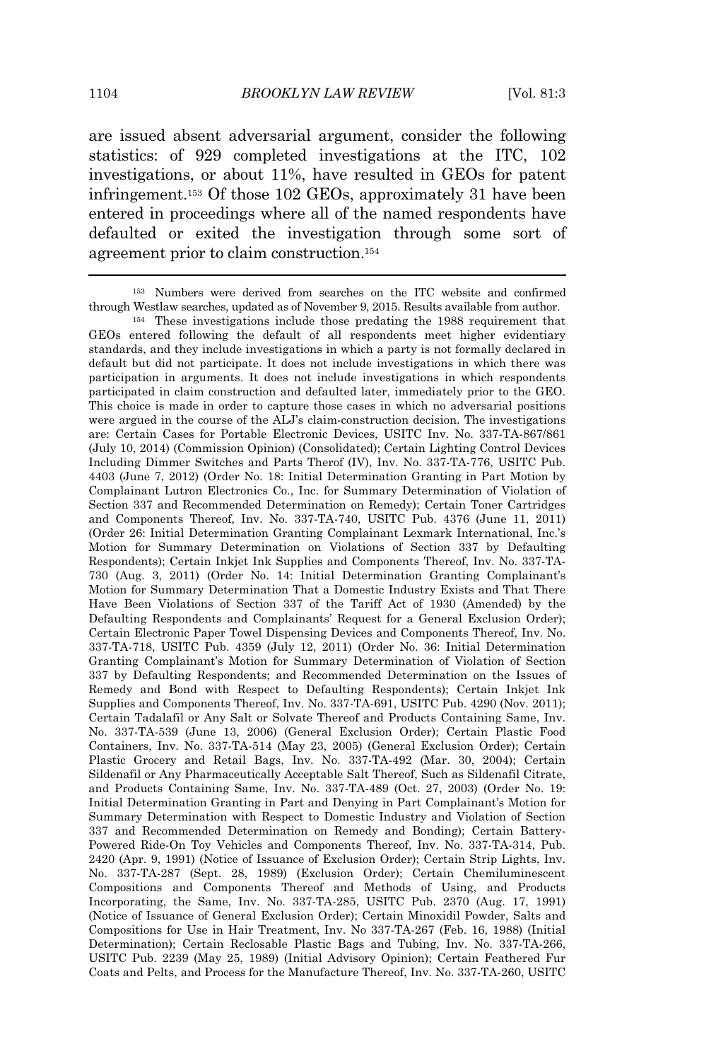are issued absent adversarial argument, consider the following statistics: of 929 completed investigations at the ITC, 102 investigations, or about 11%, have resulted in GEOs for patent infringement.[153] Of those 102 GEOs, approximately 31 have been entered in proceedings where all of the named respondents have defaulted or exited the investigation through some sort of agreement prior to claim construction.[154]

---

[153] Numbers were derived from searches on the ITC website and confirmed through Westlaw searches, updated as of November 9, 2015. Results available from author.

[154] These investigations include those predating the 1988 requirement that GEOs entered following the default of all respondents meet higher evidentiary standards, and they include investigations in which a party is not formally declared in default but did not participate. It does not include investigations in which there was participation in arguments. It does not include investigations in which respondents participated in claim construction and defaulted later, immediately prior to the GEO. This choice is made in order to capture those cases in which no adversarial positions were argued in the course of the ALJ's claim-construction decision. The investigations are: Certain Cases for Portable Electronic Devices, USITC Inv. No. 337-TA-867/861 (July 10, 2014) (Commission Opinion) (Consolidated); Certain Lighting Control Devices Including Dimmer Switches and Parts Therof (IV), Inv. No. 337-TA-776, USITC Pub. 4403 (June 7, 2012) (Order No. 18: Initial Determination Granting in Part Motion by Complainant Lutron Electronics Co., Inc. for Summary Determination of Violation of Section 337 and Recommended Determination on Remedy); Certain Toner Cartridges and Components Thereof, Inv. No. 337-TA-740, USITC Pub. 4376 (June 11, 2011) (Order 26: Initial Determination Granting Complainant Lexmark International, Inc.'s Motion for Summary Determination on Violations of Section 337 by Defaulting Respondents); Certain Inkjet Ink Supplies and Components Thereof, Inv. No. 337-TA-730 (Aug. 3, 2011) (Order No. 14: Initial Determination Granting Complainant's Motion for Summary Determination That a Domestic Industry Exists and That There Have Been Violations of Section 337 of the Tariff Act of 1930 (Amended) by the Defaulting Respondents and Complainants' Request for a General Exclusion Order); Certain Electronic Paper Towel Dispensing Devices and Components Thereof, Inv. No. 337-TA-718, USITC Pub. 4359 (July 12, 2011) (Order No. 36: Initial Determination Granting Complainant's Motion for Summary Determination of Violation of Section 337 by Defaulting Respondents; and Recommended Determination on the Issues of Remedy and Bond with Respect to Defaulting Respondents); Certain Inkjet Ink Supplies and Components Thereof, Inv. No. 337-TA-691, USITC Pub. 4290 (Nov. 2011); Certain Tadalafil or Any Salt or Solvate Thereof and Products Containing Same, Inv. No. 337-TA-539 (June 13, 2006) (General Exclusion Order); Certain Plastic Food Containers, Inv. No. 337-TA-514 (May 23, 2005) (General Exclusion Order); Certain Plastic Grocery and Retail Bags, Inv. No. 337-TA-492 (Mar. 30, 2004); Certain Sildenafil or Any Pharmaceutically Acceptable Salt Thereof, Such as Sildenafil Citrate, and Products Containing Same, Inv. No. 337-TA-489 (Oct. 27, 2003) (Order No. 19: Initial Determination Granting in Part and Denying in Part Complainant's Motion for Summary Determination with Respect to Domestic Industry and Violation of Section 337 and Recommended Determination on Remedy and Bonding); Certain Battery-Powered Ride-On Toy Vehicles and Components Thereof, Inv. No. 337-TA-314, Pub. 2420 (Apr. 9, 1991) (Notice of Issuance of Exclusion Order); Certain Strip Lights, Inv. No. 337-TA-287 (Sept. 28, 1989) (Exclusion Order); Certain Chemiluminescent Compositions and Components Thereof and Methods of Using, and Products Incorporating, the Same, Inv. No. 337-TA-285, USITC Pub. 2370 (Aug. 17, 1991) (Notice of Issuance of General Exclusion Order); Certain Minoxidil Powder, Salts and Compositions for Use in Hair Treatment, Inv. No 337-TA-267 (Feb. 16, 1988) (Initial Determination); Certain Reclosable Plastic Bags and Tubing, Inv. No. 337-TA-266, USITC Pub. 2239 (May 25, 1989) (Initial Advisory Opinion); Certain Feathered Fur Coats and Pelts, and Process for the Manufacture Thereof, Inv. No. 337-TA-260, USITC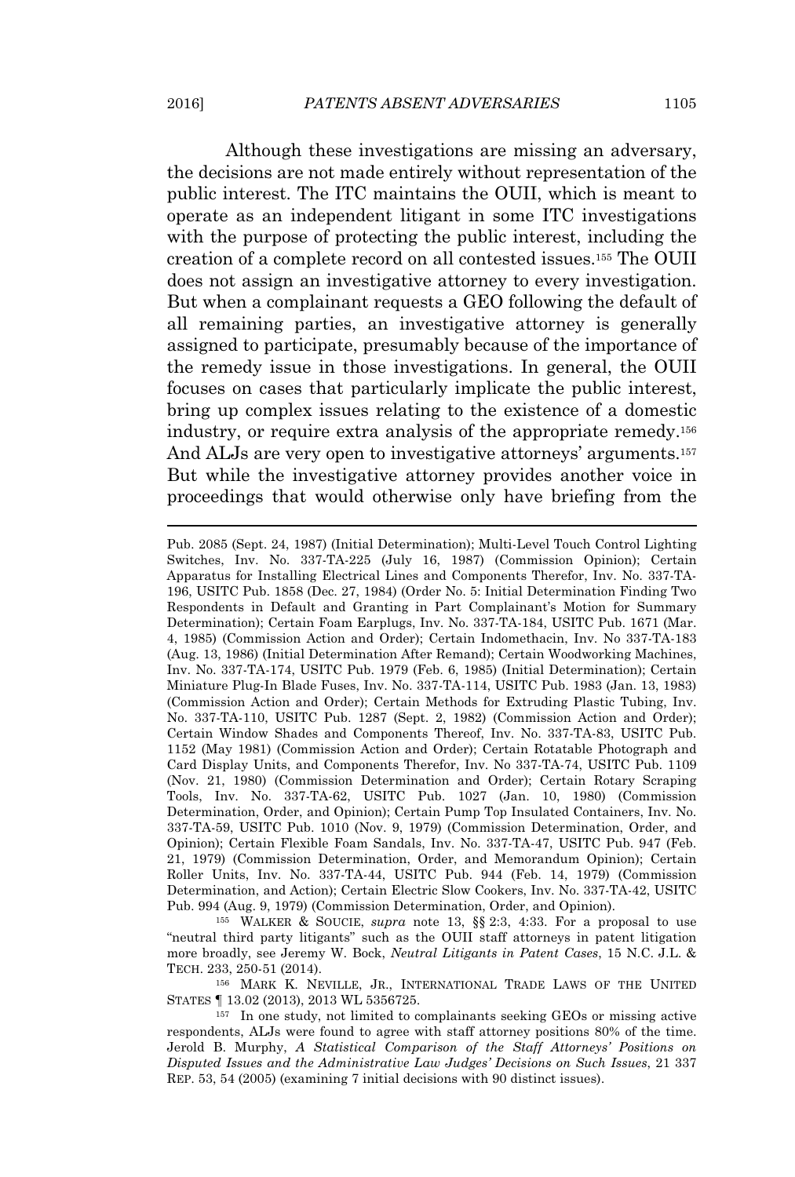Although these investigations are missing an adversary, the decisions are not made entirely without representation of the public interest. The ITC maintains the OUII, which is meant to operate as an independent litigant in some ITC investigations with the purpose of protecting the public interest, including the creation of a complete record on all contested issues.[155] The OUII does not assign an investigative attorney to every investigation. But when a complainant requests a GEO following the default of all remaining parties, an investigative attorney is generally assigned to participate, presumably because of the importance of the remedy issue in those investigations. In general, the OUII focuses on cases that particularly implicate the public interest, bring up complex issues relating to the existence of a domestic industry, or require extra analysis of the appropriate remedy.[156] And ALJs are very open to investigative attorneys' arguments.[157] But while the investigative attorney provides another voice in proceedings that would otherwise only have briefing from the

---

Pub. 2085 (Sept. 24, 1987) (Initial Determination); Multi-Level Touch Control Lighting Switches, Inv. No. 337-TA-225 (July 16, 1987) (Commission Opinion); Certain Apparatus for Installing Electrical Lines and Components Therefor, Inv. No. 337-TA-196, USITC Pub. 1858 (Dec. 27, 1984) (Order No. 5: Initial Determination Finding Two Respondents in Default and Granting in Part Complainant's Motion for Summary Determination); Certain Foam Earplugs, Inv. No. 337-TA-184, USITC Pub. 1671 (Mar. 4, 1985) (Commission Action and Order); Certain Indomethacin, Inv. No 337-TA-183 (Aug. 13, 1986) (Initial Determination After Remand); Certain Woodworking Machines, Inv. No. 337-TA-174, USITC Pub. 1979 (Feb. 6, 1985) (Initial Determination); Certain Miniature Plug-In Blade Fuses, Inv. No. 337-TA-114, USITC Pub. 1983 (Jan. 13, 1983) (Commission Action and Order); Certain Methods for Extruding Plastic Tubing, Inv. No. 337-TA-110, USITC Pub. 1287 (Sept. 2, 1982) (Commission Action and Order); Certain Window Shades and Components Thereof, Inv. No. 337-TA-83, USITC Pub. 1152 (May 1981) (Commission Action and Order); Certain Rotatable Photograph and Card Display Units, and Components Therefor, Inv. No 337-TA-74, USITC Pub. 1109 (Nov. 21, 1980) (Commission Determination and Order); Certain Rotary Scraping Tools, Inv. No. 337-TA-62, USITC Pub. 1027 (Jan. 10, 1980) (Commission Determination, Order, and Opinion); Certain Pump Top Insulated Containers, Inv. No. 337-TA-59, USITC Pub. 1010 (Nov. 9, 1979) (Commission Determination, Order, and Opinion); Certain Flexible Foam Sandals, Inv. No. 337-TA-47, USITC Pub. 947 (Feb. 21, 1979) (Commission Determination, Order, and Memorandum Opinion); Certain Roller Units, Inv. No. 337-TA-44, USITC Pub. 944 (Feb. 14, 1979) (Commission Determination, and Action); Certain Electric Slow Cookers, Inv. No. 337-TA-42, USITC Pub. 994 (Aug. 9, 1979) (Commission Determination, Order, and Opinion).

[155] WALKER & SOUCIE, *supra* note 13, §§ 2:3, 4:33. For a proposal to use "neutral third party litigants" such as the OUII staff attorneys in patent litigation more broadly, see Jeremy W. Bock, *Neutral Litigants in Patent Cases*, 15 N.C. J.L. & TECH. 233, 250-51 (2014).

[156] MARK K. NEVILLE, JR., INTERNATIONAL TRADE LAWS OF THE UNITED STATES ¶ 13.02 (2013), 2013 WL 5356725.

[157] In one study, not limited to complainants seeking GEOs or missing active respondents, ALJs were found to agree with staff attorney positions 80% of the time. Jerold B. Murphy, *A Statistical Comparison of the Staff Attorneys' Positions on Disputed Issues and the Administrative Law Judges' Decisions on Such Issues*, 21 337 REP. 53, 54 (2005) (examining 7 initial decisions with 90 distinct issues).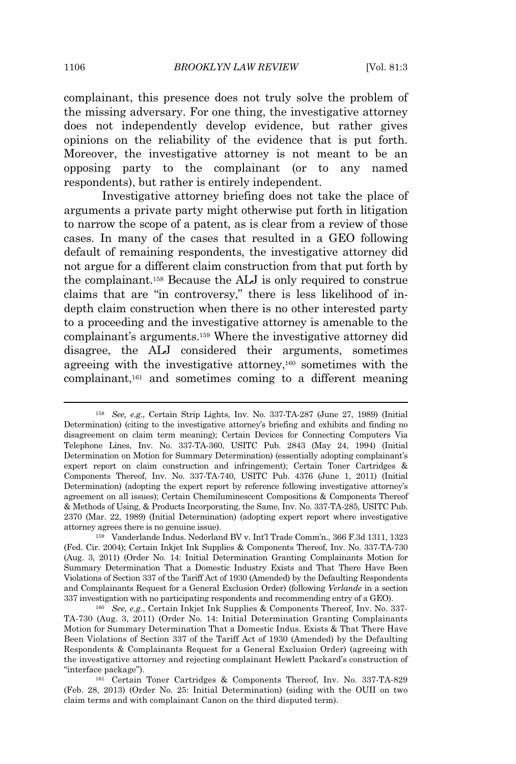complainant, this presence does not truly solve the problem of the missing adversary. For one thing, the investigative attorney does not independently develop evidence, but rather gives opinions on the reliability of the evidence that is put forth. Moreover, the investigative attorney is not meant to be an opposing party to the complainant (or to any named respondents), but rather is entirely independent.

Investigative attorney briefing does not take the place of arguments a private party might otherwise put forth in litigation to narrow the scope of a patent, as is clear from a review of those cases. In many of the cases that resulted in a GEO following default of remaining respondents, the investigative attorney did not argue for a different claim construction from that put forth by the complainant.[158] Because the ALJ is only required to construe claims that are "in controversy," there is less likelihood of in-depth claim construction when there is no other interested party to a proceeding and the investigative attorney is amenable to the complainant's arguments.[159] Where the investigative attorney did disagree, the ALJ considered their arguments, sometimes agreeing with the investigative attorney,[160] sometimes with the complainant,[161] and sometimes coming to a different meaning

---

[158] *See, e.g.*, Certain Strip Lights, Inv. No. 337-TA-287 (June 27, 1989) (Initial Determination) (citing to the investigative attorney's briefing and exhibits and finding no disagreement on claim term meaning); Certain Devices for Connecting Computers Via Telephone Lines, Inv. No. 337-TA-360, USITC Pub. 2843 (May 24, 1994) (Initial Determination on Motion for Summary Determination) (essentially adopting complainant's expert report on claim construction and infringement); Certain Toner Cartridges & Components Thereof, Inv. No. 337-TA-740, USITC Pub. 4376 (June 1, 2011) (Initial Determination) (adopting the expert report by reference following investigative attorney's agreement on all issues); Certain Chemiluminescent Compositions & Components Thereof & Methods of Using, & Products Incorporating, the Same, Inv. No. 337-TA-285, USITC Pub. 2370 (Mar. 22, 1989) (Initial Determination) (adopting expert report where investigative attorney agrees there is no genuine issue).

[159] Vanderlande Indus. Nederland BV v. Int'l Trade Comm'n., 366 F.3d 1311, 1323 (Fed. Cir. 2004); Certain Inkjet Ink Supplies & Components Thereof, Inv. No. 337-TA-730 (Aug. 3, 2011) (Order No. 14: Initial Determination Granting Complainants Motion for Summary Determination That a Domestic Industry Exists and That There Have Been Violations of Section 337 of the Tariff Act of 1930 (Amended) by the Defaulting Respondents and Complainants Request for a General Exclusion Order) (following *Verlande* in a section 337 investigation with no participating respondents and recommending entry of a GEO).

[160] *See, e.g.*, Certain Inkjet Ink Supplies & Components Thereof, Inv. No. 337-TA-730 (Aug. 3, 2011) (Order No. 14: Initial Determination Granting Complainants Motion for Summary Determination That a Domestic Indus. Exists & That There Have Been Violations of Section 337 of the Tariff Act of 1930 (Amended) by the Defaulting Respondents & Complainants Request for a General Exclusion Order) (agreeing with the investigative attorney and rejecting complainant Hewlett Packard's construction of "interface package").

[161] Certain Toner Cartridges & Components Thereof, Inv. No. 337-TA-829 (Feb. 28, 2013) (Order No. 25: Initial Determination) (siding with the OUII on two claim terms and with complainant Canon on the third disputed term).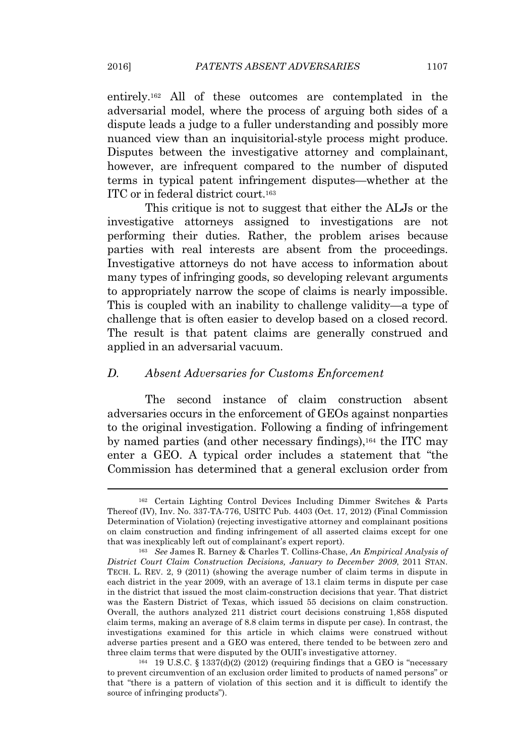entirely.[162] All of these outcomes are contemplated in the adversarial model, where the process of arguing both sides of a dispute leads a judge to a fuller understanding and possibly more nuanced view than an inquisitorial-style process might produce. Disputes between the investigative attorney and complainant, however, are infrequent compared to the number of disputed terms in typical patent infringement disputes—whether at the ITC or in federal district court.[163]

This critique is not to suggest that either the ALJs or the investigative attorneys assigned to investigations are not performing their duties. Rather, the problem arises because parties with real interests are absent from the proceedings. Investigative attorneys do not have access to information about many types of infringing goods, so developing relevant arguments to appropriately narrow the scope of claims is nearly impossible. This is coupled with an inability to challenge validity—a type of challenge that is often easier to develop based on a closed record. The result is that patent claims are generally construed and applied in an adversarial vacuum.

### *D. Absent Adversaries for Customs Enforcement*

The second instance of claim construction absent adversaries occurs in the enforcement of GEOs against nonparties to the original investigation. Following a finding of infringement by named parties (and other necessary findings),[164] the ITC may enter a GEO. A typical order includes a statement that "the Commission has determined that a general exclusion order from

---

[162] Certain Lighting Control Devices Including Dimmer Switches & Parts Thereof (IV), Inv. No. 337-TA-776, USITC Pub. 4403 (Oct. 17, 2012) (Final Commission Determination of Violation) (rejecting investigative attorney and complainant positions on claim construction and finding infringement of all asserted claims except for one that was inexplicably left out of complainant's expert report).

[163] *See* James R. Barney & Charles T. Collins-Chase, *An Empirical Analysis of District Court Claim Construction Decisions, January to December 2009*, 2011 STAN. TECH. L. REV. 2, 9 (2011) (showing the average number of claim terms in dispute in each district in the year 2009, with an average of 13.1 claim terms in dispute per case in the district that issued the most claim-construction decisions that year. That district was the Eastern District of Texas, which issued 55 decisions on claim construction. Overall, the authors analyzed 211 district court decisions construing 1,858 disputed claim terms, making an average of 8.8 claim terms in dispute per case). In contrast, the investigations examined for this article in which claims were construed without adverse parties present and a GEO was entered, there tended to be between zero and three claim terms that were disputed by the OUII's investigative attorney.

[164] 19 U.S.C. § 1337(d)(2) (2012) (requiring findings that a GEO is "necessary to prevent circumvention of an exclusion order limited to products of named persons" or that "there is a pattern of violation of this section and it is difficult to identify the source of infringing products").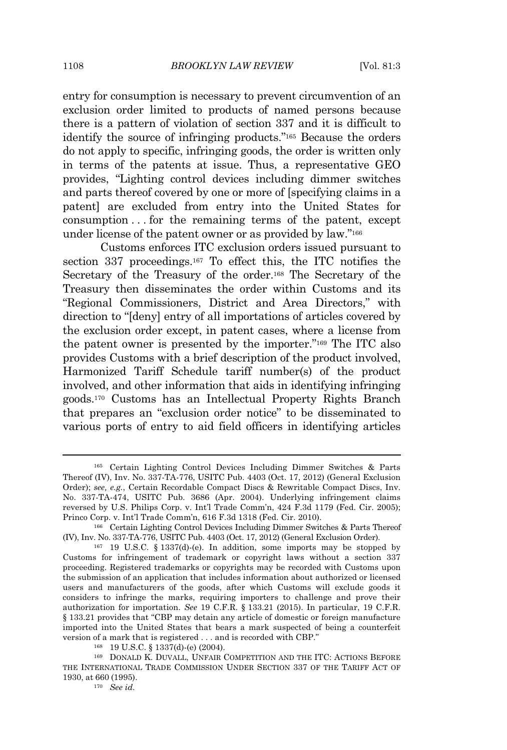entry for consumption is necessary to prevent circumvention of an exclusion order limited to products of named persons because there is a pattern of violation of section 337 and it is difficult to identify the source of infringing products."[165] Because the orders do not apply to specific, infringing goods, the order is written only in terms of the patents at issue. Thus, a representative GEO provides, "Lighting control devices including dimmer switches and parts thereof covered by one or more of [specifying claims in a patent] are excluded from entry into the United States for consumption . . . for the remaining terms of the patent, except under license of the patent owner or as provided by law."[166]

Customs enforces ITC exclusion orders issued pursuant to section 337 proceedings.[167] To effect this, the ITC notifies the Secretary of the Treasury of the order.[168] The Secretary of the Treasury then disseminates the order within Customs and its "Regional Commissioners, District and Area Directors," with direction to "[deny] entry of all importations of articles covered by the exclusion order except, in patent cases, where a license from the patent owner is presented by the importer."[169] The ITC also provides Customs with a brief description of the product involved, Harmonized Tariff Schedule tariff number(s) of the product involved, and other information that aids in identifying infringing goods.[170] Customs has an Intellectual Property Rights Branch that prepares an "exclusion order notice" to be disseminated to various ports of entry to aid field officers in identifying articles

---

[165] Certain Lighting Control Devices Including Dimmer Switches & Parts Thereof (IV), Inv. No. 337-TA-776, USITC Pub. 4403 (Oct. 17, 2012) (General Exclusion Order); *see, e.g.*, Certain Recordable Compact Discs & Rewritable Compact Discs, Inv. No. 337-TA-474, USITC Pub. 3686 (Apr. 2004). Underlying infringement claims reversed by U.S. Philips Corp. v. Int'l Trade Comm'n, 424 F.3d 1179 (Fed. Cir. 2005); Princo Corp. v. Int'l Trade Comm'n, 616 F.3d 1318 (Fed. Cir. 2010).

[166] Certain Lighting Control Devices Including Dimmer Switches & Parts Thereof (IV), Inv. No. 337-TA-776, USITC Pub. 4403 (Oct. 17, 2012) (General Exclusion Order).

[167] 19 U.S.C. § 1337(d)-(e). In addition, some imports may be stopped by Customs for infringement of trademark or copyright laws without a section 337 proceeding. Registered trademarks or copyrights may be recorded with Customs upon the submission of an application that includes information about authorized or licensed users and manufacturers of the goods, after which Customs will exclude goods it considers to infringe the marks, requiring importers to challenge and prove their authorization for importation. *See* 19 C.F.R. § 133.21 (2015). In particular, 19 C.F.R. § 133.21 provides that "CBP may detain any article of domestic or foreign manufacture imported into the United States that bears a mark suspected of being a counterfeit version of a mark that is registered . . . and is recorded with CBP."

[168] 19 U.S.C. § 1337(d)-(e) (2004).

[169] DONALD K. DUVALL, UNFAIR COMPETITION AND THE ITC: ACTIONS BEFORE THE INTERNATIONAL TRADE COMMISSION UNDER SECTION 337 OF THE TARIFF ACT OF 1930, at 660 (1995).

[170] *See id.*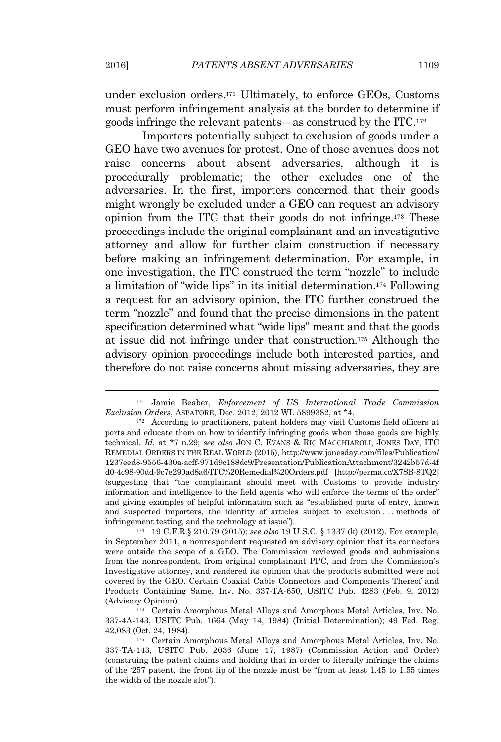under exclusion orders.[171] Ultimately, to enforce GEOs, Customs must perform infringement analysis at the border to determine if goods infringe the relevant patents—as construed by the ITC.[172]

Importers potentially subject to exclusion of goods under a GEO have two avenues for protest. One of those avenues does not raise concerns about absent adversaries, although it is procedurally problematic; the other excludes one of the adversaries. In the first, importers concerned that their goods might wrongly be excluded under a GEO can request an advisory opinion from the ITC that their goods do not infringe.[173] These proceedings include the original complainant and an investigative attorney and allow for further claim construction if necessary before making an infringement determination. For example, in one investigation, the ITC construed the term "nozzle" to include a limitation of "wide lips" in its initial determination.[174] Following a request for an advisory opinion, the ITC further construed the term "nozzle" and found that the precise dimensions in the patent specification determined what "wide lips" meant and that the goods at issue did not infringe under that construction.[175] Although the advisory opinion proceedings include both interested parties, and therefore do not raise concerns about missing adversaries, they are

---

[171] Jamie Beaber, *Enforcement of US International Trade Commission Exclusion Orders*, ASPATORE, Dec. 2012, 2012 WL 5899382, at *4.

[172] According to practitioners, patent holders may visit Customs field officers at ports and educate them on how to identify infringing goods when those goods are highly technical. *Id.* at *7 n.29; *see also* JON C. EVANS & RIC MACCHIAROLI, JONES DAY, ITC REMEDIAL ORDERS IN THE REAL WORLD (2015), http://www.jonesday.com/files/Publication/1237eed8-9556-430a-acff-971d9c188dc9/Presentation/PublicationAttachment/3242b57d-4fd0-4c98-90dd-9c7e290ad8a6/ITC%20Remedial%20Orders.pdf [http://perma.cc/X7SB-8TQ2] (suggesting that "the complainant should meet with Customs to provide industry information and intelligence to the field agents who will enforce the terms of the order" and giving examples of helpful information such as "established ports of entry, known and suspected importers, the identity of articles subject to exclusion . . . methods of infringement testing, and the technology at issue").

[173] 19 C.F.R.§ 210.79 (2015); *see also* 19 U.S.C. § 1337 (k) (2012). For example, in September 2011, a nonrespondent requested an advisory opinion that its connectors were outside the scope of a GEO. The Commission reviewed goods and submissions from the nonrespondent, from original complainant PPC, and from the Commission's Investigative attorney, and rendered its opinion that the products submitted were not covered by the GEO. Certain Coaxial Cable Connectors and Components Thereof and Products Containing Same, Inv. No. 337-TA-650, USITC Pub. 4283 (Feb. 9, 2012) (Advisory Opinion).

[174] Certain Amorphous Metal Alloys and Amorphous Metal Articles, Inv. No. 337-4A-143, USITC Pub. 1664 (May 14, 1984) (Initial Determination); 49 Fed. Reg. 42,083 (Oct. 24, 1984).

[175] Certain Amorphous Metal Alloys and Amorphous Metal Articles, Inv. No. 337-TA-143, USITC Pub. 2036 (June 17, 1987) (Commission Action and Order) (construing the patent claims and holding that in order to literally infringe the claims of the '257 patent, the front lip of the nozzle must be "from at least 1.45 to 1.55 times the width of the nozzle slot").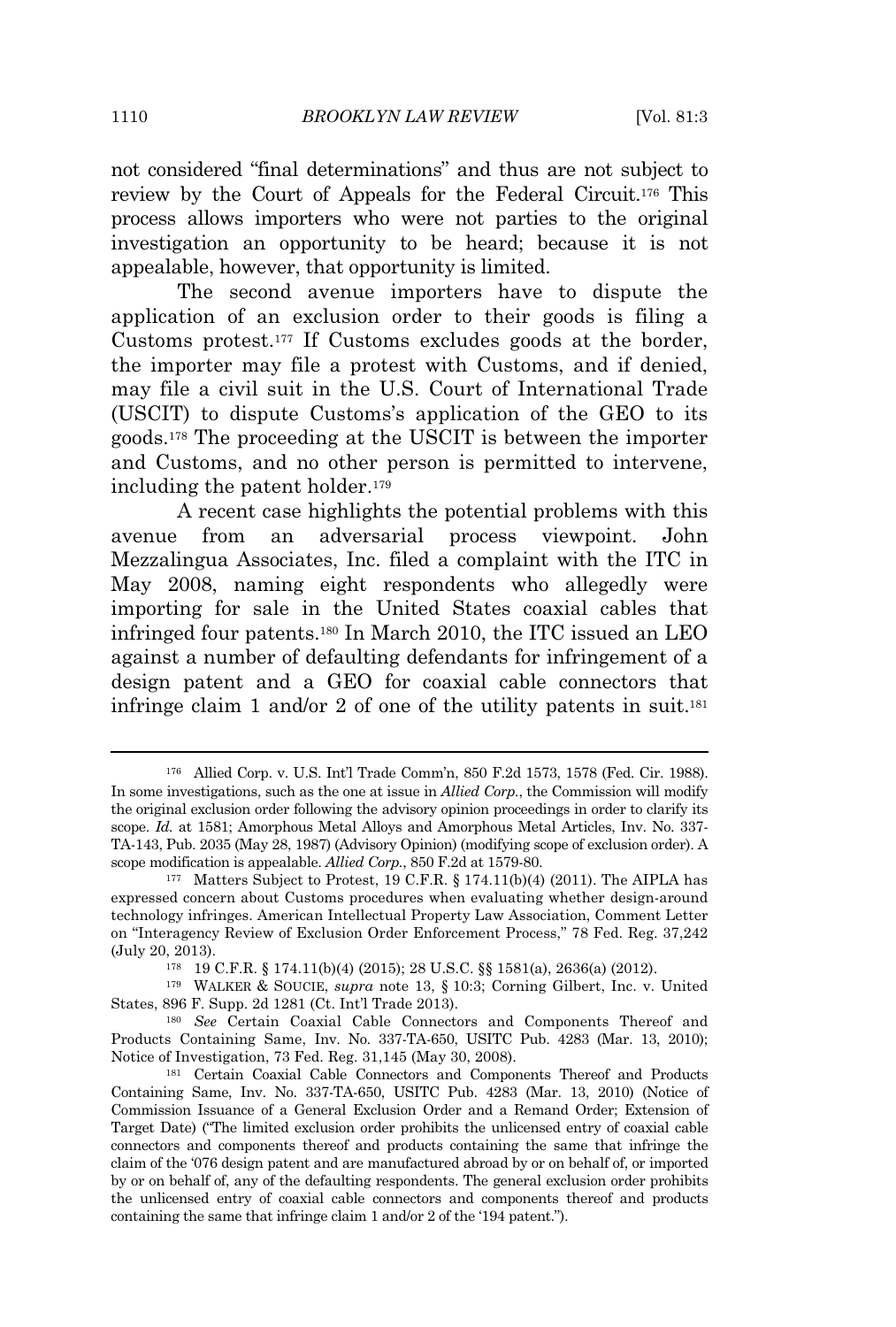not considered "final determinations" and thus are not subject to review by the Court of Appeals for the Federal Circuit.[176] This process allows importers who were not parties to the original investigation an opportunity to be heard; because it is not appealable, however, that opportunity is limited.

The second avenue importers have to dispute the application of an exclusion order to their goods is filing a Customs protest.[177] If Customs excludes goods at the border, the importer may file a protest with Customs, and if denied, may file a civil suit in the U.S. Court of International Trade (USCIT) to dispute Customs's application of the GEO to its goods.[178] The proceeding at the USCIT is between the importer and Customs, and no other person is permitted to intervene, including the patent holder.[179]

A recent case highlights the potential problems with this avenue from an adversarial process viewpoint. John Mezzalingua Associates, Inc. filed a complaint with the ITC in May 2008, naming eight respondents who allegedly were importing for sale in the United States coaxial cables that infringed four patents.[180] In March 2010, the ITC issued an LEO against a number of defaulting defendants for infringement of a design patent and a GEO for coaxial cable connectors that infringe claim 1 and/or 2 of one of the utility patents in suit.[181]

---

[176] Allied Corp. v. U.S. Int'l Trade Comm'n, 850 F.2d 1573, 1578 (Fed. Cir. 1988). In some investigations, such as the one at issue in *Allied Corp.*, the Commission will modify the original exclusion order following the advisory opinion proceedings in order to clarify its scope. *Id.* at 1581; Amorphous Metal Alloys and Amorphous Metal Articles, Inv. No. 337-TA-143, Pub. 2035 (May 28, 1987) (Advisory Opinion) (modifying scope of exclusion order). A scope modification is appealable. *Allied Corp.*, 850 F.2d at 1579-80.

[177] Matters Subject to Protest, 19 C.F.R. § 174.11(b)(4) (2011). The AIPLA has expressed concern about Customs procedures when evaluating whether design-around technology infringes. American Intellectual Property Law Association, Comment Letter on "Interagency Review of Exclusion Order Enforcement Process," 78 Fed. Reg. 37,242 (July 20, 2013).

[178] 19 C.F.R. § 174.11(b)(4) (2015); 28 U.S.C. §§ 1581(a), 2636(a) (2012).

[179] WALKER & SOUCIE, *supra* note 13, § 10:3; Corning Gilbert, Inc. v. United States, 896 F. Supp. 2d 1281 (Ct. Int'l Trade 2013).

[180] *See* Certain Coaxial Cable Connectors and Components Thereof and Products Containing Same, Inv. No. 337-TA-650, USITC Pub. 4283 (Mar. 13, 2010); Notice of Investigation, 73 Fed. Reg. 31,145 (May 30, 2008).

[181] Certain Coaxial Cable Connectors and Components Thereof and Products Containing Same, Inv. No. 337-TA-650, USITC Pub. 4283 (Mar. 13, 2010) (Notice of Commission Issuance of a General Exclusion Order and a Remand Order; Extension of Target Date) ("The limited exclusion order prohibits the unlicensed entry of coaxial cable connectors and components thereof and products containing the same that infringe the claim of the '076 design patent and are manufactured abroad by or on behalf of, or imported by or on behalf of, any of the defaulting respondents. The general exclusion order prohibits the unlicensed entry of coaxial cable connectors and components thereof and products containing the same that infringe claim 1 and/or 2 of the '194 patent.").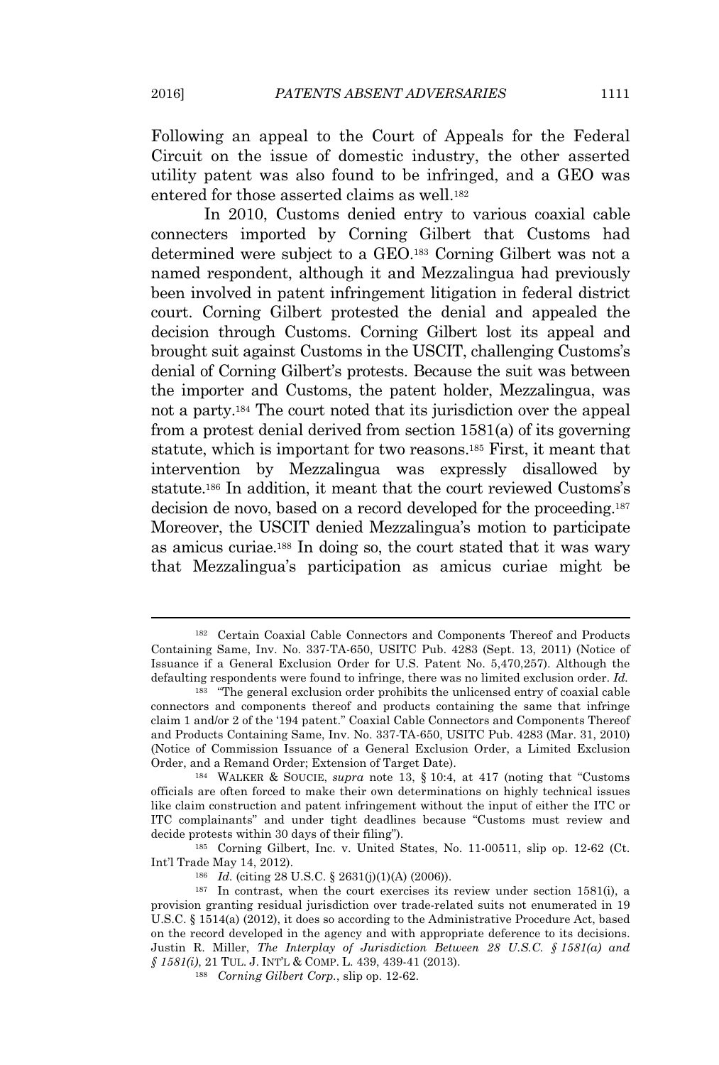Following an appeal to the Court of Appeals for the Federal Circuit on the issue of domestic industry, the other asserted utility patent was also found to be infringed, and a GEO was entered for those asserted claims as well.[182]

In 2010, Customs denied entry to various coaxial cable connecters imported by Corning Gilbert that Customs had determined were subject to a GEO.[183] Corning Gilbert was not a named respondent, although it and Mezzalingua had previously been involved in patent infringement litigation in federal district court. Corning Gilbert protested the denial and appealed the decision through Customs. Corning Gilbert lost its appeal and brought suit against Customs in the USCIT, challenging Customs's denial of Corning Gilbert's protests. Because the suit was between the importer and Customs, the patent holder, Mezzalingua, was not a party.[184] The court noted that its jurisdiction over the appeal from a protest denial derived from section 1581(a) of its governing statute, which is important for two reasons.[185] First, it meant that intervention by Mezzalingua was expressly disallowed by statute.[186] In addition, it meant that the court reviewed Customs's decision de novo, based on a record developed for the proceeding.[187] Moreover, the USCIT denied Mezzalingua's motion to participate as amicus curiae.[188] In doing so, the court stated that it was wary that Mezzalingua's participation as amicus curiae might be

---

[182] Certain Coaxial Cable Connectors and Components Thereof and Products Containing Same, Inv. No. 337-TA-650, USITC Pub. 4283 (Sept. 13, 2011) (Notice of Issuance if a General Exclusion Order for U.S. Patent No. 5,470,257). Although the defaulting respondents were found to infringe, there was no limited exclusion order. *Id.*

[183] "The general exclusion order prohibits the unlicensed entry of coaxial cable connectors and components thereof and products containing the same that infringe claim 1 and/or 2 of the '194 patent." Coaxial Cable Connectors and Components Thereof and Products Containing Same, Inv. No. 337-TA-650, USITC Pub. 4283 (Mar. 31, 2010) (Notice of Commission Issuance of a General Exclusion Order, a Limited Exclusion Order, and a Remand Order; Extension of Target Date).

[184] WALKER & SOUCIE, *supra* note 13, § 10:4, at 417 (noting that "Customs officials are often forced to make their own determinations on highly technical issues like claim construction and patent infringement without the input of either the ITC or ITC complainants" and under tight deadlines because "Customs must review and decide protests within 30 days of their filing").

[185] Corning Gilbert, Inc. v. United States, No. 11-00511, slip op. 12-62 (Ct. Int'l Trade May 14, 2012).

[186] *Id.* (citing 28 U.S.C. § 2631(j)(1)(A) (2006)).

[187] In contrast, when the court exercises its review under section 1581(i), a provision granting residual jurisdiction over trade-related suits not enumerated in 19 U.S.C. § 1514(a) (2012), it does so according to the Administrative Procedure Act, based on the record developed in the agency and with appropriate deference to its decisions. Justin R. Miller, *The Interplay of Jurisdiction Between 28 U.S.C. § 1581(a) and § 1581(i)*, 21 TUL. J. INT'L & COMP. L. 439, 439-41 (2013).

[188] *Corning Gilbert Corp.*, slip op. 12-62.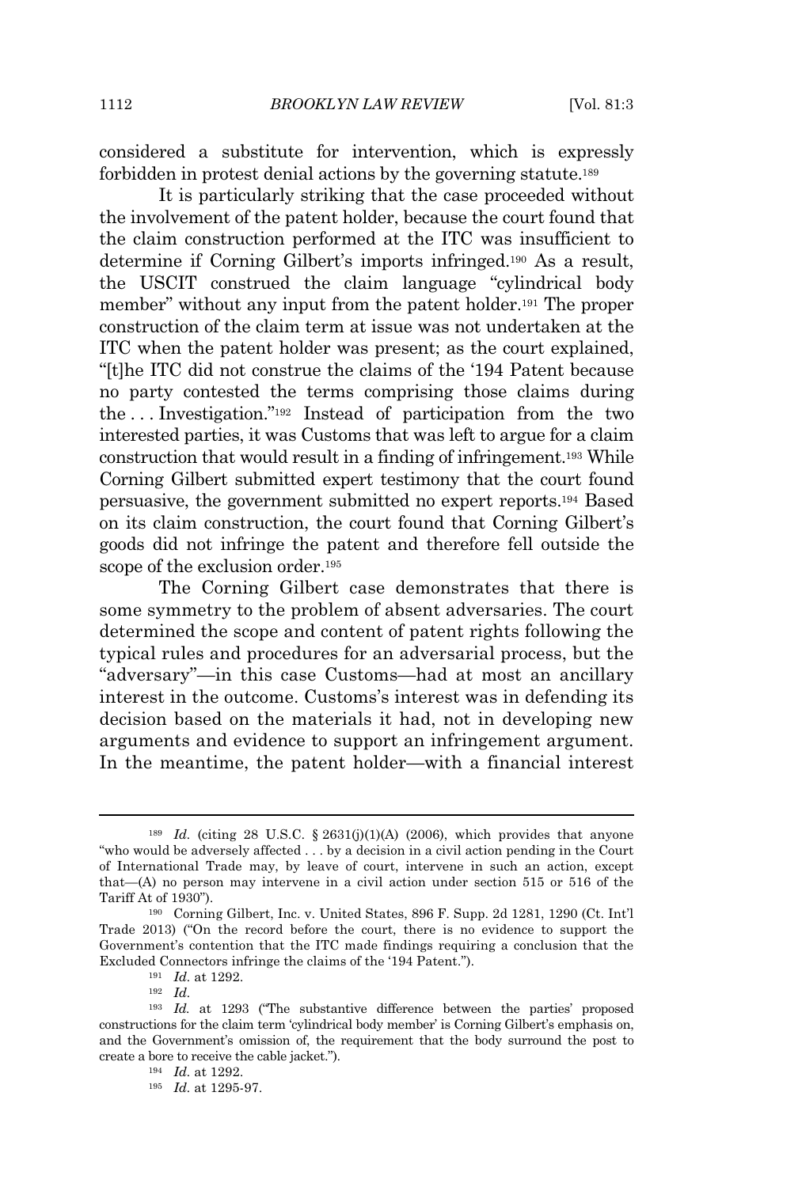considered a substitute for intervention, which is expressly forbidden in protest denial actions by the governing statute.[189]

It is particularly striking that the case proceeded without the involvement of the patent holder, because the court found that the claim construction performed at the ITC was insufficient to determine if Corning Gilbert's imports infringed.[190] As a result, the USCIT construed the claim language "cylindrical body member" without any input from the patent holder.[191] The proper construction of the claim term at issue was not undertaken at the ITC when the patent holder was present; as the court explained, "[t]he ITC did not construe the claims of the '194 Patent because no party contested the terms comprising those claims during the . . . Investigation."[192] Instead of participation from the two interested parties, it was Customs that was left to argue for a claim construction that would result in a finding of infringement.[193] While Corning Gilbert submitted expert testimony that the court found persuasive, the government submitted no expert reports.[194] Based on its claim construction, the court found that Corning Gilbert's goods did not infringe the patent and therefore fell outside the scope of the exclusion order.[195]

The Corning Gilbert case demonstrates that there is some symmetry to the problem of absent adversaries. The court determined the scope and content of patent rights following the typical rules and procedures for an adversarial process, but the "adversary"—in this case Customs—had at most an ancillary interest in the outcome. Customs's interest was in defending its decision based on the materials it had, not in developing new arguments and evidence to support an infringement argument. In the meantime, the patent holder—with a financial interest

---

[189] *Id.* (citing 28 U.S.C. § 2631(j)(1)(A) (2006), which provides that anyone "who would be adversely affected . . . by a decision in a civil action pending in the Court of International Trade may, by leave of court, intervene in such an action, except that—(A) no person may intervene in a civil action under section 515 or 516 of the Tariff At of 1930").

[190] Corning Gilbert, Inc. v. United States, 896 F. Supp. 2d 1281, 1290 (Ct. Int'l Trade 2013) ("On the record before the court, there is no evidence to support the Government's contention that the ITC made findings requiring a conclusion that the Excluded Connectors infringe the claims of the '194 Patent.").

[191] *Id.* at 1292.

[192] *Id.*

[193] *Id.* at 1293 ("The substantive difference between the parties' proposed constructions for the claim term 'cylindrical body member' is Corning Gilbert's emphasis on, and the Government's omission of, the requirement that the body surround the post to create a bore to receive the cable jacket.").

[194] *Id.* at 1292.

[195] *Id.* at 1295-97.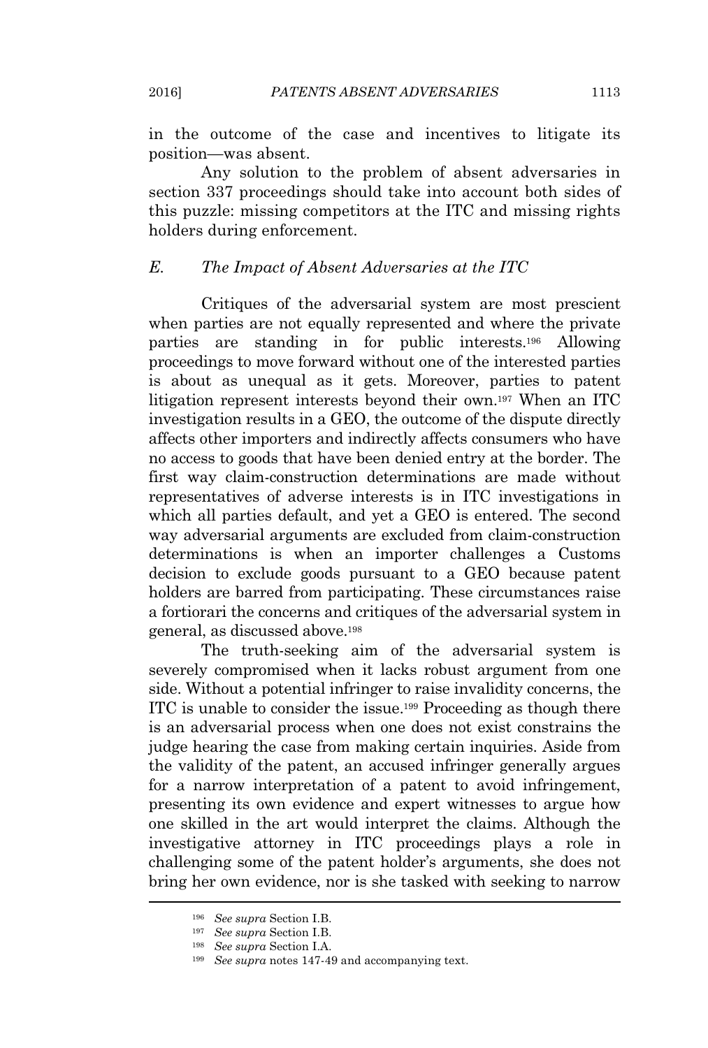in the outcome of the case and incentives to litigate its position—was absent.

Any solution to the problem of absent adversaries in section 337 proceedings should take into account both sides of this puzzle: missing competitors at the ITC and missing rights holders during enforcement.

### *E. The Impact of Absent Adversaries at the ITC*

Critiques of the adversarial system are most prescient when parties are not equally represented and where the private parties are standing in for public interests.[196] Allowing proceedings to move forward without one of the interested parties is about as unequal as it gets. Moreover, parties to patent litigation represent interests beyond their own.[197] When an ITC investigation results in a GEO, the outcome of the dispute directly affects other importers and indirectly affects consumers who have no access to goods that have been denied entry at the border. The first way claim-construction determinations are made without representatives of adverse interests is in ITC investigations in which all parties default, and yet a GEO is entered. The second way adversarial arguments are excluded from claim-construction determinations is when an importer challenges a Customs decision to exclude goods pursuant to a GEO because patent holders are barred from participating. These circumstances raise a fortiorari the concerns and critiques of the adversarial system in general, as discussed above.[198]

The truth-seeking aim of the adversarial system is severely compromised when it lacks robust argument from one side. Without a potential infringer to raise invalidity concerns, the ITC is unable to consider the issue.[199] Proceeding as though there is an adversarial process when one does not exist constrains the judge hearing the case from making certain inquiries. Aside from the validity of the patent, an accused infringer generally argues for a narrow interpretation of a patent to avoid infringement, presenting its own evidence and expert witnesses to argue how one skilled in the art would interpret the claims. Although the investigative attorney in ITC proceedings plays a role in challenging some of the patent holder's arguments, she does not bring her own evidence, nor is she tasked with seeking to narrow

---

[196] *See supra* Section I.B.

[197] *See supra* Section I.B.

[198] *See supra* Section I.A.

[199] *See supra* notes 147-49 and accompanying text.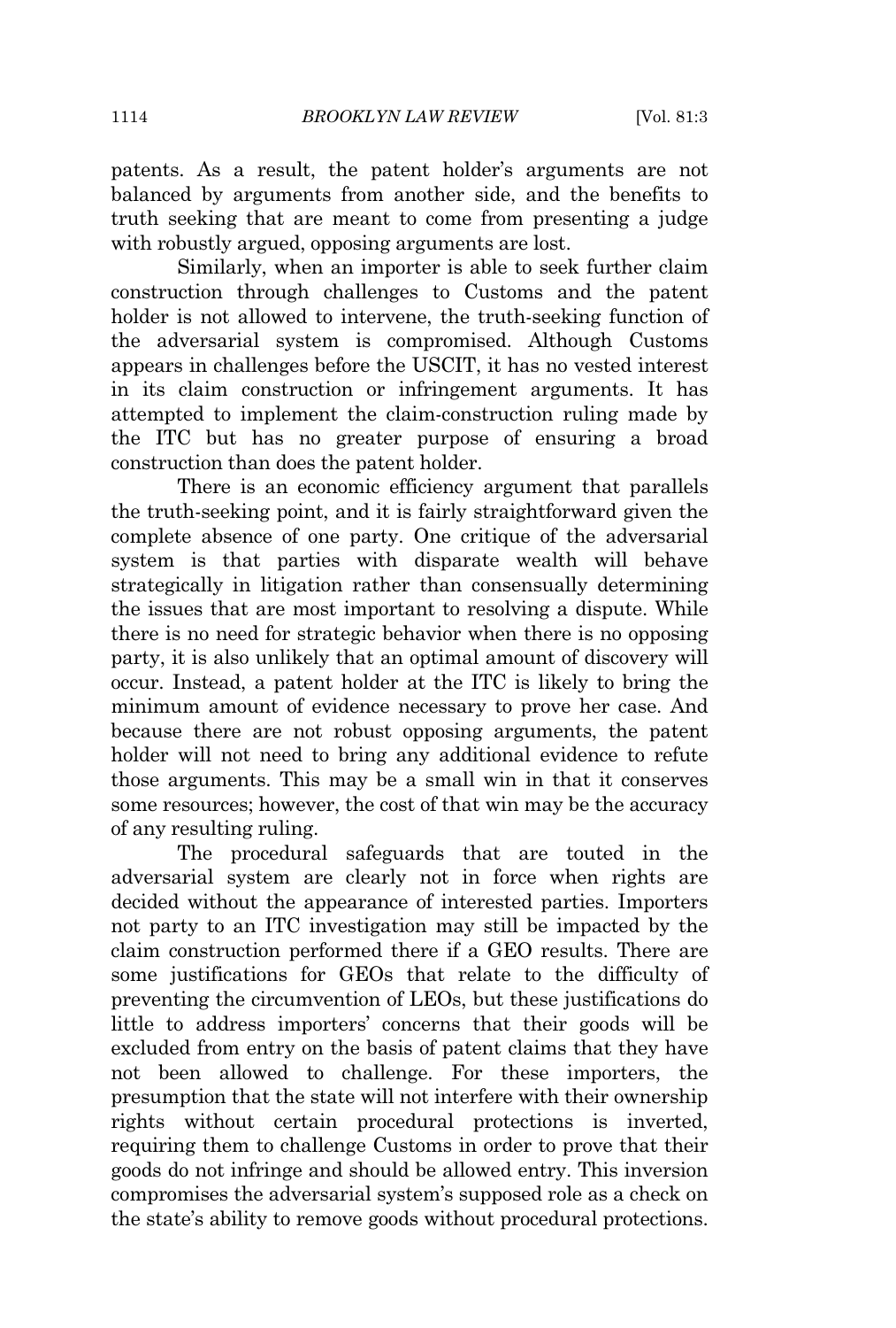patents. As a result, the patent holder's arguments are not balanced by arguments from another side, and the benefits to truth seeking that are meant to come from presenting a judge with robustly argued, opposing arguments are lost.

Similarly, when an importer is able to seek further claim construction through challenges to Customs and the patent holder is not allowed to intervene, the truth-seeking function of the adversarial system is compromised. Although Customs appears in challenges before the USCIT, it has no vested interest in its claim construction or infringement arguments. It has attempted to implement the claim-construction ruling made by the ITC but has no greater purpose of ensuring a broad construction than does the patent holder.

There is an economic efficiency argument that parallels the truth-seeking point, and it is fairly straightforward given the complete absence of one party. One critique of the adversarial system is that parties with disparate wealth will behave strategically in litigation rather than consensually determining the issues that are most important to resolving a dispute. While there is no need for strategic behavior when there is no opposing party, it is also unlikely that an optimal amount of discovery will occur. Instead, a patent holder at the ITC is likely to bring the minimum amount of evidence necessary to prove her case. And because there are not robust opposing arguments, the patent holder will not need to bring any additional evidence to refute those arguments. This may be a small win in that it conserves some resources; however, the cost of that win may be the accuracy of any resulting ruling.

The procedural safeguards that are touted in the adversarial system are clearly not in force when rights are decided without the appearance of interested parties. Importers not party to an ITC investigation may still be impacted by the claim construction performed there if a GEO results. There are some justifications for GEOs that relate to the difficulty of preventing the circumvention of LEOs, but these justifications do little to address importers' concerns that their goods will be excluded from entry on the basis of patent claims that they have not been allowed to challenge. For these importers, the presumption that the state will not interfere with their ownership rights without certain procedural protections is inverted, requiring them to challenge Customs in order to prove that their goods do not infringe and should be allowed entry. This inversion compromises the adversarial system's supposed role as a check on the state's ability to remove goods without procedural protections.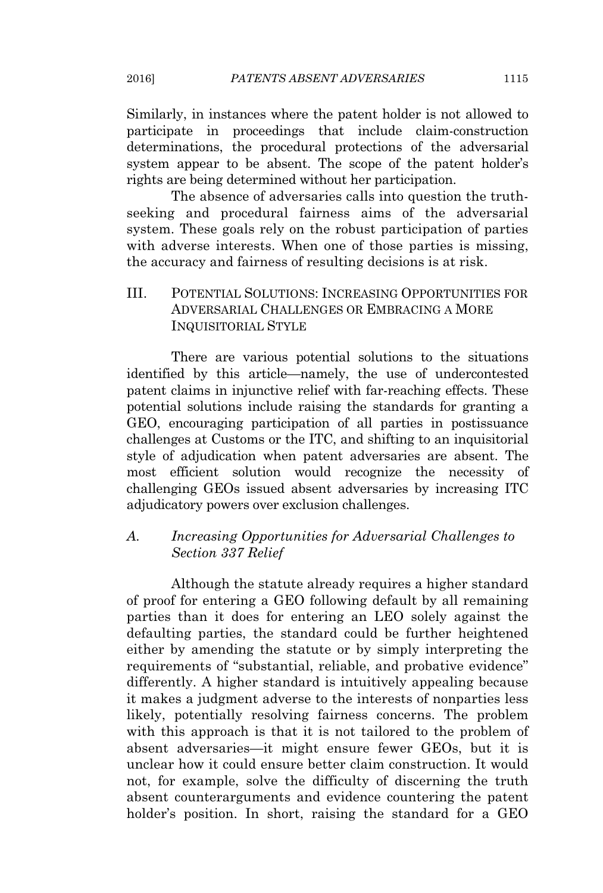Similarly, in instances where the patent holder is not allowed to participate in proceedings that include claim-construction determinations, the procedural protections of the adversarial system appear to be absent. The scope of the patent holder's rights are being determined without her participation.

The absence of adversaries calls into question the truth-seeking and procedural fairness aims of the adversarial system. These goals rely on the robust participation of parties with adverse interests. When one of those parties is missing, the accuracy and fairness of resulting decisions is at risk.

## III. POTENTIAL SOLUTIONS: INCREASING OPPORTUNITIES FOR ADVERSARIAL CHALLENGES OR EMBRACING A MORE INQUISITORIAL STYLE

There are various potential solutions to the situations identified by this article—namely, the use of undercontested patent claims in injunctive relief with far-reaching effects. These potential solutions include raising the standards for granting a GEO, encouraging participation of all parties in postissuance challenges at Customs or the ITC, and shifting to an inquisitorial style of adjudication when patent adversaries are absent. The most efficient solution would recognize the necessity of challenging GEOs issued absent adversaries by increasing ITC adjudicatory powers over exclusion challenges.

### *A. Increasing Opportunities for Adversarial Challenges to Section 337 Relief*

Although the statute already requires a higher standard of proof for entering a GEO following default by all remaining parties than it does for entering an LEO solely against the defaulting parties, the standard could be further heightened either by amending the statute or by simply interpreting the requirements of "substantial, reliable, and probative evidence" differently. A higher standard is intuitively appealing because it makes a judgment adverse to the interests of nonparties less likely, potentially resolving fairness concerns. The problem with this approach is that it is not tailored to the problem of absent adversaries—it might ensure fewer GEOs, but it is unclear how it could ensure better claim construction. It would not, for example, solve the difficulty of discerning the truth absent counterarguments and evidence countering the patent holder's position. In short, raising the standard for a GEO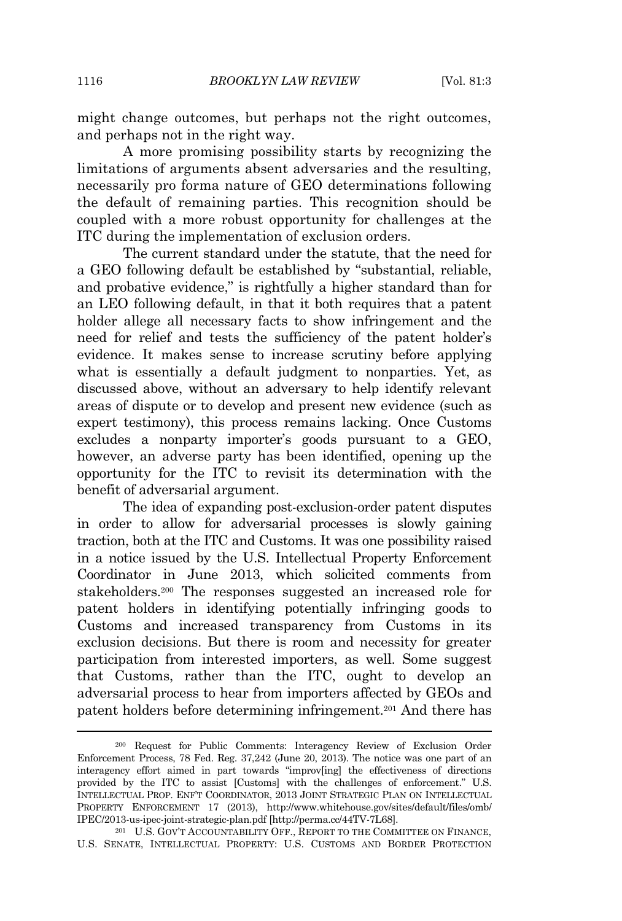might change outcomes, but perhaps not the right outcomes, and perhaps not in the right way.

A more promising possibility starts by recognizing the limitations of arguments absent adversaries and the resulting, necessarily pro forma nature of GEO determinations following the default of remaining parties. This recognition should be coupled with a more robust opportunity for challenges at the ITC during the implementation of exclusion orders.

The current standard under the statute, that the need for a GEO following default be established by "substantial, reliable, and probative evidence," is rightfully a higher standard than for an LEO following default, in that it both requires that a patent holder allege all necessary facts to show infringement and the need for relief and tests the sufficiency of the patent holder's evidence. It makes sense to increase scrutiny before applying what is essentially a default judgment to nonparties. Yet, as discussed above, without an adversary to help identify relevant areas of dispute or to develop and present new evidence (such as expert testimony), this process remains lacking. Once Customs excludes a nonparty importer's goods pursuant to a GEO, however, an adverse party has been identified, opening up the opportunity for the ITC to revisit its determination with the benefit of adversarial argument.

The idea of expanding post-exclusion-order patent disputes in order to allow for adversarial processes is slowly gaining traction, both at the ITC and Customs. It was one possibility raised in a notice issued by the U.S. Intellectual Property Enforcement Coordinator in June 2013, which solicited comments from stakeholders.[200] The responses suggested an increased role for patent holders in identifying potentially infringing goods to Customs and increased transparency from Customs in its exclusion decisions. But there is room and necessity for greater participation from interested importers, as well. Some suggest that Customs, rather than the ITC, ought to develop an adversarial process to hear from importers affected by GEOs and patent holders before determining infringement.[201] And there has

---

[200] Request for Public Comments: Interagency Review of Exclusion Order Enforcement Process, 78 Fed. Reg. 37,242 (June 20, 2013). The notice was one part of an interagency effort aimed in part towards "improv[ing] the effectiveness of directions provided by the ITC to assist [Customs] with the challenges of enforcement." U.S. INTELLECTUAL PROP. ENF'T COORDINATOR, 2013 JOINT STRATEGIC PLAN ON INTELLECTUAL PROPERTY ENFORCEMENT 17 (2013), http://www.whitehouse.gov/sites/default/files/omb/IPEC/2013-us-ipec-joint-strategic-plan.pdf [http://perma.cc/44TV-7L68].

[201] U.S. GOV'T ACCOUNTABILITY OFF., REPORT TO THE COMMITTEE ON FINANCE, U.S. SENATE, INTELLECTUAL PROPERTY: U.S. CUSTOMS AND BORDER PROTECTION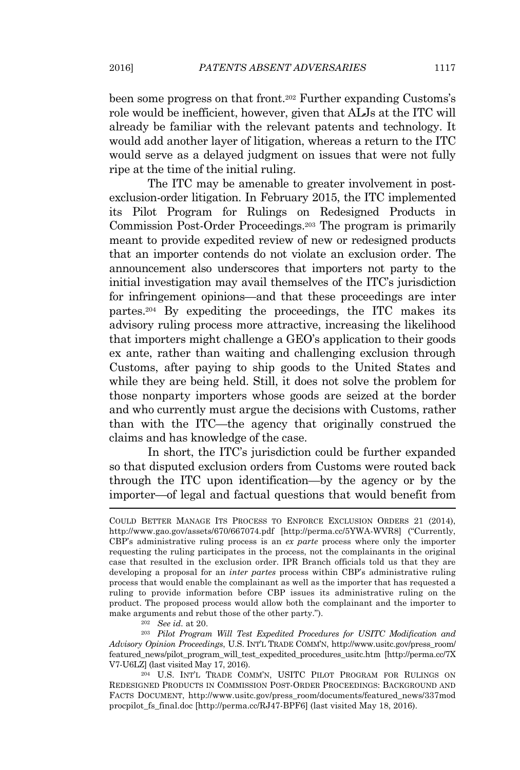been some progress on that front.[202] Further expanding Customs's role would be inefficient, however, given that ALJs at the ITC will already be familiar with the relevant patents and technology. It would add another layer of litigation, whereas a return to the ITC would serve as a delayed judgment on issues that were not fully ripe at the time of the initial ruling.

The ITC may be amenable to greater involvement in post-exclusion-order litigation. In February 2015, the ITC implemented its Pilot Program for Rulings on Redesigned Products in Commission Post-Order Proceedings.[203] The program is primarily meant to provide expedited review of new or redesigned products that an importer contends do not violate an exclusion order. The announcement also underscores that importers not party to the initial investigation may avail themselves of the ITC's jurisdiction for infringement opinions—and that these proceedings are inter partes.[204] By expediting the proceedings, the ITC makes its advisory ruling process more attractive, increasing the likelihood that importers might challenge a GEO's application to their goods ex ante, rather than waiting and challenging exclusion through Customs, after paying to ship goods to the United States and while they are being held. Still, it does not solve the problem for those nonparty importers whose goods are seized at the border and who currently must argue the decisions with Customs, rather than with the ITC—the agency that originally construed the claims and has knowledge of the case.

In short, the ITC's jurisdiction could be further expanded so that disputed exclusion orders from Customs were routed back through the ITC upon identification—by the agency or by the importer—of legal and factual questions that would benefit from

---

COULD BETTER MANAGE ITS PROCESS TO ENFORCE EXCLUSION ORDERS 21 (2014), http://www.gao.gov/assets/670/667074.pdf [http://perma.cc/5YWA-WVR8] ("Currently, CBP's administrative ruling process is an *ex parte* process where only the importer requesting the ruling participates in the process, not the complainants in the original case that resulted in the exclusion order. IPR Branch officials told us that they are developing a proposal for an *inter partes* process within CBP's administrative ruling process that would enable the complainant as well as the importer that has requested a ruling to provide information before CBP issues its administrative ruling on the product. The proposed process would allow both the complainant and the importer to make arguments and rebut those of the other party.").

[202] *See id.* at 20.

[203] *Pilot Program Will Test Expedited Procedures for USITC Modification and Advisory Opinion Proceedings*, U.S. INT'L TRADE COMM'N, http://www.usitc.gov/press_room/featured_news/pilot_program_will_test_expedited_procedures_usitc.htm [http://perma.cc/7XV7-U6LZ] (last visited May 17, 2016).

[204] U.S. INT'L TRADE COMM'N, USITC PILOT PROGRAM FOR RULINGS ON REDESIGNED PRODUCTS IN COMMISSION POST-ORDER PROCEEDINGS: BACKGROUND AND FACTS DOCUMENT, http://www.usitc.gov/press_room/documents/featured_news/337modprocpilot_fs_final.doc [http://perma.cc/RJ47-BPF6] (last visited May 18, 2016).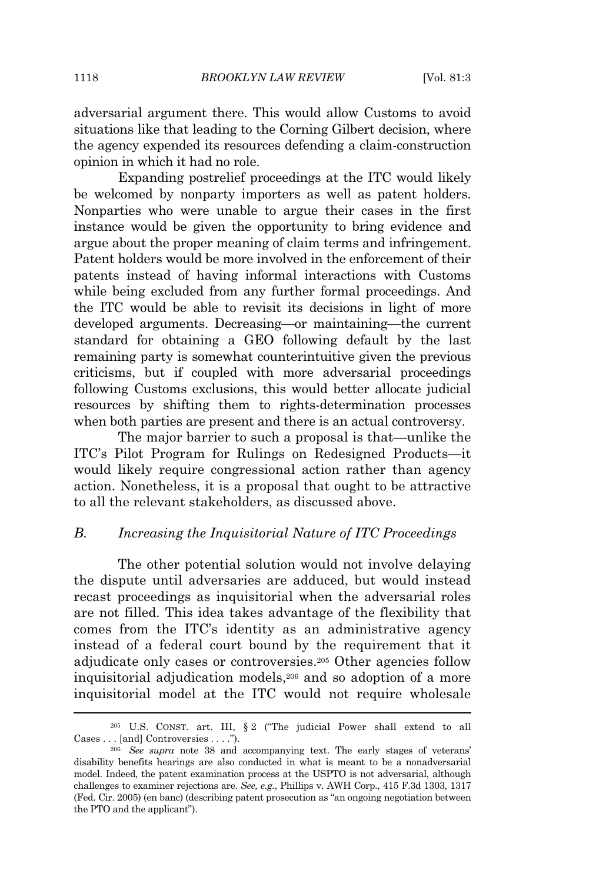adversarial argument there. This would allow Customs to avoid situations like that leading to the Corning Gilbert decision, where the agency expended its resources defending a claim-construction opinion in which it had no role.

Expanding postrelief proceedings at the ITC would likely be welcomed by nonparty importers as well as patent holders. Nonparties who were unable to argue their cases in the first instance would be given the opportunity to bring evidence and argue about the proper meaning of claim terms and infringement. Patent holders would be more involved in the enforcement of their patents instead of having informal interactions with Customs while being excluded from any further formal proceedings. And the ITC would be able to revisit its decisions in light of more developed arguments. Decreasing—or maintaining—the current standard for obtaining a GEO following default by the last remaining party is somewhat counterintuitive given the previous criticisms, but if coupled with more adversarial proceedings following Customs exclusions, this would better allocate judicial resources by shifting them to rights-determination processes when both parties are present and there is an actual controversy.

The major barrier to such a proposal is that—unlike the ITC's Pilot Program for Rulings on Redesigned Products—it would likely require congressional action rather than agency action. Nonetheless, it is a proposal that ought to be attractive to all the relevant stakeholders, as discussed above.

### *B. Increasing the Inquisitorial Nature of ITC Proceedings*

The other potential solution would not involve delaying the dispute until adversaries are adduced, but would instead recast proceedings as inquisitorial when the adversarial roles are not filled. This idea takes advantage of the flexibility that comes from the ITC's identity as an administrative agency instead of a federal court bound by the requirement that it adjudicate only cases or controversies.[205] Other agencies follow inquisitorial adjudication models,[206] and so adoption of a more inquisitorial model at the ITC would not require wholesale

---

[205] U.S. CONST. art. III, § 2 ("The judicial Power shall extend to all Cases . . . [and] Controversies . . . .").

[206] *See supra* note 38 and accompanying text. The early stages of veterans' disability benefits hearings are also conducted in what is meant to be a nonadversarial model. Indeed, the patent examination process at the USPTO is not adversarial, although challenges to examiner rejections are. *See, e.g.*, Phillips v. AWH Corp., 415 F.3d 1303, 1317 (Fed. Cir. 2005) (en banc) (describing patent prosecution as "an ongoing negotiation between the PTO and the applicant").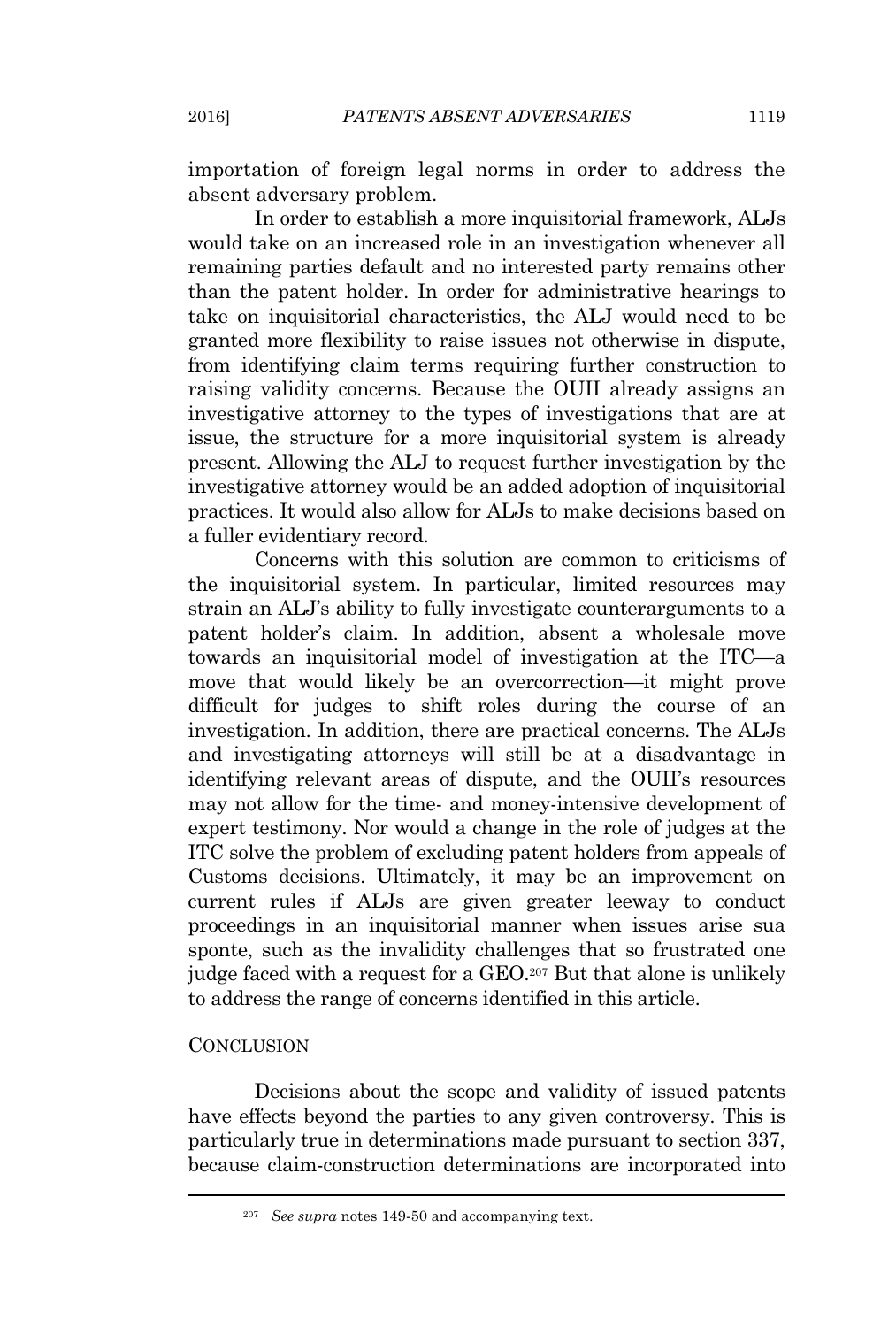importation of foreign legal norms in order to address the absent adversary problem.

In order to establish a more inquisitorial framework, ALJs would take on an increased role in an investigation whenever all remaining parties default and no interested party remains other than the patent holder. In order for administrative hearings to take on inquisitorial characteristics, the ALJ would need to be granted more flexibility to raise issues not otherwise in dispute, from identifying claim terms requiring further construction to raising validity concerns. Because the OUII already assigns an investigative attorney to the types of investigations that are at issue, the structure for a more inquisitorial system is already present. Allowing the ALJ to request further investigation by the investigative attorney would be an added adoption of inquisitorial practices. It would also allow for ALJs to make decisions based on a fuller evidentiary record.

Concerns with this solution are common to criticisms of the inquisitorial system. In particular, limited resources may strain an ALJ's ability to fully investigate counterarguments to a patent holder's claim. In addition, absent a wholesale move towards an inquisitorial model of investigation at the ITC—a move that would likely be an overcorrection—it might prove difficult for judges to shift roles during the course of an investigation. In addition, there are practical concerns. The ALJs and investigating attorneys will still be at a disadvantage in identifying relevant areas of dispute, and the OUII's resources may not allow for the time- and money-intensive development of expert testimony. Nor would a change in the role of judges at the ITC solve the problem of excluding patent holders from appeals of Customs decisions. Ultimately, it may be an improvement on current rules if ALJs are given greater leeway to conduct proceedings in an inquisitorial manner when issues arise sua sponte, such as the invalidity challenges that so frustrated one judge faced with a request for a GEO.[207] But that alone is unlikely to address the range of concerns identified in this article.

## CONCLUSION

Decisions about the scope and validity of issued patents have effects beyond the parties to any given controversy. This is particularly true in determinations made pursuant to section 337, because claim-construction determinations are incorporated into

[207] *See supra* notes 149-50 and accompanying text.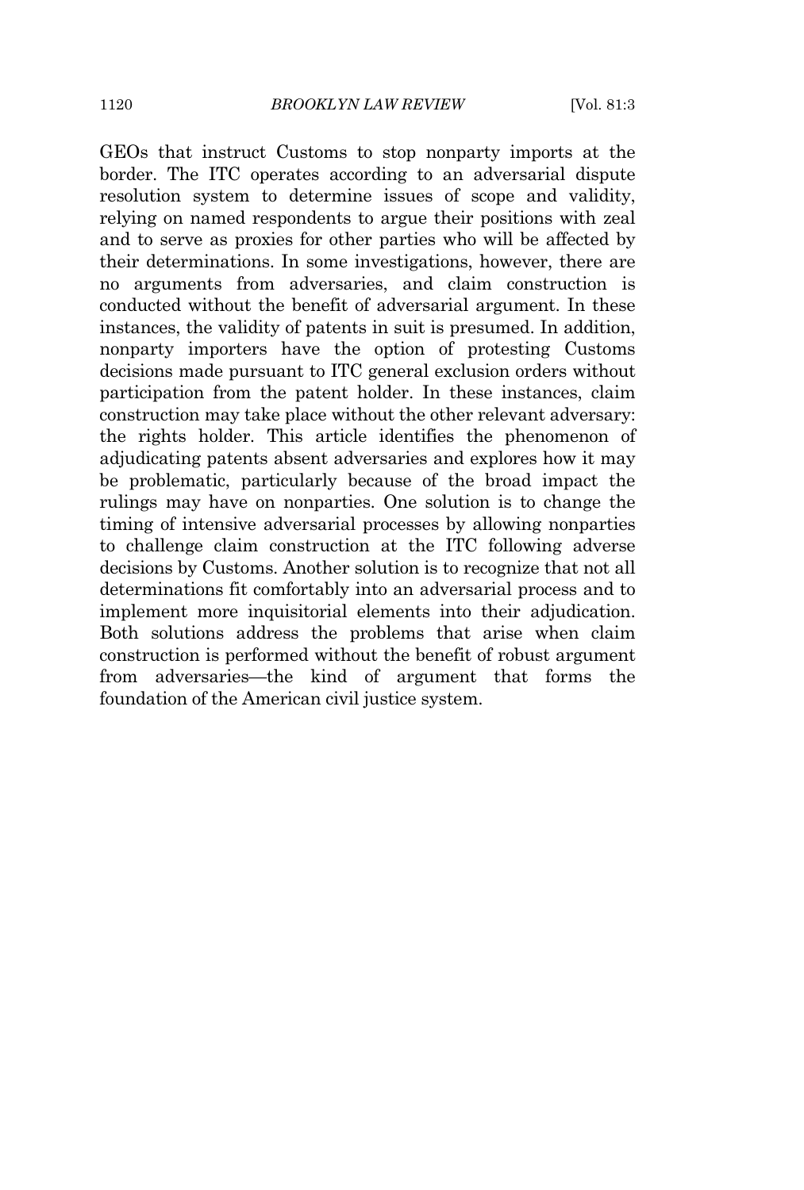GEOs that instruct Customs to stop nonparty imports at the border. The ITC operates according to an adversarial dispute resolution system to determine issues of scope and validity, relying on named respondents to argue their positions with zeal and to serve as proxies for other parties who will be affected by their determinations. In some investigations, however, there are no arguments from adversaries, and claim construction is conducted without the benefit of adversarial argument. In these instances, the validity of patents in suit is presumed. In addition, nonparty importers have the option of protesting Customs decisions made pursuant to ITC general exclusion orders without participation from the patent holder. In these instances, claim construction may take place without the other relevant adversary: the rights holder. This article identifies the phenomenon of adjudicating patents absent adversaries and explores how it may be problematic, particularly because of the broad impact the rulings may have on nonparties. One solution is to change the timing of intensive adversarial processes by allowing nonparties to challenge claim construction at the ITC following adverse decisions by Customs. Another solution is to recognize that not all determinations fit comfortably into an adversarial process and to implement more inquisitorial elements into their adjudication. Both solutions address the problems that arise when claim construction is performed without the benefit of robust argument from adversaries—the kind of argument that forms the foundation of the American civil justice system.